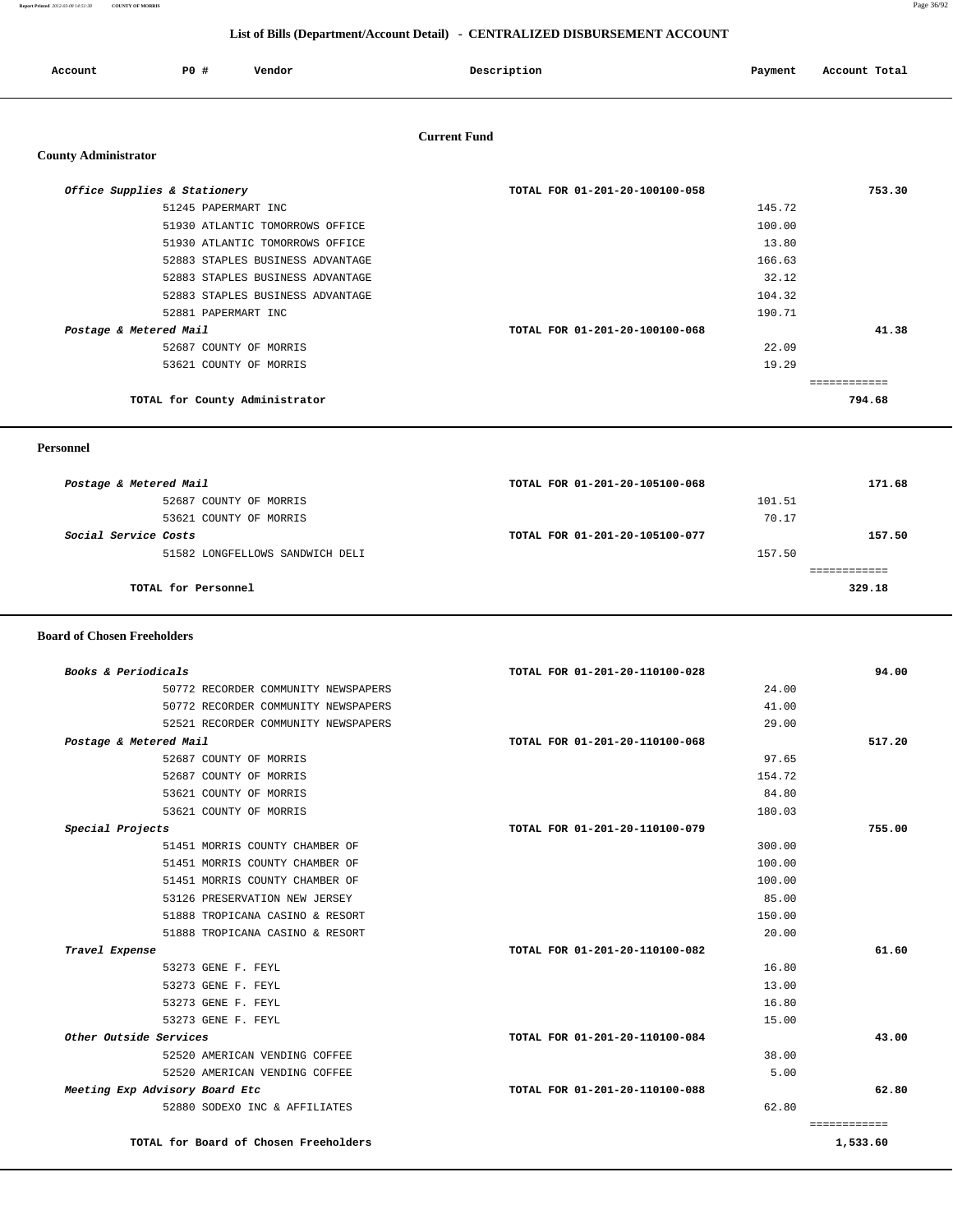# List of Bills (Department/Account Detail) - CENTRALIZED DISBURSEMENT ACCOUNT

| Account | PO # | Vendor | Description | Payment | Account Total |
|---|---|---|---|---|---|

## Current Fund

### County Administrator

| Account | PO # | Vendor | Description | Payment | Account Total |
|---|---|---|---|---|---|
| *Office Supplies & Stationery* | | | TOTAL FOR 01-201-20-100100-058 | | **753.30** |
| | 51245 | PAPERMART INC | | 145.72 | |
| | 51930 | ATLANTIC TOMORROWS OFFICE | | 100.00 | |
| | 51930 | ATLANTIC TOMORROWS OFFICE | | 13.80 | |
| | 52883 | STAPLES BUSINESS ADVANTAGE | | 166.63 | |
| | 52883 | STAPLES BUSINESS ADVANTAGE | | 32.12 | |
| | 52883 | STAPLES BUSINESS ADVANTAGE | | 104.32 | |
| | 52881 | PAPERMART INC | | 190.71 | |
| *Postage & Metered Mail* | | | TOTAL FOR 01-201-20-100100-068 | | **41.38** |
| | 52687 | COUNTY OF MORRIS | | 22.09 | |
| | 53621 | COUNTY OF MORRIS | | 19.29 | |
| **TOTAL for County Administrator** | | | | | **794.68** |

### Personnel

| Account | PO # | Vendor | Description | Payment | Account Total |
|---|---|---|---|---|---|
| *Postage & Metered Mail* | | | TOTAL FOR 01-201-20-105100-068 | | **171.68** |
| | 52687 | COUNTY OF MORRIS | | 101.51 | |
| | 53621 | COUNTY OF MORRIS | | 70.17 | |
| *Social Service Costs* | | | TOTAL FOR 01-201-20-105100-077 | | **157.50** |
| | 51582 | LONGFELLOWS SANDWICH DELI | | 157.50 | |
| **TOTAL for Personnel** | | | | | **329.18** |

### Board of Chosen Freeholders

| Account | PO # | Vendor | Description | Payment | Account Total |
|---|---|---|---|---|---|
| *Books & Periodicals* | | | TOTAL FOR 01-201-20-110100-028 | | **94.00** |
| | 50772 | RECORDER COMMUNITY NEWSPAPERS | | 24.00 | |
| | 50772 | RECORDER COMMUNITY NEWSPAPERS | | 41.00 | |
| | 52521 | RECORDER COMMUNITY NEWSPAPERS | | 29.00 | |
| *Postage & Metered Mail* | | | TOTAL FOR 01-201-20-110100-068 | | **517.20** |
| | 52687 | COUNTY OF MORRIS | | 97.65 | |
| | 52687 | COUNTY OF MORRIS | | 154.72 | |
| | 53621 | COUNTY OF MORRIS | | 84.80 | |
| | 53621 | COUNTY OF MORRIS | | 180.03 | |
| *Special Projects* | | | TOTAL FOR 01-201-20-110100-079 | | **755.00** |
| | 51451 | MORRIS COUNTY CHAMBER OF | | 300.00 | |
| | 51451 | MORRIS COUNTY CHAMBER OF | | 100.00 | |
| | 51451 | MORRIS COUNTY CHAMBER OF | | 100.00 | |
| | 53126 | PRESERVATION NEW JERSEY | | 85.00 | |
| | 51888 | TROPICANA CASINO & RESORT | | 150.00 | |
| | 51888 | TROPICANA CASINO & RESORT | | 20.00 | |
| *Travel Expense* | | | TOTAL FOR 01-201-20-110100-082 | | **61.60** |
| | 53273 | GENE F. FEYL | | 16.80 | |
| | 53273 | GENE F. FEYL | | 13.00 | |
| | 53273 | GENE F. FEYL | | 16.80 | |
| | 53273 | GENE F. FEYL | | 15.00 | |
| *Other Outside Services* | | | TOTAL FOR 01-201-20-110100-084 | | **43.00** |
| | 52520 | AMERICAN VENDING COFFEE | | 38.00 | |
| | 52520 | AMERICAN VENDING COFFEE | | 5.00 | |
| *Meeting Exp Advisory Board Etc* | | | TOTAL FOR 01-201-20-110100-088 | | **62.80** |
| | 52880 | SODEXO INC & AFFILIATES | | 62.80 | |
| **TOTAL for Board of Chosen Freeholders** | | | | | **1,533.60** |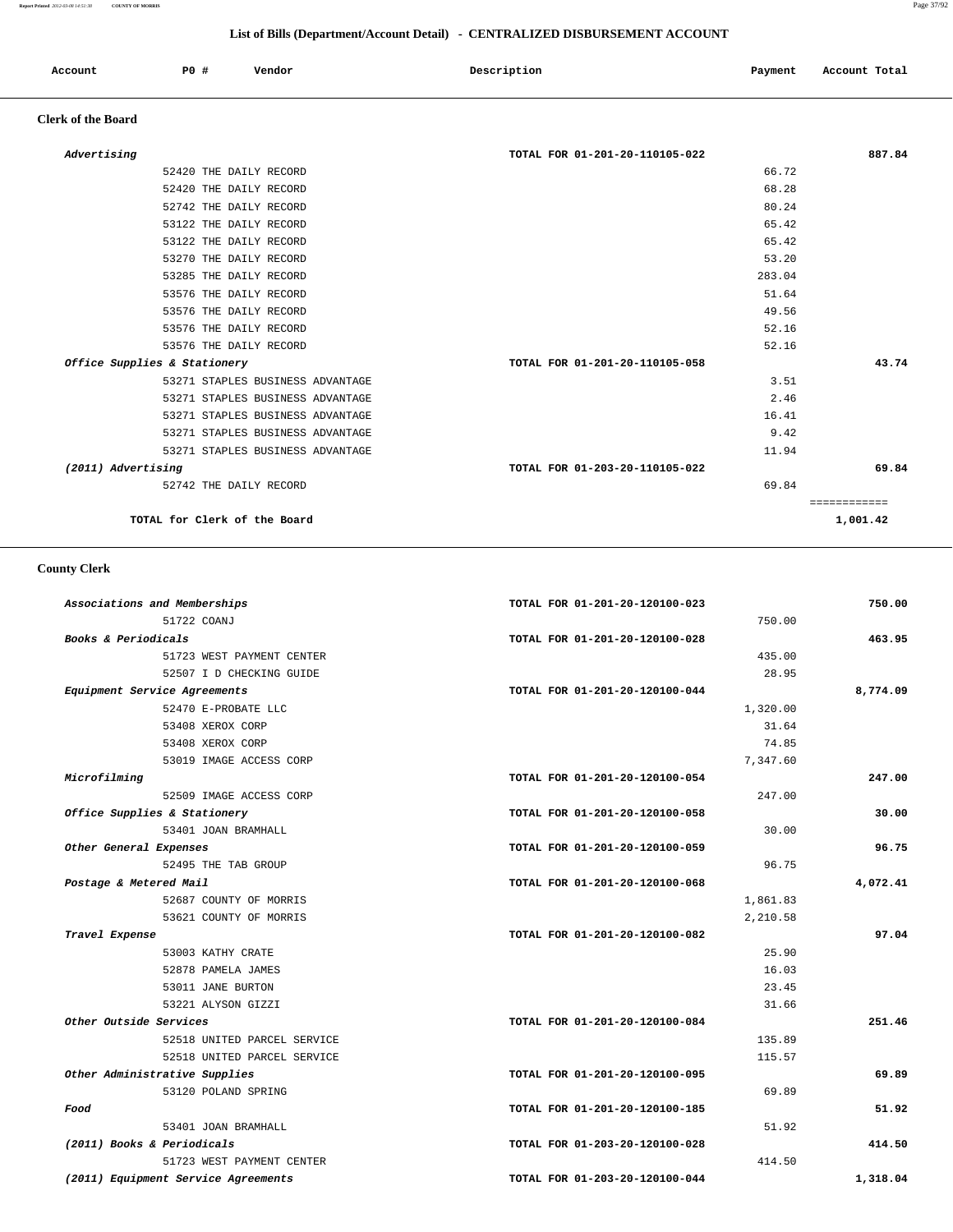## List of Bills (Department/Account Detail) - CENTRALIZED DISBURSEMENT ACCOUNT

| Account | PO # | Vendor | Description | Payment | Account Total |
|---|---|---|---|---|---|

### Clerk of the Board

| Account | PO # | Vendor | Description | Payment | Account Total |
|---|---|---|---|---|---|
| *Advertising* | | | TOTAL FOR 01-201-20-110105-022 | | 887.84 |
| | 52420 | THE DAILY RECORD | | 66.72 | |
| | 52420 | THE DAILY RECORD | | 68.28 | |
| | 52742 | THE DAILY RECORD | | 80.24 | |
| | 53122 | THE DAILY RECORD | | 65.42 | |
| | 53122 | THE DAILY RECORD | | 65.42 | |
| | 53270 | THE DAILY RECORD | | 53.20 | |
| | 53285 | THE DAILY RECORD | | 283.04 | |
| | 53576 | THE DAILY RECORD | | 51.64 | |
| | 53576 | THE DAILY RECORD | | 49.56 | |
| | 53576 | THE DAILY RECORD | | 52.16 | |
| | 53576 | THE DAILY RECORD | | 52.16 | |
| *Office Supplies & Stationery* | | | TOTAL FOR 01-201-20-110105-058 | | 43.74 |
| | 53271 | STAPLES BUSINESS ADVANTAGE | | 3.51 | |
| | 53271 | STAPLES BUSINESS ADVANTAGE | | 2.46 | |
| | 53271 | STAPLES BUSINESS ADVANTAGE | | 16.41 | |
| | 53271 | STAPLES BUSINESS ADVANTAGE | | 9.42 | |
| | 53271 | STAPLES BUSINESS ADVANTAGE | | 11.94 | |
| *(2011) Advertising* | | | TOTAL FOR 01-203-20-110105-022 | | 69.84 |
| | 52742 | THE DAILY RECORD | | 69.84 | |
| | | | | | ============ |
| **TOTAL for Clerk of the Board** | | | | | **1,001.42** |

### County Clerk

| Account | PO # | Vendor | Description | Payment | Account Total |
|---|---|---|---|---|---|
| *Associations and Memberships* | | | TOTAL FOR 01-201-20-120100-023 | | 750.00 |
| | 51722 | COANJ | | 750.00 | |
| *Books & Periodicals* | | | TOTAL FOR 01-201-20-120100-028 | | 463.95 |
| | 51723 | WEST PAYMENT CENTER | | 435.00 | |
| | 52507 | I D CHECKING GUIDE | | 28.95 | |
| *Equipment Service Agreements* | | | TOTAL FOR 01-201-20-120100-044 | | 8,774.09 |
| | 52470 | E-PROBATE LLC | | 1,320.00 | |
| | 53408 | XEROX CORP | | 31.64 | |
| | 53408 | XEROX CORP | | 74.85 | |
| | 53019 | IMAGE ACCESS CORP | | 7,347.60 | |
| *Microfilming* | | | TOTAL FOR 01-201-20-120100-054 | | 247.00 |
| | 52509 | IMAGE ACCESS CORP | | 247.00 | |
| *Office Supplies & Stationery* | | | TOTAL FOR 01-201-20-120100-058 | | 30.00 |
| | 53401 | JOAN BRAMHALL | | 30.00 | |
| *Other General Expenses* | | | TOTAL FOR 01-201-20-120100-059 | | 96.75 |
| | 52495 | THE TAB GROUP | | 96.75 | |
| *Postage & Metered Mail* | | | TOTAL FOR 01-201-20-120100-068 | | 4,072.41 |
| | 52687 | COUNTY OF MORRIS | | 1,861.83 | |
| | 53621 | COUNTY OF MORRIS | | 2,210.58 | |
| *Travel Expense* | | | TOTAL FOR 01-201-20-120100-082 | | 97.04 |
| | 53003 | KATHY CRATE | | 25.90 | |
| | 52878 | PAMELA JAMES | | 16.03 | |
| | 53011 | JANE BURTON | | 23.45 | |
| | 53221 | ALYSON GIZZI | | 31.66 | |
| *Other Outside Services* | | | TOTAL FOR 01-201-20-120100-084 | | 251.46 |
| | 52518 | UNITED PARCEL SERVICE | | 135.89 | |
| | 52518 | UNITED PARCEL SERVICE | | 115.57 | |
| *Other Administrative Supplies* | | | TOTAL FOR 01-201-20-120100-095 | | 69.89 |
| | 53120 | POLAND SPRING | | 69.89 | |
| *Food* | | | TOTAL FOR 01-201-20-120100-185 | | 51.92 |
| | 53401 | JOAN BRAMHALL | | 51.92 | |
| *(2011) Books & Periodicals* | | | TOTAL FOR 01-203-20-120100-028 | | 414.50 |
| | 51723 | WEST PAYMENT CENTER | | 414.50 | |
| *(2011) Equipment Service Agreements* | | | TOTAL FOR 01-203-20-120100-044 | | 1,318.04 |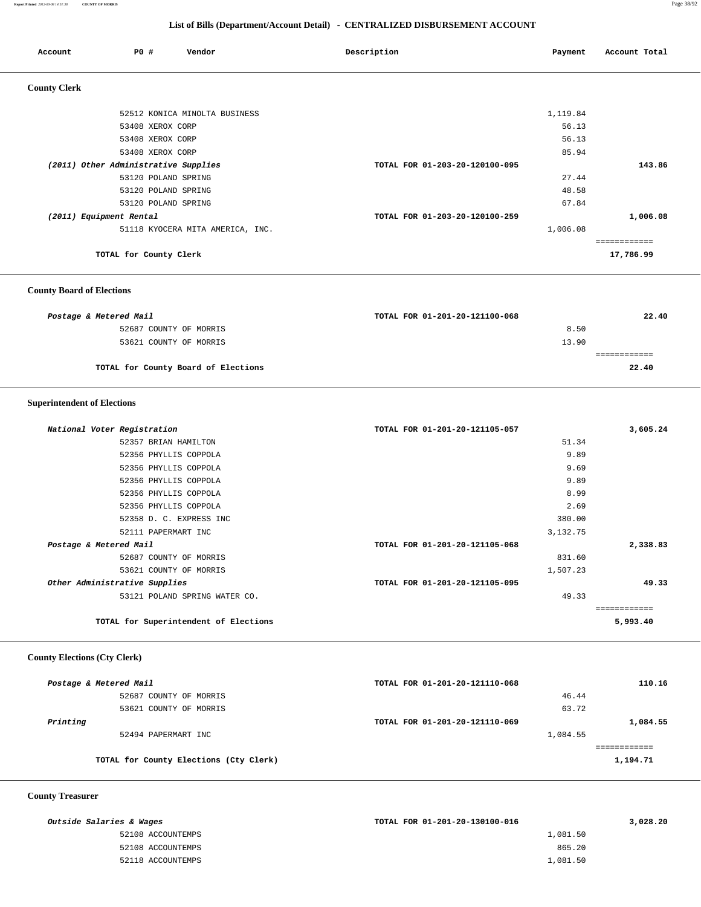## List of Bills (Department/Account Detail) - CENTRALIZED DISBURSEMENT ACCOUNT

| Account | PO # | Vendor | Description | Payment | Account Total |
|---|---|---|---|---|---|

### County Clerk

| Account | PO # | Vendor | Description | Payment | Account Total |
|---|---|---|---|---|---|
| | 52512 | KONICA MINOLTA BUSINESS | | 1,119.84 | |
| | 53408 | XEROX CORP | | 56.13 | |
| | 53408 | XEROX CORP | | 56.13 | |
| | 53408 | XEROX CORP | | 85.94 | |
| *(2011) Other Administrative Supplies* | | | TOTAL FOR 01-203-20-120100-095 | | 143.86 |
| | 53120 | POLAND SPRING | | 27.44 | |
| | 53120 | POLAND SPRING | | 48.58 | |
| | 53120 | POLAND SPRING | | 67.84 | |
| *(2011) Equipment Rental* | | | TOTAL FOR 01-203-20-120100-259 | | 1,006.08 |
| | 51118 | KYOCERA MITA AMERICA, INC. | | 1,006.08 | |
| | | TOTAL for County Clerk | | | 17,786.99 |

### County Board of Elections

| Account | PO # | Vendor | Description | Payment | Account Total |
|---|---|---|---|---|---|
| *Postage & Metered Mail* | | | TOTAL FOR 01-201-20-121100-068 | | 22.40 |
| | 52687 | COUNTY OF MORRIS | | 8.50 | |
| | 53621 | COUNTY OF MORRIS | | 13.90 | |
| | | TOTAL for County Board of Elections | | | 22.40 |

### Superintendent of Elections

| Account | PO # | Vendor | Description | Payment | Account Total |
|---|---|---|---|---|---|
| *National Voter Registration* | | | TOTAL FOR 01-201-20-121105-057 | | 3,605.24 |
| | 52357 | BRIAN HAMILTON | | 51.34 | |
| | 52356 | PHYLLIS COPPOLA | | 9.89 | |
| | 52356 | PHYLLIS COPPOLA | | 9.69 | |
| | 52356 | PHYLLIS COPPOLA | | 9.89 | |
| | 52356 | PHYLLIS COPPOLA | | 8.99 | |
| | 52356 | PHYLLIS COPPOLA | | 2.69 | |
| | 52358 | D. C. EXPRESS INC | | 380.00 | |
| | 52111 | PAPERMART INC | | 3,132.75 | |
| *Postage & Metered Mail* | | | TOTAL FOR 01-201-20-121105-068 | | 2,338.83 |
| | 52687 | COUNTY OF MORRIS | | 831.60 | |
| | 53621 | COUNTY OF MORRIS | | 1,507.23 | |
| *Other Administrative Supplies* | | | TOTAL FOR 01-201-20-121105-095 | | 49.33 |
| | 53121 | POLAND SPRING WATER CO. | | 49.33 | |
| | | TOTAL for Superintendent of Elections | | | 5,993.40 |

### County Elections (Cty Clerk)

| Account | PO # | Vendor | Description | Payment | Account Total |
|---|---|---|---|---|---|
| *Postage & Metered Mail* | | | TOTAL FOR 01-201-20-121110-068 | | 110.16 |
| | 52687 | COUNTY OF MORRIS | | 46.44 | |
| | 53621 | COUNTY OF MORRIS | | 63.72 | |
| *Printing* | | | TOTAL FOR 01-201-20-121110-069 | | 1,084.55 |
| | 52494 | PAPERMART INC | | 1,084.55 | |
| | | TOTAL for County Elections (Cty Clerk) | | | 1,194.71 |

### County Treasurer

| Account | PO # | Vendor | Description | Payment | Account Total |
|---|---|---|---|---|---|
| *Outside Salaries & Wages* | | | TOTAL FOR 01-201-20-130100-016 | | 3,028.20 |
| | 52108 | ACCOUNTEMPS | | 1,081.50 | |
| | 52108 | ACCOUNTEMPS | | 865.20 | |
| | 52118 | ACCOUNTEMPS | | 1,081.50 | |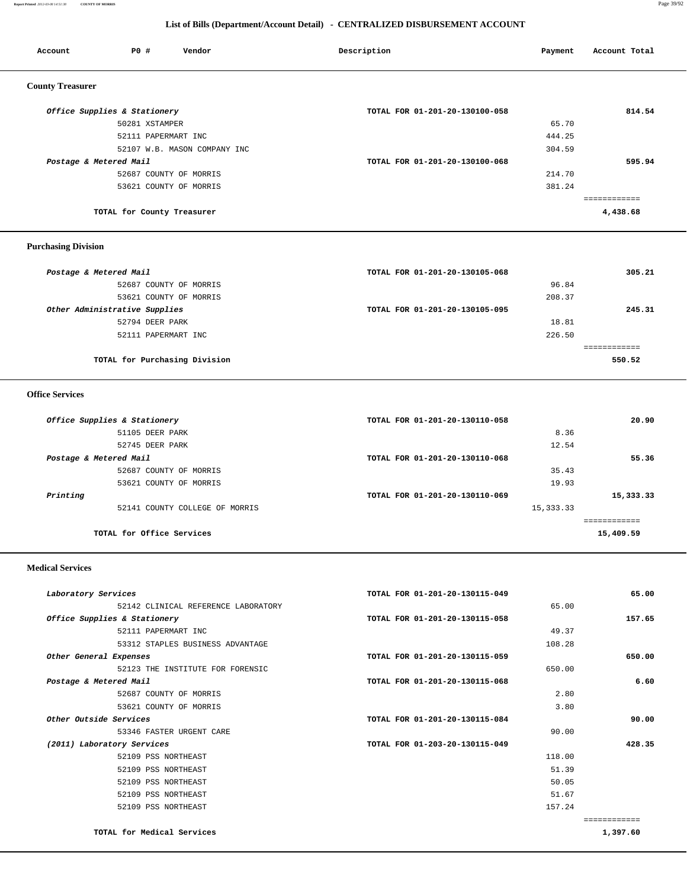## List of Bills (Department/Account Detail) - CENTRALIZED DISBURSEMENT ACCOUNT

| Account | PO # | Vendor | Description | Payment | Account Total |
|---|---|---|---|---|---|

### County Treasurer

| Account | PO # | Vendor | Description | Payment | Account Total |
|---|---|---|---|---|---|
| *Office Supplies & Stationery* | | | TOTAL FOR 01-201-20-130100-058 | | 814.54 |
| | 50281 | XSTAMPER | | 65.70 | |
| | 52111 | PAPERMART INC | | 444.25 | |
| | 52107 | W.B. MASON COMPANY INC | | 304.59 | |
| *Postage & Metered Mail* | | | TOTAL FOR 01-201-20-130100-068 | | 595.94 |
| | 52687 | COUNTY OF MORRIS | | 214.70 | |
| | 53621 | COUNTY OF MORRIS | | 381.24 | |
| | | **TOTAL for County Treasurer** | | | **4,438.68** |

### Purchasing Division

| Account | PO # | Vendor | Description | Payment | Account Total |
|---|---|---|---|---|---|
| *Postage & Metered Mail* | | | TOTAL FOR 01-201-20-130105-068 | | 305.21 |
| | 52687 | COUNTY OF MORRIS | | 96.84 | |
| | 53621 | COUNTY OF MORRIS | | 208.37 | |
| *Other Administrative Supplies* | | | TOTAL FOR 01-201-20-130105-095 | | 245.31 |
| | 52794 | DEER PARK | | 18.81 | |
| | 52111 | PAPERMART INC | | 226.50 | |
| | | **TOTAL for Purchasing Division** | | | **550.52** |

### Office Services

| Account | PO # | Vendor | Description | Payment | Account Total |
|---|---|---|---|---|---|
| *Office Supplies & Stationery* | | | TOTAL FOR 01-201-20-130110-058 | | 20.90 |
| | 51105 | DEER PARK | | 8.36 | |
| | 52745 | DEER PARK | | 12.54 | |
| *Postage & Metered Mail* | | | TOTAL FOR 01-201-20-130110-068 | | 55.36 |
| | 52687 | COUNTY OF MORRIS | | 35.43 | |
| | 53621 | COUNTY OF MORRIS | | 19.93 | |
| *Printing* | | | TOTAL FOR 01-201-20-130110-069 | | 15,333.33 |
| | 52141 | COUNTY COLLEGE OF MORRIS | | 15,333.33 | |
| | | **TOTAL for Office Services** | | | **15,409.59** |

### Medical Services

| Account | PO # | Vendor | Description | Payment | Account Total |
|---|---|---|---|---|---|
| *Laboratory Services* | | | TOTAL FOR 01-201-20-130115-049 | | 65.00 |
| | 52142 | CLINICAL REFERENCE LABORATORY | | 65.00 | |
| *Office Supplies & Stationery* | | | TOTAL FOR 01-201-20-130115-058 | | 157.65 |
| | 52111 | PAPERMART INC | | 49.37 | |
| | 53312 | STAPLES BUSINESS ADVANTAGE | | 108.28 | |
| *Other General Expenses* | | | TOTAL FOR 01-201-20-130115-059 | | 650.00 |
| | 52123 | THE INSTITUTE FOR FORENSIC | | 650.00 | |
| *Postage & Metered Mail* | | | TOTAL FOR 01-201-20-130115-068 | | 6.60 |
| | 52687 | COUNTY OF MORRIS | | 2.80 | |
| | 53621 | COUNTY OF MORRIS | | 3.80 | |
| *Other Outside Services* | | | TOTAL FOR 01-201-20-130115-084 | | 90.00 |
| | 53346 | FASTER URGENT CARE | | 90.00 | |
| *(2011) Laboratory Services* | | | TOTAL FOR 01-203-20-130115-049 | | 428.35 |
| | 52109 | PSS NORTHEAST | | 118.00 | |
| | 52109 | PSS NORTHEAST | | 51.39 | |
| | 52109 | PSS NORTHEAST | | 50.05 | |
| | 52109 | PSS NORTHEAST | | 51.67 | |
| | 52109 | PSS NORTHEAST | | 157.24 | |
| | | **TOTAL for Medical Services** | | | **1,397.60** |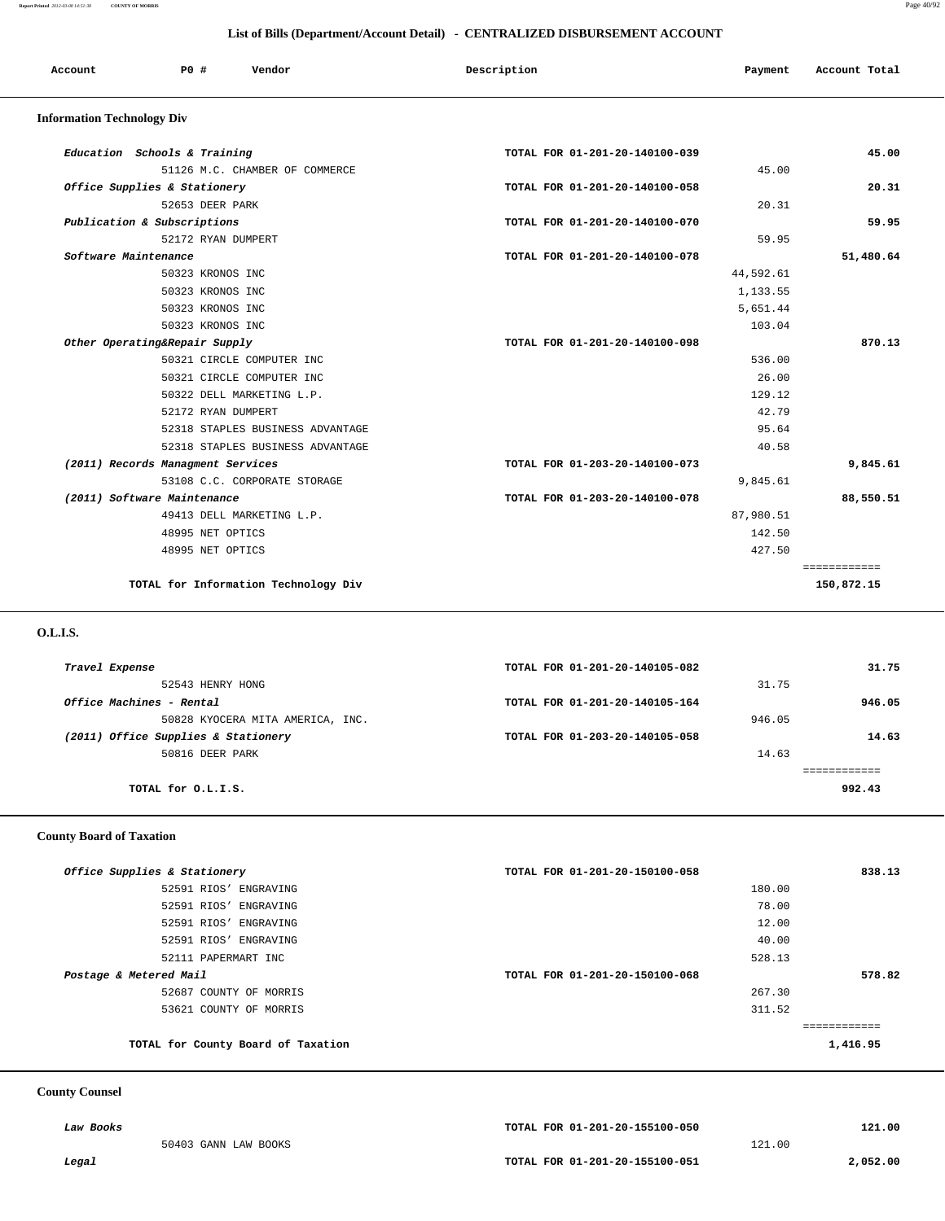## List of Bills (Department/Account Detail) - CENTRALIZED DISBURSEMENT ACCOUNT

| Account | PO # | Vendor | Description | Payment | Account Total |
|---|---|---|---|---|---|

### Information Technology Div

| Account | PO # | Vendor | Description | Payment | Account Total |
|---|---|---|---|---|---|
| *Education Schools & Training* | | | TOTAL FOR 01-201-20-140100-039 | | 45.00 |
| | 51126 | M.C. CHAMBER OF COMMERCE | | 45.00 | |
| *Office Supplies & Stationery* | | | TOTAL FOR 01-201-20-140100-058 | | 20.31 |
| | 52653 | DEER PARK | | 20.31 | |
| *Publication & Subscriptions* | | | TOTAL FOR 01-201-20-140100-070 | | 59.95 |
| | 52172 | RYAN DUMPERT | | 59.95 | |
| *Software Maintenance* | | | TOTAL FOR 01-201-20-140100-078 | | 51,480.64 |
| | 50323 | KRONOS INC | | 44,592.61 | |
| | 50323 | KRONOS INC | | 1,133.55 | |
| | 50323 | KRONOS INC | | 5,651.44 | |
| | 50323 | KRONOS INC | | 103.04 | |
| *Other Operating&Repair Supply* | | | TOTAL FOR 01-201-20-140100-098 | | 870.13 |
| | 50321 | CIRCLE COMPUTER INC | | 536.00 | |
| | 50321 | CIRCLE COMPUTER INC | | 26.00 | |
| | 50322 | DELL MARKETING L.P. | | 129.12 | |
| | 52172 | RYAN DUMPERT | | 42.79 | |
| | 52318 | STAPLES BUSINESS ADVANTAGE | | 95.64 | |
| | 52318 | STAPLES BUSINESS ADVANTAGE | | 40.58 | |
| *(2011) Records Managment Services* | | | TOTAL FOR 01-203-20-140100-073 | | 9,845.61 |
| | 53108 | C.C. CORPORATE STORAGE | | 9,845.61 | |
| *(2011) Software Maintenance* | | | TOTAL FOR 01-203-20-140100-078 | | 88,550.51 |
| | 49413 | DELL MARKETING L.P. | | 87,980.51 | |
| | 48995 | NET OPTICS | | 142.50 | |
| | 48995 | NET OPTICS | | 427.50 | |
| | | **TOTAL for Information Technology Div** | | | **150,872.15** |

### O.L.I.S.

| Account | PO # | Vendor | Description | Payment | Account Total |
|---|---|---|---|---|---|
| *Travel Expense* | | | TOTAL FOR 01-201-20-140105-082 | | 31.75 |
| | 52543 | HENRY HONG | | 31.75 | |
| *Office Machines - Rental* | | | TOTAL FOR 01-201-20-140105-164 | | 946.05 |
| | 50828 | KYOCERA MITA AMERICA, INC. | | 946.05 | |
| *(2011) Office Supplies & Stationery* | | | TOTAL FOR 01-203-20-140105-058 | | 14.63 |
| | 50816 | DEER PARK | | 14.63 | |
| | | **TOTAL for O.L.I.S.** | | | **992.43** |

### County Board of Taxation

| Account | PO # | Vendor | Description | Payment | Account Total |
|---|---|---|---|---|---|
| *Office Supplies & Stationery* | | | TOTAL FOR 01-201-20-150100-058 | | 838.13 |
| | 52591 | RIOS' ENGRAVING | | 180.00 | |
| | 52591 | RIOS' ENGRAVING | | 78.00 | |
| | 52591 | RIOS' ENGRAVING | | 12.00 | |
| | 52591 | RIOS' ENGRAVING | | 40.00 | |
| | 52111 | PAPERMART INC | | 528.13 | |
| *Postage & Metered Mail* | | | TOTAL FOR 01-201-20-150100-068 | | 578.82 |
| | 52687 | COUNTY OF MORRIS | | 267.30 | |
| | 53621 | COUNTY OF MORRIS | | 311.52 | |
| | | **TOTAL for County Board of Taxation** | | | **1,416.95** |

### County Counsel

| Account | PO # | Vendor | Description | Payment | Account Total |
|---|---|---|---|---|---|
| *Law Books* | | | TOTAL FOR 01-201-20-155100-050 | | 121.00 |
| | 50403 | GANN LAW BOOKS | | 121.00 | |
| *Legal* | | | TOTAL FOR 01-201-20-155100-051 | | 2,052.00 |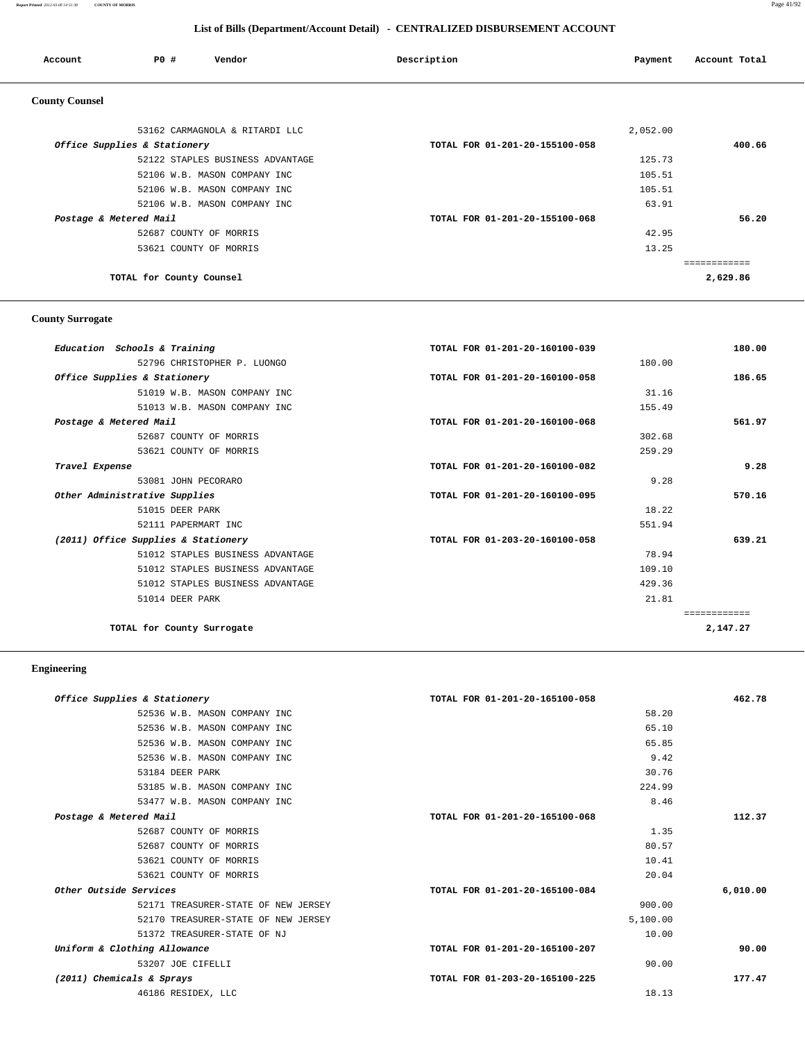## List of Bills (Department/Account Detail) - CENTRALIZED DISBURSEMENT ACCOUNT

| Account | PO # | Vendor | Description | Payment | Account Total |
|---|---|---|---|---|---|

### County Counsel

| Account | PO # | Vendor | Description | Payment | Account Total |
|---|---|---|---|---|---|
| | 53162 | CARMAGNOLA & RITARDI LLC | | 2,052.00 | |
| *Office Supplies & Stationery* | | | TOTAL FOR 01-201-20-155100-058 | | 400.66 |
| | 52122 | STAPLES BUSINESS ADVANTAGE | | 125.73 | |
| | 52106 | W.B. MASON COMPANY INC | | 105.51 | |
| | 52106 | W.B. MASON COMPANY INC | | 105.51 | |
| | 52106 | W.B. MASON COMPANY INC | | 63.91 | |
| *Postage & Metered Mail* | | | TOTAL FOR 01-201-20-155100-068 | | 56.20 |
| | 52687 | COUNTY OF MORRIS | | 42.95 | |
| | 53621 | COUNTY OF MORRIS | | 13.25 | |
| **TOTAL for County Counsel** | | | | | **2,629.86** |

### County Surrogate

| Account | PO # | Vendor | Description | Payment | Account Total |
|---|---|---|---|---|---|
| *Education Schools & Training* | | | TOTAL FOR 01-201-20-160100-039 | | 180.00 |
| | 52796 | CHRISTOPHER P. LUONGO | | 180.00 | |
| *Office Supplies & Stationery* | | | TOTAL FOR 01-201-20-160100-058 | | 186.65 |
| | 51019 | W.B. MASON COMPANY INC | | 31.16 | |
| | 51013 | W.B. MASON COMPANY INC | | 155.49 | |
| *Postage & Metered Mail* | | | TOTAL FOR 01-201-20-160100-068 | | 561.97 |
| | 52687 | COUNTY OF MORRIS | | 302.68 | |
| | 53621 | COUNTY OF MORRIS | | 259.29 | |
| *Travel Expense* | | | TOTAL FOR 01-201-20-160100-082 | | 9.28 |
| | 53081 | JOHN PECORARO | | 9.28 | |
| *Other Administrative Supplies* | | | TOTAL FOR 01-201-20-160100-095 | | 570.16 |
| | 51015 | DEER PARK | | 18.22 | |
| | 52111 | PAPERMART INC | | 551.94 | |
| *(2011) Office Supplies & Stationery* | | | TOTAL FOR 01-203-20-160100-058 | | 639.21 |
| | 51012 | STAPLES BUSINESS ADVANTAGE | | 78.94 | |
| | 51012 | STAPLES BUSINESS ADVANTAGE | | 109.10 | |
| | 51012 | STAPLES BUSINESS ADVANTAGE | | 429.36 | |
| | 51014 | DEER PARK | | 21.81 | |
| **TOTAL for County Surrogate** | | | | | **2,147.27** |

### Engineering

| Account | PO # | Vendor | Description | Payment | Account Total |
|---|---|---|---|---|---|
| *Office Supplies & Stationery* | | | TOTAL FOR 01-201-20-165100-058 | | 462.78 |
| | 52536 | W.B. MASON COMPANY INC | | 58.20 | |
| | 52536 | W.B. MASON COMPANY INC | | 65.10 | |
| | 52536 | W.B. MASON COMPANY INC | | 65.85 | |
| | 52536 | W.B. MASON COMPANY INC | | 9.42 | |
| | 53184 | DEER PARK | | 30.76 | |
| | 53185 | W.B. MASON COMPANY INC | | 224.99 | |
| | 53477 | W.B. MASON COMPANY INC | | 8.46 | |
| *Postage & Metered Mail* | | | TOTAL FOR 01-201-20-165100-068 | | 112.37 |
| | 52687 | COUNTY OF MORRIS | | 1.35 | |
| | 52687 | COUNTY OF MORRIS | | 80.57 | |
| | 53621 | COUNTY OF MORRIS | | 10.41 | |
| | 53621 | COUNTY OF MORRIS | | 20.04 | |
| *Other Outside Services* | | | TOTAL FOR 01-201-20-165100-084 | | 6,010.00 |
| | 52171 | TREASURER-STATE OF NEW JERSEY | | 900.00 | |
| | 52170 | TREASURER-STATE OF NEW JERSEY | | 5,100.00 | |
| | 51372 | TREASURER-STATE OF NJ | | 10.00 | |
| *Uniform & Clothing Allowance* | | | TOTAL FOR 01-201-20-165100-207 | | 90.00 |
| | 53207 | JOE CIFELLI | | 90.00 | |
| *(2011) Chemicals & Sprays* | | | TOTAL FOR 01-203-20-165100-225 | | 177.47 |
| | 46186 | RESIDEX, LLC | | 18.13 | |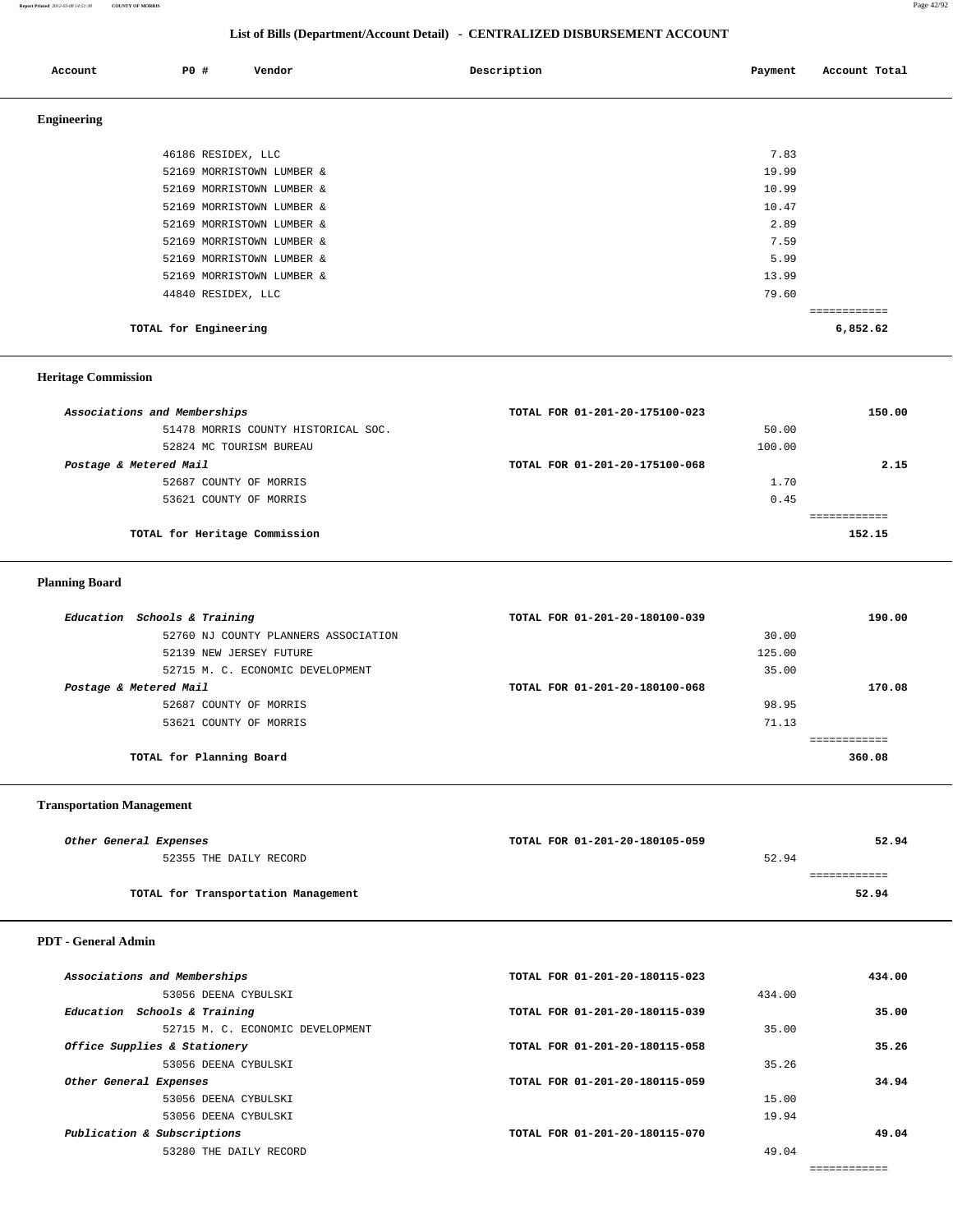## List of Bills (Department/Account Detail) - CENTRALIZED DISBURSEMENT ACCOUNT

| Account | PO # | Vendor | Description | Payment | Account Total |
|---|---|---|---|---|---|

### Engineering

| Account | PO # | Vendor | Description | Payment | Account Total |
|---|---|---|---|---|---|
| | 46186 | RESIDEX, LLC | | 7.83 | |
| | 52169 | MORRISTOWN LUMBER & | | 19.99 | |
| | 52169 | MORRISTOWN LUMBER & | | 10.99 | |
| | 52169 | MORRISTOWN LUMBER & | | 10.47 | |
| | 52169 | MORRISTOWN LUMBER & | | 2.89 | |
| | 52169 | MORRISTOWN LUMBER & | | 7.59 | |
| | 52169 | MORRISTOWN LUMBER & | | 5.99 | |
| | 52169 | MORRISTOWN LUMBER & | | 13.99 | |
| | 44840 | RESIDEX, LLC | | 79.60 | |
| **TOTAL for Engineering** | | | | | **6,852.62** |

### Heritage Commission

| Account | PO # | Vendor | Description | Payment | Account Total |
|---|---|---|---|---|---|
| *Associations and Memberships* | | | TOTAL FOR 01-201-20-175100-023 | | **150.00** |
| | 51478 | MORRIS COUNTY HISTORICAL SOC. | | 50.00 | |
| | 52824 | MC TOURISM BUREAU | | 100.00 | |
| *Postage & Metered Mail* | | | TOTAL FOR 01-201-20-175100-068 | | **2.15** |
| | 52687 | COUNTY OF MORRIS | | 1.70 | |
| | 53621 | COUNTY OF MORRIS | | 0.45 | |
| **TOTAL for Heritage Commission** | | | | | **152.15** |

### Planning Board

| Account | PO # | Vendor | Description | Payment | Account Total |
|---|---|---|---|---|---|
| *Education Schools & Training* | | | TOTAL FOR 01-201-20-180100-039 | | **190.00** |
| | 52760 | NJ COUNTY PLANNERS ASSOCIATION | | 30.00 | |
| | 52139 | NEW JERSEY FUTURE | | 125.00 | |
| | 52715 | M. C. ECONOMIC DEVELOPMENT | | 35.00 | |
| *Postage & Metered Mail* | | | TOTAL FOR 01-201-20-180100-068 | | **170.08** |
| | 52687 | COUNTY OF MORRIS | | 98.95 | |
| | 53621 | COUNTY OF MORRIS | | 71.13 | |
| **TOTAL for Planning Board** | | | | | **360.08** |

### Transportation Management

| Account | PO # | Vendor | Description | Payment | Account Total |
|---|---|---|---|---|---|
| *Other General Expenses* | | | TOTAL FOR 01-201-20-180105-059 | | **52.94** |
| | 52355 | THE DAILY RECORD | | 52.94 | |
| **TOTAL for Transportation Management** | | | | | **52.94** |

### PDT - General Admin

| Account | PO # | Vendor | Description | Payment | Account Total |
|---|---|---|---|---|---|
| *Associations and Memberships* | | | TOTAL FOR 01-201-20-180115-023 | | **434.00** |
| | 53056 | DEENA CYBULSKI | | 434.00 | |
| *Education Schools & Training* | | | TOTAL FOR 01-201-20-180115-039 | | **35.00** |
| | 52715 | M. C. ECONOMIC DEVELOPMENT | | 35.00 | |
| *Office Supplies & Stationery* | | | TOTAL FOR 01-201-20-180115-058 | | **35.26** |
| | 53056 | DEENA CYBULSKI | | 35.26 | |
| *Other General Expenses* | | | TOTAL FOR 01-201-20-180115-059 | | **34.94** |
| | 53056 | DEENA CYBULSKI | | 15.00 | |
| | 53056 | DEENA CYBULSKI | | 19.94 | |
| *Publication & Subscriptions* | | | TOTAL FOR 01-201-20-180115-070 | | **49.04** |
| | 53280 | THE DAILY RECORD | | 49.04 | |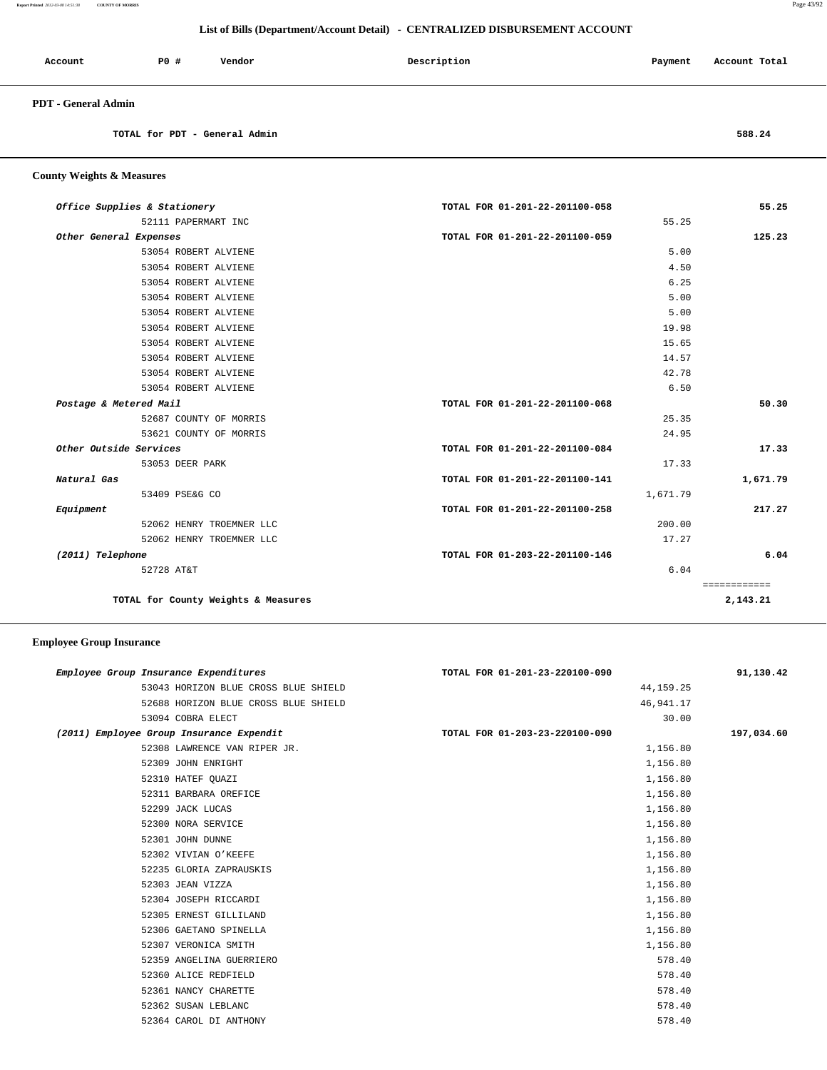## List of Bills (Department/Account Detail) - CENTRALIZED DISBURSEMENT ACCOUNT

| Account | PO # | Vendor | Description | Payment | Account Total |
|---|---|---|---|---|---|

### PDT - General Admin

| | | | | | |
|---|---|---|---|---|---|
| TOTAL for PDT - General Admin | | | | | 588.24 |

### County Weights & Measures

| Account | PO # | Vendor | Description | Payment | Account Total |
|---|---|---|---|---|---|
| *Office Supplies & Stationery* | | | TOTAL FOR 01-201-22-201100-058 | | 55.25 |
| | 52111 | PAPERMART INC | | 55.25 | |
| *Other General Expenses* | | | TOTAL FOR 01-201-22-201100-059 | | 125.23 |
| | 53054 | ROBERT ALVIENE | | 5.00 | |
| | 53054 | ROBERT ALVIENE | | 4.50 | |
| | 53054 | ROBERT ALVIENE | | 6.25 | |
| | 53054 | ROBERT ALVIENE | | 5.00 | |
| | 53054 | ROBERT ALVIENE | | 5.00 | |
| | 53054 | ROBERT ALVIENE | | 19.98 | |
| | 53054 | ROBERT ALVIENE | | 15.65 | |
| | 53054 | ROBERT ALVIENE | | 14.57 | |
| | 53054 | ROBERT ALVIENE | | 42.78 | |
| | 53054 | ROBERT ALVIENE | | 6.50 | |
| *Postage & Metered Mail* | | | TOTAL FOR 01-201-22-201100-068 | | 50.30 |
| | 52687 | COUNTY OF MORRIS | | 25.35 | |
| | 53621 | COUNTY OF MORRIS | | 24.95 | |
| *Other Outside Services* | | | TOTAL FOR 01-201-22-201100-084 | | 17.33 |
| | 53053 | DEER PARK | | 17.33 | |
| *Natural Gas* | | | TOTAL FOR 01-201-22-201100-141 | | 1,671.79 |
| | 53409 | PSE&G CO | | 1,671.79 | |
| *Equipment* | | | TOTAL FOR 01-201-22-201100-258 | | 217.27 |
| | 52062 | HENRY TROEMNER LLC | | 200.00 | |
| | 52062 | HENRY TROEMNER LLC | | 17.27 | |
| *(2011) Telephone* | | | TOTAL FOR 01-203-22-201100-146 | | 6.04 |
| | 52728 | AT&T | | 6.04 | |
| TOTAL for County Weights & Measures | | | | | 2,143.21 |

### Employee Group Insurance

| Account | PO # | Vendor | Description | Payment | Account Total |
|---|---|---|---|---|---|
| *Employee Group Insurance Expenditures* | | | TOTAL FOR 01-201-23-220100-090 | | 91,130.42 |
| | 53043 | HORIZON BLUE CROSS BLUE SHIELD | | 44,159.25 | |
| | 52688 | HORIZON BLUE CROSS BLUE SHIELD | | 46,941.17 | |
| | 53094 | COBRA ELECT | | 30.00 | |
| *(2011) Employee Group Insurance Expendit* | | | TOTAL FOR 01-203-23-220100-090 | | 197,034.60 |
| | 52308 | LAWRENCE VAN RIPER JR. | | 1,156.80 | |
| | 52309 | JOHN ENRIGHT | | 1,156.80 | |
| | 52310 | HATEF QUAZI | | 1,156.80 | |
| | 52311 | BARBARA OREFICE | | 1,156.80 | |
| | 52299 | JACK LUCAS | | 1,156.80 | |
| | 52300 | NORA SERVICE | | 1,156.80 | |
| | 52301 | JOHN DUNNE | | 1,156.80 | |
| | 52302 | VIVIAN O'KEEFE | | 1,156.80 | |
| | 52235 | GLORIA ZAPRAUSKIS | | 1,156.80 | |
| | 52303 | JEAN VIZZA | | 1,156.80 | |
| | 52304 | JOSEPH RICCARDI | | 1,156.80 | |
| | 52305 | ERNEST GILLILAND | | 1,156.80 | |
| | 52306 | GAETANO SPINELLA | | 1,156.80 | |
| | 52307 | VERONICA SMITH | | 1,156.80 | |
| | 52359 | ANGELINA GUERRIERO | | 578.40 | |
| | 52360 | ALICE REDFIELD | | 578.40 | |
| | 52361 | NANCY CHARETTE | | 578.40 | |
| | 52362 | SUSAN LEBLANC | | 578.40 | |
| | 52364 | CAROL DI ANTHONY | | 578.40 | |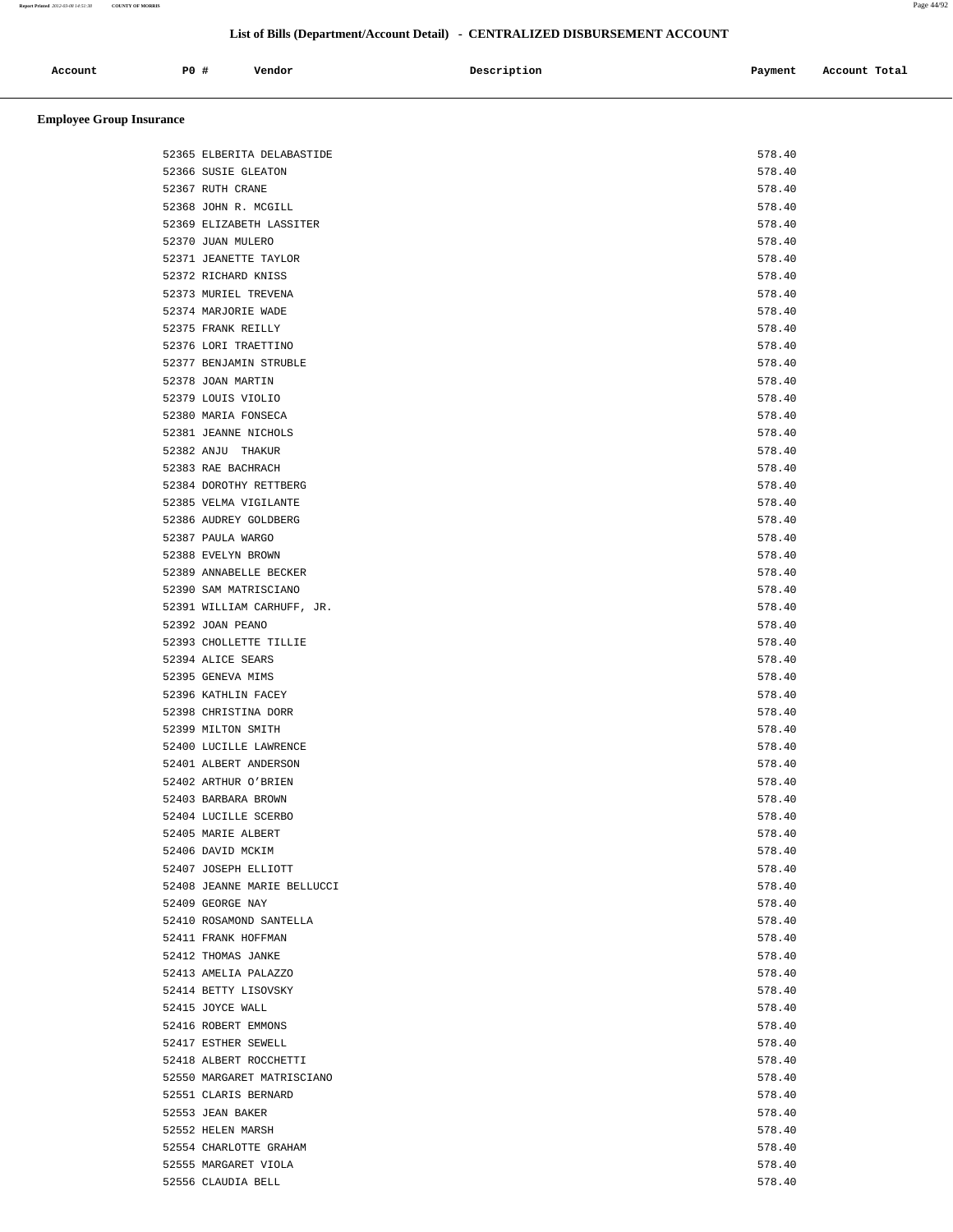## List of Bills (Department/Account Detail) - CENTRALIZED DISBURSEMENT ACCOUNT

| Account | PO # | Vendor | Description | Payment | Account Total |
|---|---|---|---|---|---|

### Employee Group Insurance

| Account | PO # | Vendor | Description | Payment | Account Total |
|---|---|---|---|---|---|
| | 52365 | ELBERITA DELABASTIDE | | 578.40 | |
| | 52366 | SUSIE GLEATON | | 578.40 | |
| | 52367 | RUTH CRANE | | 578.40 | |
| | 52368 | JOHN R. MCGILL | | 578.40 | |
| | 52369 | ELIZABETH LASSITER | | 578.40 | |
| | 52370 | JUAN MULERO | | 578.40 | |
| | 52371 | JEANETTE TAYLOR | | 578.40 | |
| | 52372 | RICHARD KNISS | | 578.40 | |
| | 52373 | MURIEL TREVENA | | 578.40 | |
| | 52374 | MARJORIE WADE | | 578.40 | |
| | 52375 | FRANK REILLY | | 578.40 | |
| | 52376 | LORI TRAETTINO | | 578.40 | |
| | 52377 | BENJAMIN STRUBLE | | 578.40 | |
| | 52378 | JOAN MARTIN | | 578.40 | |
| | 52379 | LOUIS VIOLIO | | 578.40 | |
| | 52380 | MARIA FONSECA | | 578.40 | |
| | 52381 | JEANNE NICHOLS | | 578.40 | |
| | 52382 | ANJU THAKUR | | 578.40 | |
| | 52383 | RAE BACHRACH | | 578.40 | |
| | 52384 | DOROTHY RETTBERG | | 578.40 | |
| | 52385 | VELMA VIGILANTE | | 578.40 | |
| | 52386 | AUDREY GOLDBERG | | 578.40 | |
| | 52387 | PAULA WARGO | | 578.40 | |
| | 52388 | EVELYN BROWN | | 578.40 | |
| | 52389 | ANNABELLE BECKER | | 578.40 | |
| | 52390 | SAM MATRISCIANO | | 578.40 | |
| | 52391 | WILLIAM CARHUFF, JR. | | 578.40 | |
| | 52392 | JOAN PEANO | | 578.40 | |
| | 52393 | CHOLLETTE TILLIE | | 578.40 | |
| | 52394 | ALICE SEARS | | 578.40 | |
| | 52395 | GENEVA MIMS | | 578.40 | |
| | 52396 | KATHLIN FACEY | | 578.40 | |
| | 52398 | CHRISTINA DORR | | 578.40 | |
| | 52399 | MILTON SMITH | | 578.40 | |
| | 52400 | LUCILLE LAWRENCE | | 578.40 | |
| | 52401 | ALBERT ANDERSON | | 578.40 | |
| | 52402 | ARTHUR O'BRIEN | | 578.40 | |
| | 52403 | BARBARA BROWN | | 578.40 | |
| | 52404 | LUCILLE SCERBO | | 578.40 | |
| | 52405 | MARIE ALBERT | | 578.40 | |
| | 52406 | DAVID MCKIM | | 578.40 | |
| | 52407 | JOSEPH ELLIOTT | | 578.40 | |
| | 52408 | JEANNE MARIE BELLUCCI | | 578.40 | |
| | 52409 | GEORGE NAY | | 578.40 | |
| | 52410 | ROSAMOND SANTELLA | | 578.40 | |
| | 52411 | FRANK HOFFMAN | | 578.40 | |
| | 52412 | THOMAS JANKE | | 578.40 | |
| | 52413 | AMELIA PALAZZO | | 578.40 | |
| | 52414 | BETTY LISOVSKY | | 578.40 | |
| | 52415 | JOYCE WALL | | 578.40 | |
| | 52416 | ROBERT EMMONS | | 578.40 | |
| | 52417 | ESTHER SEWELL | | 578.40 | |
| | 52418 | ALBERT ROCCHETTI | | 578.40 | |
| | 52550 | MARGARET MATRISCIANO | | 578.40 | |
| | 52551 | CLARIS BERNARD | | 578.40 | |
| | 52553 | JEAN BAKER | | 578.40 | |
| | 52552 | HELEN MARSH | | 578.40 | |
| | 52554 | CHARLOTTE GRAHAM | | 578.40 | |
| | 52555 | MARGARET VIOLA | | 578.40 | |
| | 52556 | CLAUDIA BELL | | 578.40 | |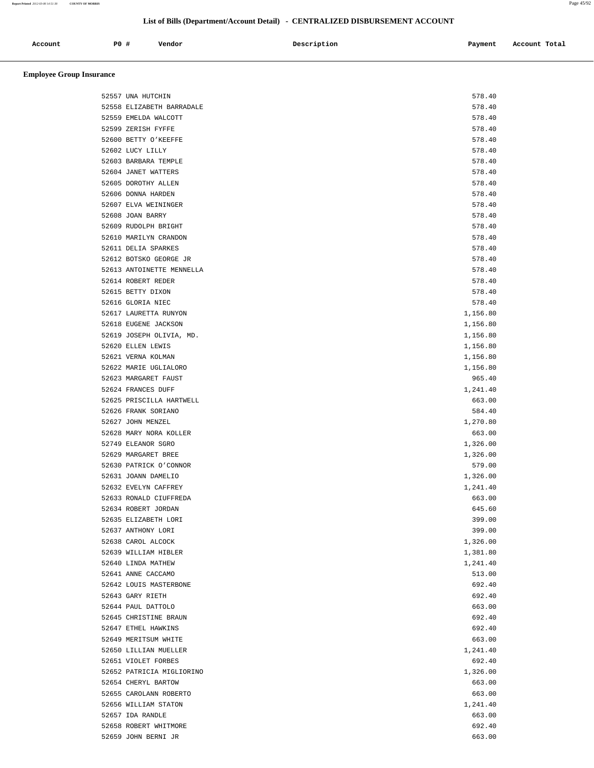## List of Bills (Department/Account Detail) - CENTRALIZED DISBURSEMENT ACCOUNT

### Employee Group Insurance

| Account | PO # | Vendor | Description | Payment | Account Total |
|---|---|---|---|---|---|
| | 52557 | UNA HUTCHIN | | 578.40 | |
| | 52558 | ELIZABETH BARRADALE | | 578.40 | |
| | 52559 | EMELDA WALCOTT | | 578.40 | |
| | 52599 | ZERISH FYFFE | | 578.40 | |
| | 52600 | BETTY O'KEEFFE | | 578.40 | |
| | 52602 | LUCY LILLY | | 578.40 | |
| | 52603 | BARBARA TEMPLE | | 578.40 | |
| | 52604 | JANET WATTERS | | 578.40 | |
| | 52605 | DOROTHY ALLEN | | 578.40 | |
| | 52606 | DONNA HARDEN | | 578.40 | |
| | 52607 | ELVA WEININGER | | 578.40 | |
| | 52608 | JOAN BARRY | | 578.40 | |
| | 52609 | RUDOLPH BRIGHT | | 578.40 | |
| | 52610 | MARILYN CRANDON | | 578.40 | |
| | 52611 | DELIA SPARKES | | 578.40 | |
| | 52612 | BOTSKO GEORGE JR | | 578.40 | |
| | 52613 | ANTOINETTE MENNELLA | | 578.40 | |
| | 52614 | ROBERT REDER | | 578.40 | |
| | 52615 | BETTY DIXON | | 578.40 | |
| | 52616 | GLORIA NIEC | | 578.40 | |
| | 52617 | LAURETTA RUNYON | | 1,156.80 | |
| | 52618 | EUGENE JACKSON | | 1,156.80 | |
| | 52619 | JOSEPH OLIVIA, MD. | | 1,156.80 | |
| | 52620 | ELLEN LEWIS | | 1,156.80 | |
| | 52621 | VERNA KOLMAN | | 1,156.80 | |
| | 52622 | MARIE UGLIALORO | | 1,156.80 | |
| | 52623 | MARGARET FAUST | | 965.40 | |
| | 52624 | FRANCES DUFF | | 1,241.40 | |
| | 52625 | PRISCILLA HARTWELL | | 663.00 | |
| | 52626 | FRANK SORIANO | | 584.40 | |
| | 52627 | JOHN MENZEL | | 1,270.80 | |
| | 52628 | MARY NORA KOLLER | | 663.00 | |
| | 52749 | ELEANOR SGRO | | 1,326.00 | |
| | 52629 | MARGARET BREE | | 1,326.00 | |
| | 52630 | PATRICK O'CONNOR | | 579.00 | |
| | 52631 | JOANN DAMELIO | | 1,326.00 | |
| | 52632 | EVELYN CAFFREY | | 1,241.40 | |
| | 52633 | RONALD CIUFFREDA | | 663.00 | |
| | 52634 | ROBERT JORDAN | | 645.60 | |
| | 52635 | ELIZABETH LORI | | 399.00 | |
| | 52637 | ANTHONY LORI | | 399.00 | |
| | 52638 | CAROL ALCOCK | | 1,326.00 | |
| | 52639 | WILLIAM HIBLER | | 1,381.80 | |
| | 52640 | LINDA MATHEW | | 1,241.40 | |
| | 52641 | ANNE CACCAMO | | 513.00 | |
| | 52642 | LOUIS MASTERBONE | | 692.40 | |
| | 52643 | GARY RIETH | | 692.40 | |
| | 52644 | PAUL DATTOLO | | 663.00 | |
| | 52645 | CHRISTINE BRAUN | | 692.40 | |
| | 52647 | ETHEL HAWKINS | | 692.40 | |
| | 52649 | MERITSUM WHITE | | 663.00 | |
| | 52650 | LILLIAN MUELLER | | 1,241.40 | |
| | 52651 | VIOLET FORBES | | 692.40 | |
| | 52652 | PATRICIA MIGLIORINO | | 1,326.00 | |
| | 52654 | CHERYL BARTOW | | 663.00 | |
| | 52655 | CAROLANN ROBERTO | | 663.00 | |
| | 52656 | WILLIAM STATON | | 1,241.40 | |
| | 52657 | IDA RANDLE | | 663.00 | |
| | 52658 | ROBERT WHITMORE | | 692.40 | |
| | 52659 | JOHN BERNI JR | | 663.00 | |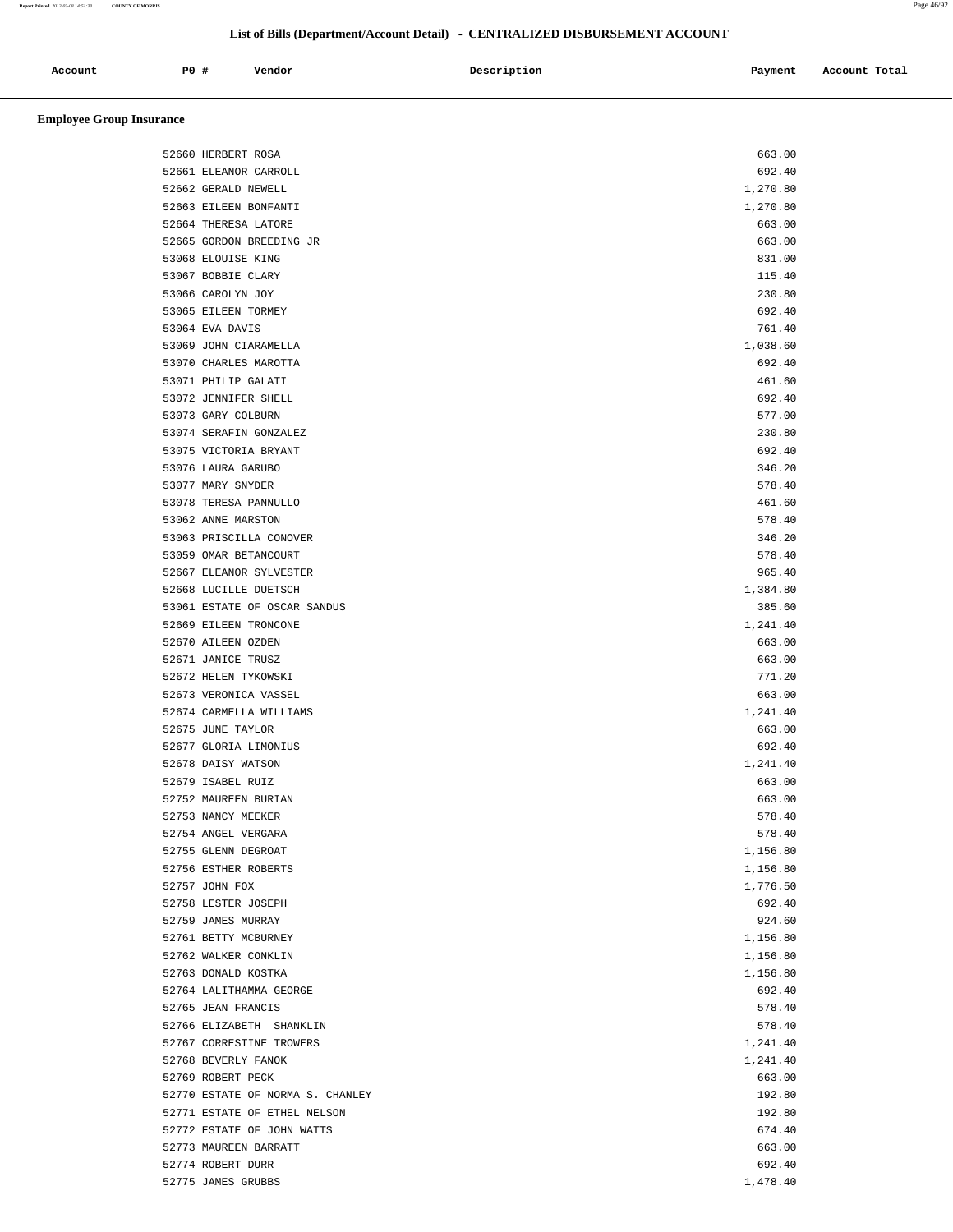## List of Bills (Department/Account Detail) - CENTRALIZED DISBURSEMENT ACCOUNT

| Account | P0 # | Vendor | Description | Payment | Account Total |
|---|---|---|---|---|---|

### Employee Group Insurance

| Account | P0 # | Vendor | Description | Payment | Account Total |
|---|---|---|---|---|---|
| | 52660 | HERBERT ROSA | | 663.00 | |
| | 52661 | ELEANOR CARROLL | | 692.40 | |
| | 52662 | GERALD NEWELL | | 1,270.80 | |
| | 52663 | EILEEN BONFANTI | | 1,270.80 | |
| | 52664 | THERESA LATORE | | 663.00 | |
| | 52665 | GORDON BREEDING JR | | 663.00 | |
| | 53068 | ELOUISE KING | | 831.00 | |
| | 53067 | BOBBIE CLARY | | 115.40 | |
| | 53066 | CAROLYN JOY | | 230.80 | |
| | 53065 | EILEEN TORMEY | | 692.40 | |
| | 53064 | EVA DAVIS | | 761.40 | |
| | 53069 | JOHN CIARAMELLA | | 1,038.60 | |
| | 53070 | CHARLES MAROTTA | | 692.40 | |
| | 53071 | PHILIP GALATI | | 461.60 | |
| | 53072 | JENNIFER SHELL | | 692.40 | |
| | 53073 | GARY COLBURN | | 577.00 | |
| | 53074 | SERAFIN GONZALEZ | | 230.80 | |
| | 53075 | VICTORIA BRYANT | | 692.40 | |
| | 53076 | LAURA GARUBO | | 346.20 | |
| | 53077 | MARY SNYDER | | 578.40 | |
| | 53078 | TERESA PANNULLO | | 461.60 | |
| | 53062 | ANNE MARSTON | | 578.40 | |
| | 53063 | PRISCILLA CONOVER | | 346.20 | |
| | 53059 | OMAR BETANCOURT | | 578.40 | |
| | 52667 | ELEANOR SYLVESTER | | 965.40 | |
| | 52668 | LUCILLE DUETSCH | | 1,384.80 | |
| | 53061 | ESTATE OF OSCAR SANDUS | | 385.60 | |
| | 52669 | EILEEN TRONCONE | | 1,241.40 | |
| | 52670 | AILEEN OZDEN | | 663.00 | |
| | 52671 | JANICE TRUSZ | | 663.00 | |
| | 52672 | HELEN TYKOWSKI | | 771.20 | |
| | 52673 | VERONICA VASSEL | | 663.00 | |
| | 52674 | CARMELLA WILLIAMS | | 1,241.40 | |
| | 52675 | JUNE TAYLOR | | 663.00 | |
| | 52677 | GLORIA LIMONIUS | | 692.40 | |
| | 52678 | DAISY WATSON | | 1,241.40 | |
| | 52679 | ISABEL RUIZ | | 663.00 | |
| | 52752 | MAUREEN BURIAN | | 663.00 | |
| | 52753 | NANCY MEEKER | | 578.40 | |
| | 52754 | ANGEL VERGARA | | 578.40 | |
| | 52755 | GLENN DEGROAT | | 1,156.80 | |
| | 52756 | ESTHER ROBERTS | | 1,156.80 | |
| | 52757 | JOHN FOX | | 1,776.50 | |
| | 52758 | LESTER JOSEPH | | 692.40 | |
| | 52759 | JAMES MURRAY | | 924.60 | |
| | 52761 | BETTY MCBURNEY | | 1,156.80 | |
| | 52762 | WALKER CONKLIN | | 1,156.80 | |
| | 52763 | DONALD KOSTKA | | 1,156.80 | |
| | 52764 | LALITHAMMA GEORGE | | 692.40 | |
| | 52765 | JEAN FRANCIS | | 578.40 | |
| | 52766 | ELIZABETH SHANKLIN | | 578.40 | |
| | 52767 | CORRESTINE TROWERS | | 1,241.40 | |
| | 52768 | BEVERLY FANOK | | 1,241.40 | |
| | 52769 | ROBERT PECK | | 663.00 | |
| | 52770 | ESTATE OF NORMA S. CHANLEY | | 192.80 | |
| | 52771 | ESTATE OF ETHEL NELSON | | 192.80 | |
| | 52772 | ESTATE OF JOHN WATTS | | 674.40 | |
| | 52773 | MAUREEN BARRATT | | 663.00 | |
| | 52774 | ROBERT DURR | | 692.40 | |
| | 52775 | JAMES GRUBBS | | 1,478.40 | |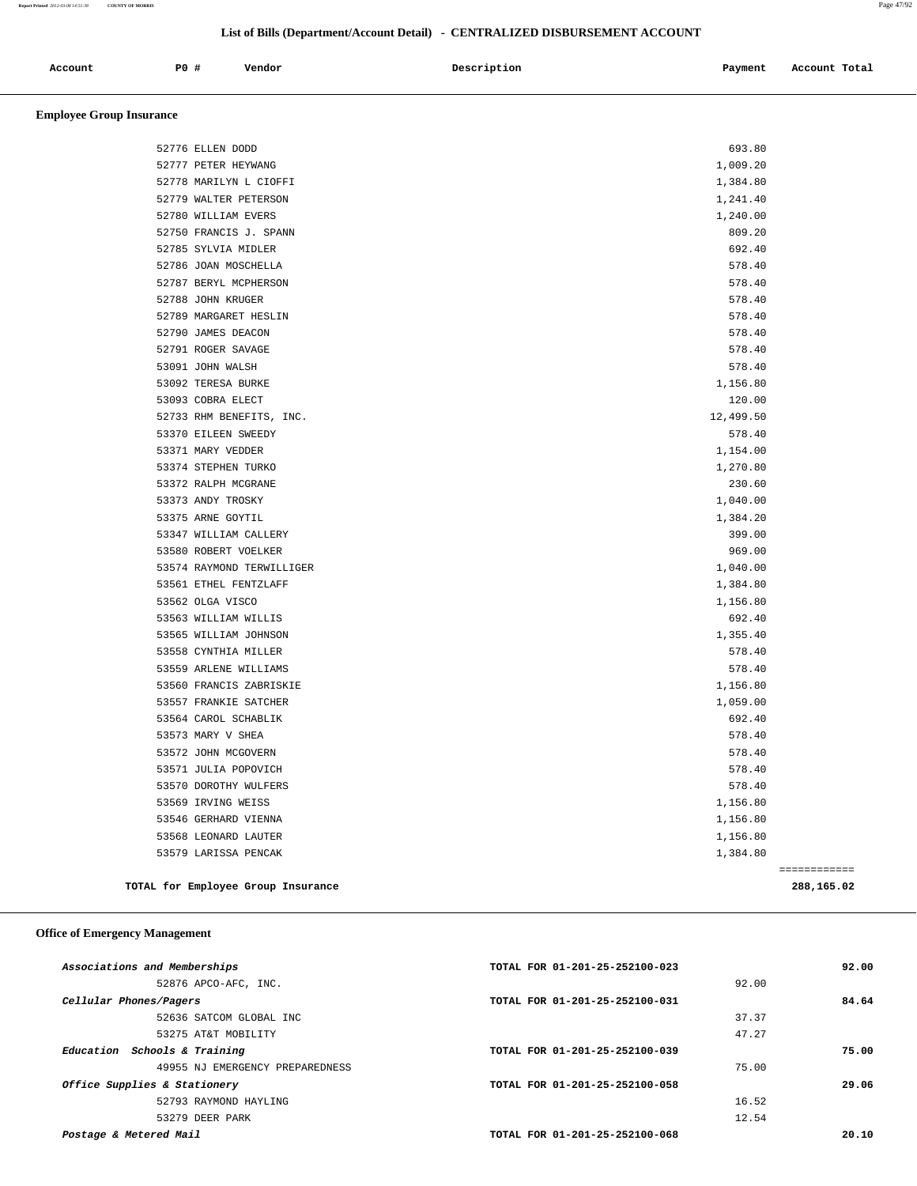## List of Bills (Department/Account Detail) - CENTRALIZED DISBURSEMENT ACCOUNT

| Account | PO # | Vendor | Description | Payment | Account Total |
|---|---|---|---|---|---|

### Employee Group Insurance

| Account | PO # | Vendor | Description | Payment | Account Total |
|---|---|---|---|---|---|
| | 52776 | ELLEN DODD | | 693.80 | |
| | 52777 | PETER HEYWANG | | 1,009.20 | |
| | 52778 | MARILYN L CIOFFI | | 1,384.80 | |
| | 52779 | WALTER PETERSON | | 1,241.40 | |
| | 52780 | WILLIAM EVERS | | 1,240.00 | |
| | 52750 | FRANCIS J. SPANN | | 809.20 | |
| | 52785 | SYLVIA MIDLER | | 692.40 | |
| | 52786 | JOAN MOSCHELLA | | 578.40 | |
| | 52787 | BERYL MCPHERSON | | 578.40 | |
| | 52788 | JOHN KRUGER | | 578.40 | |
| | 52789 | MARGARET HESLIN | | 578.40 | |
| | 52790 | JAMES DEACON | | 578.40 | |
| | 52791 | ROGER SAVAGE | | 578.40 | |
| | 53091 | JOHN WALSH | | 578.40 | |
| | 53092 | TERESA BURKE | | 1,156.80 | |
| | 53093 | COBRA ELECT | | 120.00 | |
| | 52733 | RHM BENEFITS, INC. | | 12,499.50 | |
| | 53370 | EILEEN SWEEDY | | 578.40 | |
| | 53371 | MARY VEDDER | | 1,154.00 | |
| | 53374 | STEPHEN TURKO | | 1,270.80 | |
| | 53372 | RALPH MCGRANE | | 230.60 | |
| | 53373 | ANDY TROSKY | | 1,040.00 | |
| | 53375 | ARNE GOYTIL | | 1,384.20 | |
| | 53347 | WILLIAM CALLERY | | 399.00 | |
| | 53580 | ROBERT VOELKER | | 969.00 | |
| | 53574 | RAYMOND TERWILLIGER | | 1,040.00 | |
| | 53561 | ETHEL FENTZLAFF | | 1,384.80 | |
| | 53562 | OLGA VISCO | | 1,156.80 | |
| | 53563 | WILLIAM WILLIS | | 692.40 | |
| | 53565 | WILLIAM JOHNSON | | 1,355.40 | |
| | 53558 | CYNTHIA MILLER | | 578.40 | |
| | 53559 | ARLENE WILLIAMS | | 578.40 | |
| | 53560 | FRANCIS ZABRISKIE | | 1,156.80 | |
| | 53557 | FRANKIE SATCHER | | 1,059.00 | |
| | 53564 | CAROL SCHABLIK | | 692.40 | |
| | 53573 | MARY V SHEA | | 578.40 | |
| | 53572 | JOHN MCGOVERN | | 578.40 | |
| | 53571 | JULIA POPOVICH | | 578.40 | |
| | 53570 | DOROTHY WULFERS | | 578.40 | |
| | 53569 | IRVING WEISS | | 1,156.80 | |
| | 53546 | GERHARD VIENNA | | 1,156.80 | |
| | 53568 | LEONARD LAUTER | | 1,156.80 | |
| | 53579 | LARISSA PENCAK | | 1,384.80 | |
| | | **TOTAL for Employee Group Insurance** | | | **288,165.02** |

### Office of Emergency Management

| Account / Vendor | Description | Payment | Account Total |
|---|---|---|---|
| ***Associations and Memberships*** | TOTAL FOR 01-201-25-252100-023 | | **92.00** |
| 52876 APCO-AFC, INC. | | 92.00 | |
| ***Cellular Phones/Pagers*** | TOTAL FOR 01-201-25-252100-031 | | **84.64** |
| 52636 SATCOM GLOBAL INC | | 37.37 | |
| 53275 AT&T MOBILITY | | 47.27 | |
| ***Education Schools & Training*** | TOTAL FOR 01-201-25-252100-039 | | **75.00** |
| 49955 NJ EMERGENCY PREPAREDNESS | | 75.00 | |
| ***Office Supplies & Stationery*** | TOTAL FOR 01-201-25-252100-058 | | **29.06** |
| 52793 RAYMOND HAYLING | | 16.52 | |
| 53279 DEER PARK | | 12.54 | |
| ***Postage & Metered Mail*** | TOTAL FOR 01-201-25-252100-068 | | **20.10** |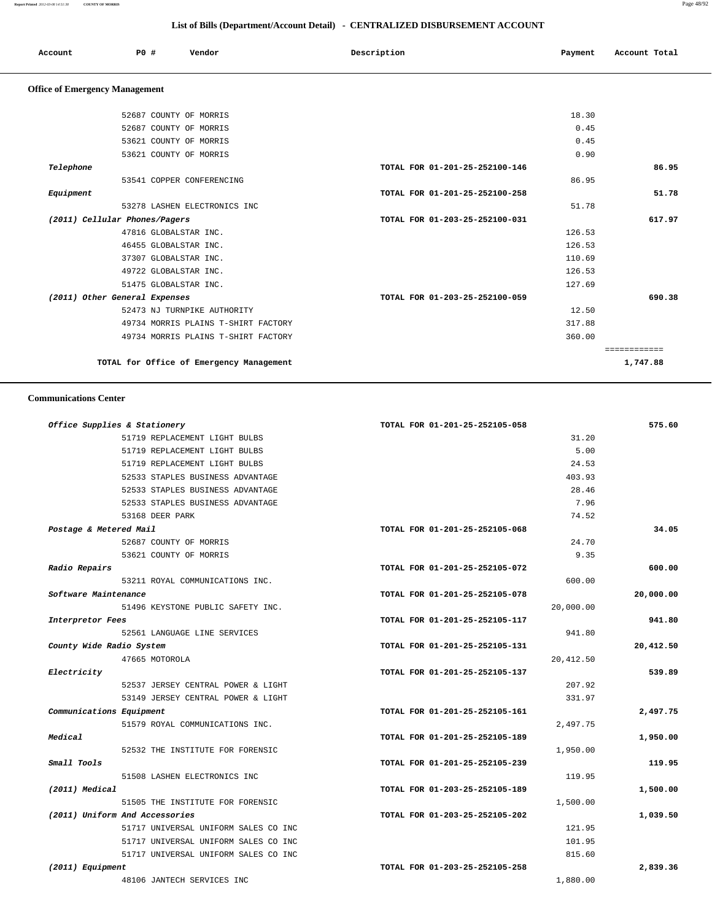## List of Bills (Department/Account Detail) - CENTRALIZED DISBURSEMENT ACCOUNT

| Account | PO # | Vendor | Description | Payment | Account Total |
|---|---|---|---|---|---|

### Office of Emergency Management

| Account | PO # | Vendor | Description | Payment | Account Total |
|---|---|---|---|---|---|
| | 52687 | COUNTY OF MORRIS | | 18.30 | |
| | 52687 | COUNTY OF MORRIS | | 0.45 | |
| | 53621 | COUNTY OF MORRIS | | 0.45 | |
| | 53621 | COUNTY OF MORRIS | | 0.90 | |
| *Telephone* | | | TOTAL FOR 01-201-25-252100-146 | | 86.95 |
| | 53541 | COPPER CONFERENCING | | 86.95 | |
| *Equipment* | | | TOTAL FOR 01-201-25-252100-258 | | 51.78 |
| | 53278 | LASHEN ELECTRONICS INC | | 51.78 | |
| *(2011) Cellular Phones/Pagers* | | | TOTAL FOR 01-203-25-252100-031 | | 617.97 |
| | 47816 | GLOBALSTAR INC. | | 126.53 | |
| | 46455 | GLOBALSTAR INC. | | 126.53 | |
| | 37307 | GLOBALSTAR INC. | | 110.69 | |
| | 49722 | GLOBALSTAR INC. | | 126.53 | |
| | 51475 | GLOBALSTAR INC. | | 127.69 | |
| *(2011) Other General Expenses* | | | TOTAL FOR 01-203-25-252100-059 | | 690.38 |
| | 52473 | NJ TURNPIKE AUTHORITY | | 12.50 | |
| | 49734 | MORRIS PLAINS T-SHIRT FACTORY | | 317.88 | |
| | 49734 | MORRIS PLAINS T-SHIRT FACTORY | | 360.00 | |
| | | **TOTAL for Office of Emergency Management** | | | **1,747.88** |

### Communications Center

| Account | PO # | Vendor | Description | Payment | Account Total |
|---|---|---|---|---|---|
| *Office Supplies & Stationery* | | | TOTAL FOR 01-201-25-252105-058 | | 575.60 |
| | 51719 | REPLACEMENT LIGHT BULBS | | 31.20 | |
| | 51719 | REPLACEMENT LIGHT BULBS | | 5.00 | |
| | 51719 | REPLACEMENT LIGHT BULBS | | 24.53 | |
| | 52533 | STAPLES BUSINESS ADVANTAGE | | 403.93 | |
| | 52533 | STAPLES BUSINESS ADVANTAGE | | 28.46 | |
| | 52533 | STAPLES BUSINESS ADVANTAGE | | 7.96 | |
| | 53168 | DEER PARK | | 74.52 | |
| *Postage & Metered Mail* | | | TOTAL FOR 01-201-25-252105-068 | | 34.05 |
| | 52687 | COUNTY OF MORRIS | | 24.70 | |
| | 53621 | COUNTY OF MORRIS | | 9.35 | |
| *Radio Repairs* | | | TOTAL FOR 01-201-25-252105-072 | | 600.00 |
| | 53211 | ROYAL COMMUNICATIONS INC. | | 600.00 | |
| *Software Maintenance* | | | TOTAL FOR 01-201-25-252105-078 | | 20,000.00 |
| | 51496 | KEYSTONE PUBLIC SAFETY INC. | | 20,000.00 | |
| *Interpretor Fees* | | | TOTAL FOR 01-201-25-252105-117 | | 941.80 |
| | 52561 | LANGUAGE LINE SERVICES | | 941.80 | |
| *County Wide Radio System* | | | TOTAL FOR 01-201-25-252105-131 | | 20,412.50 |
| | 47665 | MOTOROLA | | 20,412.50 | |
| *Electricity* | | | TOTAL FOR 01-201-25-252105-137 | | 539.89 |
| | 52537 | JERSEY CENTRAL POWER & LIGHT | | 207.92 | |
| | 53149 | JERSEY CENTRAL POWER & LIGHT | | 331.97 | |
| *Communications Equipment* | | | TOTAL FOR 01-201-25-252105-161 | | 2,497.75 |
| | 51579 | ROYAL COMMUNICATIONS INC. | | 2,497.75 | |
| *Medical* | | | TOTAL FOR 01-201-25-252105-189 | | 1,950.00 |
| | 52532 | THE INSTITUTE FOR FORENSIC | | 1,950.00 | |
| *Small Tools* | | | TOTAL FOR 01-201-25-252105-239 | | 119.95 |
| | 51508 | LASHEN ELECTRONICS INC | | 119.95 | |
| *(2011) Medical* | | | TOTAL FOR 01-203-25-252105-189 | | 1,500.00 |
| | 51505 | THE INSTITUTE FOR FORENSIC | | 1,500.00 | |
| *(2011) Uniform And Accessories* | | | TOTAL FOR 01-203-25-252105-202 | | 1,039.50 |
| | 51717 | UNIVERSAL UNIFORM SALES CO INC | | 121.95 | |
| | 51717 | UNIVERSAL UNIFORM SALES CO INC | | 101.95 | |
| | 51717 | UNIVERSAL UNIFORM SALES CO INC | | 815.60 | |
| *(2011) Equipment* | | | TOTAL FOR 01-203-25-252105-258 | | 2,839.36 |
| | 48106 | JANTECH SERVICES INC | | 1,880.00 | |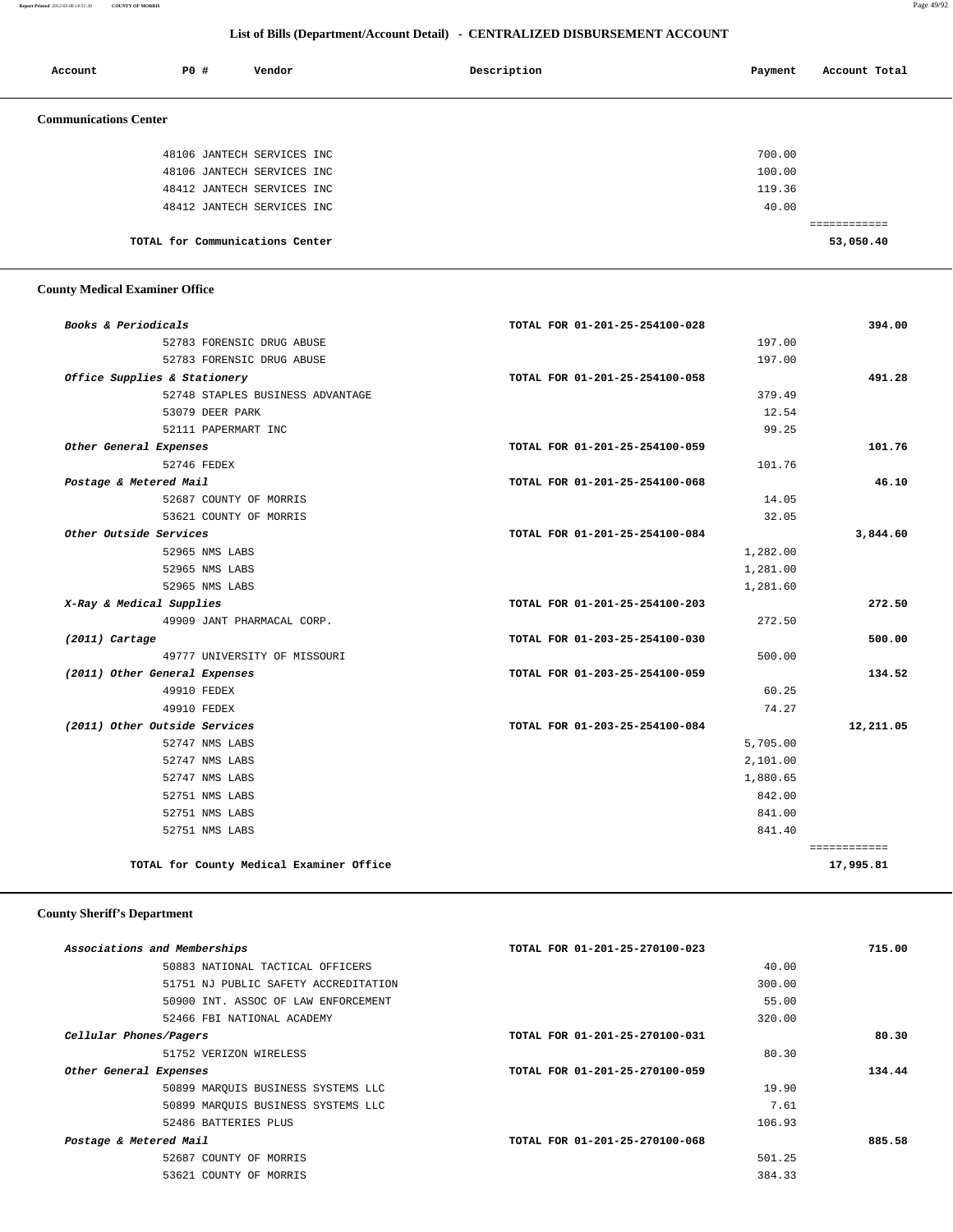## List of Bills (Department/Account Detail) - CENTRALIZED DISBURSEMENT ACCOUNT

| Account | PO # | Vendor | Description | Payment | Account Total |
|---|---|---|---|---|---|

### Communications Center

| Account | PO # | Vendor | Description | Payment | Account Total |
|---|---|---|---|---|---|
| | 48106 | JANTECH SERVICES INC | | 700.00 | |
| | 48106 | JANTECH SERVICES INC | | 100.00 | |
| | 48412 | JANTECH SERVICES INC | | 119.36 | |
| | 48412 | JANTECH SERVICES INC | | 40.00 | |
| | | TOTAL for Communications Center | | | 53,050.40 |

### County Medical Examiner Office

| Account | PO # | Vendor | Description | Payment | Account Total |
|---|---|---|---|---|---|
| *Books & Periodicals* | | | TOTAL FOR 01-201-25-254100-028 | | 394.00 |
| | 52783 | FORENSIC DRUG ABUSE | | 197.00 | |
| | 52783 | FORENSIC DRUG ABUSE | | 197.00 | |
| *Office Supplies & Stationery* | | | TOTAL FOR 01-201-25-254100-058 | | 491.28 |
| | 52748 | STAPLES BUSINESS ADVANTAGE | | 379.49 | |
| | 53079 | DEER PARK | | 12.54 | |
| | 52111 | PAPERMART INC | | 99.25 | |
| *Other General Expenses* | | | TOTAL FOR 01-201-25-254100-059 | | 101.76 |
| | 52746 | FEDEX | | 101.76 | |
| *Postage & Metered Mail* | | | TOTAL FOR 01-201-25-254100-068 | | 46.10 |
| | 52687 | COUNTY OF MORRIS | | 14.05 | |
| | 53621 | COUNTY OF MORRIS | | 32.05 | |
| *Other Outside Services* | | | TOTAL FOR 01-201-25-254100-084 | | 3,844.60 |
| | 52965 | NMS LABS | | 1,282.00 | |
| | 52965 | NMS LABS | | 1,281.00 | |
| | 52965 | NMS LABS | | 1,281.60 | |
| *X-Ray & Medical Supplies* | | | TOTAL FOR 01-201-25-254100-203 | | 272.50 |
| | 49909 | JANT PHARMACAL CORP. | | 272.50 | |
| *(2011) Cartage* | | | TOTAL FOR 01-203-25-254100-030 | | 500.00 |
| | 49777 | UNIVERSITY OF MISSOURI | | 500.00 | |
| *(2011) Other General Expenses* | | | TOTAL FOR 01-203-25-254100-059 | | 134.52 |
| | 49910 | FEDEX | | 60.25 | |
| | 49910 | FEDEX | | 74.27 | |
| *(2011) Other Outside Services* | | | TOTAL FOR 01-203-25-254100-084 | | 12,211.05 |
| | 52747 | NMS LABS | | 5,705.00 | |
| | 52747 | NMS LABS | | 2,101.00 | |
| | 52747 | NMS LABS | | 1,880.65 | |
| | 52751 | NMS LABS | | 842.00 | |
| | 52751 | NMS LABS | | 841.00 | |
| | 52751 | NMS LABS | | 841.40 | |
| | | TOTAL for County Medical Examiner Office | | | 17,995.81 |

### County Sheriff's Department

| Account | PO # | Vendor | Description | Payment | Account Total |
|---|---|---|---|---|---|
| *Associations and Memberships* | | | TOTAL FOR 01-201-25-270100-023 | | 715.00 |
| | 50883 | NATIONAL TACTICAL OFFICERS | | 40.00 | |
| | 51751 | NJ PUBLIC SAFETY ACCREDITATION | | 300.00 | |
| | 50900 | INT. ASSOC OF LAW ENFORCEMENT | | 55.00 | |
| | 52466 | FBI NATIONAL ACADEMY | | 320.00 | |
| *Cellular Phones/Pagers* | | | TOTAL FOR 01-201-25-270100-031 | | 80.30 |
| | 51752 | VERIZON WIRELESS | | 80.30 | |
| *Other General Expenses* | | | TOTAL FOR 01-201-25-270100-059 | | 134.44 |
| | 50899 | MARQUIS BUSINESS SYSTEMS LLC | | 19.90 | |
| | 50899 | MARQUIS BUSINESS SYSTEMS LLC | | 7.61 | |
| | 52486 | BATTERIES PLUS | | 106.93 | |
| *Postage & Metered Mail* | | | TOTAL FOR 01-201-25-270100-068 | | 885.58 |
| | 52687 | COUNTY OF MORRIS | | 501.25 | |
| | 53621 | COUNTY OF MORRIS | | 384.33 | |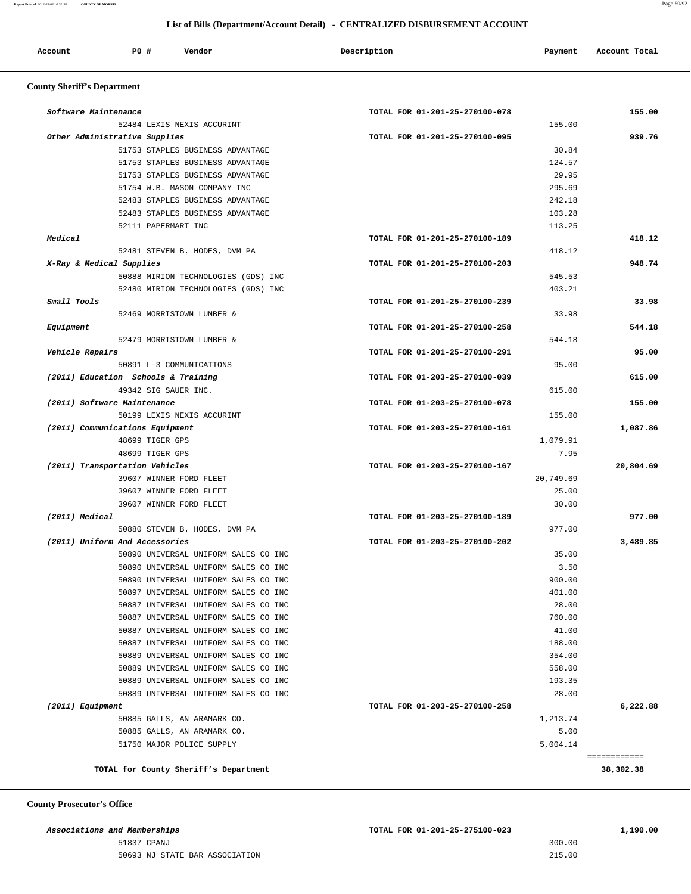## List of Bills (Department/Account Detail) - CENTRALIZED DISBURSEMENT ACCOUNT

| Account | PO # | Vendor | Description | Payment | Account Total |
|---|---|---|---|---|---|

### County Sheriff's Department

| Account | PO # | Vendor | Description | Payment | Account Total |
|---|---|---|---|---|---|
| *Software Maintenance* | | | TOTAL FOR 01-201-25-270100-078 | | 155.00 |
| | 52484 | LEXIS NEXIS ACCURINT | | 155.00 | |
| *Other Administrative Supplies* | | | TOTAL FOR 01-201-25-270100-095 | | 939.76 |
| | 51753 | STAPLES BUSINESS ADVANTAGE | | 30.84 | |
| | 51753 | STAPLES BUSINESS ADVANTAGE | | 124.57 | |
| | 51753 | STAPLES BUSINESS ADVANTAGE | | 29.95 | |
| | 51754 | W.B. MASON COMPANY INC | | 295.69 | |
| | 52483 | STAPLES BUSINESS ADVANTAGE | | 242.18 | |
| | 52483 | STAPLES BUSINESS ADVANTAGE | | 103.28 | |
| | 52111 | PAPERMART INC | | 113.25 | |
| *Medical* | | | TOTAL FOR 01-201-25-270100-189 | | 418.12 |
| | 52481 | STEVEN B. HODES, DVM PA | | 418.12 | |
| *X-Ray & Medical Supplies* | | | TOTAL FOR 01-201-25-270100-203 | | 948.74 |
| | 50888 | MIRION TECHNOLOGIES (GDS) INC | | 545.53 | |
| | 52480 | MIRION TECHNOLOGIES (GDS) INC | | 403.21 | |
| *Small Tools* | | | TOTAL FOR 01-201-25-270100-239 | | 33.98 |
| | 52469 | MORRISTOWN LUMBER & | | 33.98 | |
| *Equipment* | | | TOTAL FOR 01-201-25-270100-258 | | 544.18 |
| | 52479 | MORRISTOWN LUMBER & | | 544.18 | |
| *Vehicle Repairs* | | | TOTAL FOR 01-201-25-270100-291 | | 95.00 |
| | 50891 | L-3 COMMUNICATIONS | | 95.00 | |
| *(2011) Education Schools & Training* | | | TOTAL FOR 01-203-25-270100-039 | | 615.00 |
| | 49342 | SIG SAUER INC. | | 615.00 | |
| *(2011) Software Maintenance* | | | TOTAL FOR 01-203-25-270100-078 | | 155.00 |
| | 50199 | LEXIS NEXIS ACCURINT | | 155.00 | |
| *(2011) Communications Equipment* | | | TOTAL FOR 01-203-25-270100-161 | | 1,087.86 |
| | 48699 | TIGER GPS | | 1,079.91 | |
| | 48699 | TIGER GPS | | 7.95 | |
| *(2011) Transportation Vehicles* | | | TOTAL FOR 01-203-25-270100-167 | | 20,804.69 |
| | 39607 | WINNER FORD FLEET | | 20,749.69 | |
| | 39607 | WINNER FORD FLEET | | 25.00 | |
| | 39607 | WINNER FORD FLEET | | 30.00 | |
| *(2011) Medical* | | | TOTAL FOR 01-203-25-270100-189 | | 977.00 |
| | 50880 | STEVEN B. HODES, DVM PA | | 977.00 | |
| *(2011) Uniform And Accessories* | | | TOTAL FOR 01-203-25-270100-202 | | 3,489.85 |
| | 50890 | UNIVERSAL UNIFORM SALES CO INC | | 35.00 | |
| | 50890 | UNIVERSAL UNIFORM SALES CO INC | | 3.50 | |
| | 50890 | UNIVERSAL UNIFORM SALES CO INC | | 900.00 | |
| | 50897 | UNIVERSAL UNIFORM SALES CO INC | | 401.00 | |
| | 50887 | UNIVERSAL UNIFORM SALES CO INC | | 28.00 | |
| | 50887 | UNIVERSAL UNIFORM SALES CO INC | | 760.00 | |
| | 50887 | UNIVERSAL UNIFORM SALES CO INC | | 41.00 | |
| | 50887 | UNIVERSAL UNIFORM SALES CO INC | | 188.00 | |
| | 50889 | UNIVERSAL UNIFORM SALES CO INC | | 354.00 | |
| | 50889 | UNIVERSAL UNIFORM SALES CO INC | | 558.00 | |
| | 50889 | UNIVERSAL UNIFORM SALES CO INC | | 193.35 | |
| | 50889 | UNIVERSAL UNIFORM SALES CO INC | | 28.00 | |
| *(2011) Equipment* | | | TOTAL FOR 01-203-25-270100-258 | | 6,222.88 |
| | 50885 | GALLS, AN ARAMARK CO. | | 1,213.74 | |
| | 50885 | GALLS, AN ARAMARK CO. | | 5.00 | |
| | 51750 | MAJOR POLICE SUPPLY | | 5,004.14 | |
| | | **TOTAL for County Sheriff's Department** | | | **38,302.38** |

### County Prosecutor's Office

| Account | PO # | Vendor | Description | Payment | Account Total |
|---|---|---|---|---|---|
| *Associations and Memberships* | | | TOTAL FOR 01-201-25-275100-023 | | 1,190.00 |
| | 51837 | CPANJ | | 300.00 | |
| | 50693 | NJ STATE BAR ASSOCIATION | | 215.00 | |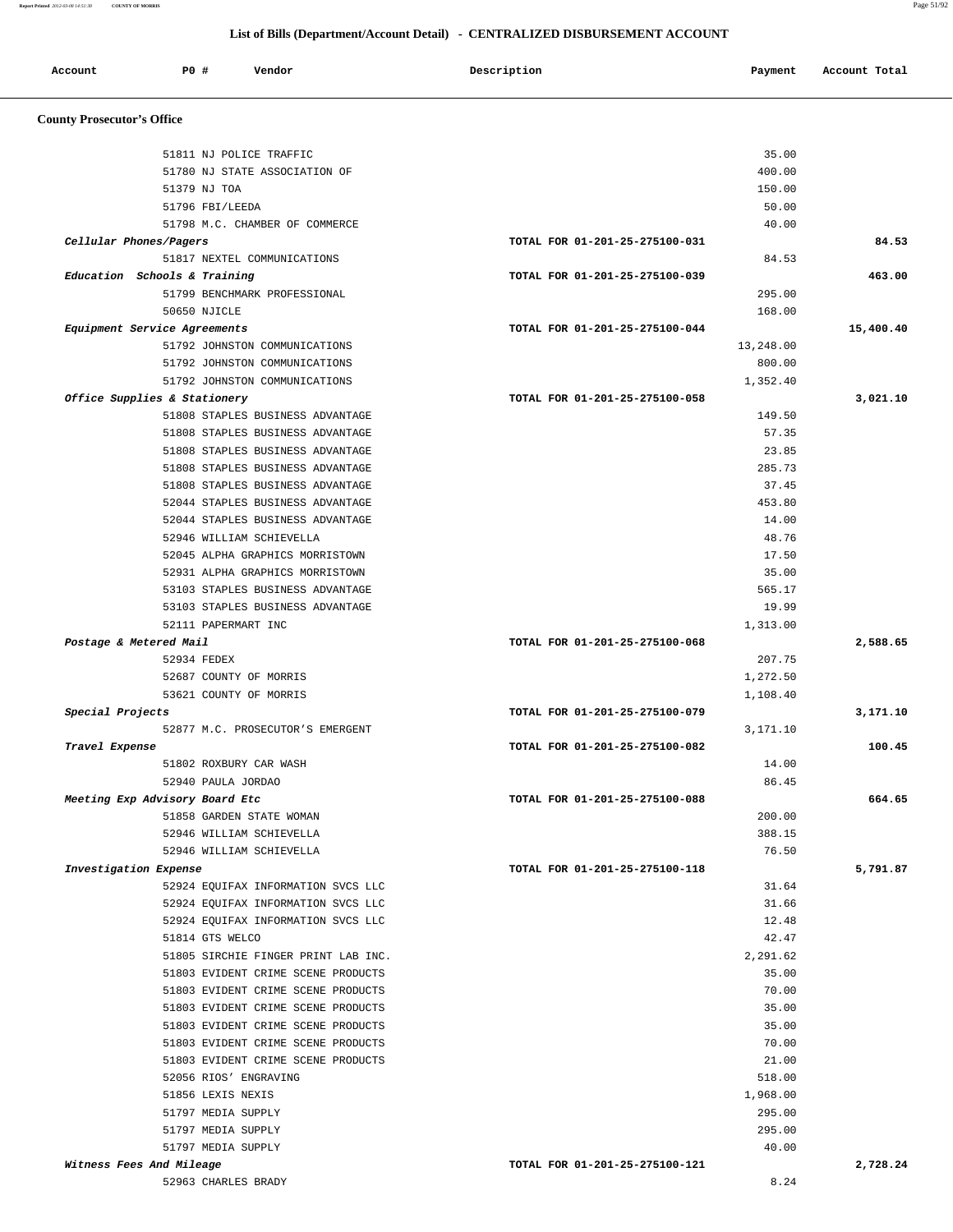## List of Bills (Department/Account Detail) - CENTRALIZED DISBURSEMENT ACCOUNT

| Account | PO # | Vendor | Description | Payment | Account Total |
|---|---|---|---|---|---|

### County Prosecutor's Office

| Account | PO # | Vendor | Description | Payment | Account Total |
|---|---|---|---|---|---|
| | 51811 | NJ POLICE TRAFFIC | | 35.00 | |
| | 51780 | NJ STATE ASSOCIATION OF | | 400.00 | |
| | 51379 | NJ TOA | | 150.00 | |
| | 51796 | FBI/LEEDA | | 50.00 | |
| | 51798 | M.C. CHAMBER OF COMMERCE | | 40.00 | |
| *Cellular Phones/Pagers* | | | TOTAL FOR 01-201-25-275100-031 | | 84.53 |
| | 51817 | NEXTEL COMMUNICATIONS | | 84.53 | |
| *Education Schools & Training* | | | TOTAL FOR 01-201-25-275100-039 | | 463.00 |
| | 51799 | BENCHMARK PROFESSIONAL | | 295.00 | |
| | 50650 | NJICLE | | 168.00 | |
| *Equipment Service Agreements* | | | TOTAL FOR 01-201-25-275100-044 | | 15,400.40 |
| | 51792 | JOHNSTON COMMUNICATIONS | | 13,248.00 | |
| | 51792 | JOHNSTON COMMUNICATIONS | | 800.00 | |
| | 51792 | JOHNSTON COMMUNICATIONS | | 1,352.40 | |
| *Office Supplies & Stationery* | | | TOTAL FOR 01-201-25-275100-058 | | 3,021.10 |
| | 51808 | STAPLES BUSINESS ADVANTAGE | | 149.50 | |
| | 51808 | STAPLES BUSINESS ADVANTAGE | | 57.35 | |
| | 51808 | STAPLES BUSINESS ADVANTAGE | | 23.85 | |
| | 51808 | STAPLES BUSINESS ADVANTAGE | | 285.73 | |
| | 51808 | STAPLES BUSINESS ADVANTAGE | | 37.45 | |
| | 52044 | STAPLES BUSINESS ADVANTAGE | | 453.80 | |
| | 52044 | STAPLES BUSINESS ADVANTAGE | | 14.00 | |
| | 52946 | WILLIAM SCHIEVELLA | | 48.76 | |
| | 52045 | ALPHA GRAPHICS MORRISTOWN | | 17.50 | |
| | 52931 | ALPHA GRAPHICS MORRISTOWN | | 35.00 | |
| | 53103 | STAPLES BUSINESS ADVANTAGE | | 565.17 | |
| | 53103 | STAPLES BUSINESS ADVANTAGE | | 19.99 | |
| | 52111 | PAPERMART INC | | 1,313.00 | |
| *Postage & Metered Mail* | | | TOTAL FOR 01-201-25-275100-068 | | 2,588.65 |
| | 52934 | FEDEX | | 207.75 | |
| | 52687 | COUNTY OF MORRIS | | 1,272.50 | |
| | 53621 | COUNTY OF MORRIS | | 1,108.40 | |
| *Special Projects* | | | TOTAL FOR 01-201-25-275100-079 | | 3,171.10 |
| | 52877 | M.C. PROSECUTOR'S EMERGENT | | 3,171.10 | |
| *Travel Expense* | | | TOTAL FOR 01-201-25-275100-082 | | 100.45 |
| | 51802 | ROXBURY CAR WASH | | 14.00 | |
| | 52940 | PAULA JORDAO | | 86.45 | |
| *Meeting Exp Advisory Board Etc* | | | TOTAL FOR 01-201-25-275100-088 | | 664.65 |
| | 51858 | GARDEN STATE WOMAN | | 200.00 | |
| | 52946 | WILLIAM SCHIEVELLA | | 388.15 | |
| | 52946 | WILLIAM SCHIEVELLA | | 76.50 | |
| *Investigation Expense* | | | TOTAL FOR 01-201-25-275100-118 | | 5,791.87 |
| | 52924 | EQUIFAX INFORMATION SVCS LLC | | 31.64 | |
| | 52924 | EQUIFAX INFORMATION SVCS LLC | | 31.66 | |
| | 52924 | EQUIFAX INFORMATION SVCS LLC | | 12.48 | |
| | 51814 | GTS WELCO | | 42.47 | |
| | 51805 | SIRCHIE FINGER PRINT LAB INC. | | 2,291.62 | |
| | 51803 | EVIDENT CRIME SCENE PRODUCTS | | 35.00 | |
| | 51803 | EVIDENT CRIME SCENE PRODUCTS | | 70.00 | |
| | 51803 | EVIDENT CRIME SCENE PRODUCTS | | 35.00 | |
| | 51803 | EVIDENT CRIME SCENE PRODUCTS | | 35.00 | |
| | 51803 | EVIDENT CRIME SCENE PRODUCTS | | 70.00 | |
| | 51803 | EVIDENT CRIME SCENE PRODUCTS | | 21.00 | |
| | 52056 | RIOS' ENGRAVING | | 518.00 | |
| | 51856 | LEXIS NEXIS | | 1,968.00 | |
| | 51797 | MEDIA SUPPLY | | 295.00 | |
| | 51797 | MEDIA SUPPLY | | 295.00 | |
| | 51797 | MEDIA SUPPLY | | 40.00 | |
| *Witness Fees And Mileage* | | | TOTAL FOR 01-201-25-275100-121 | | 2,728.24 |
| | 52963 | CHARLES BRADY | | 8.24 | |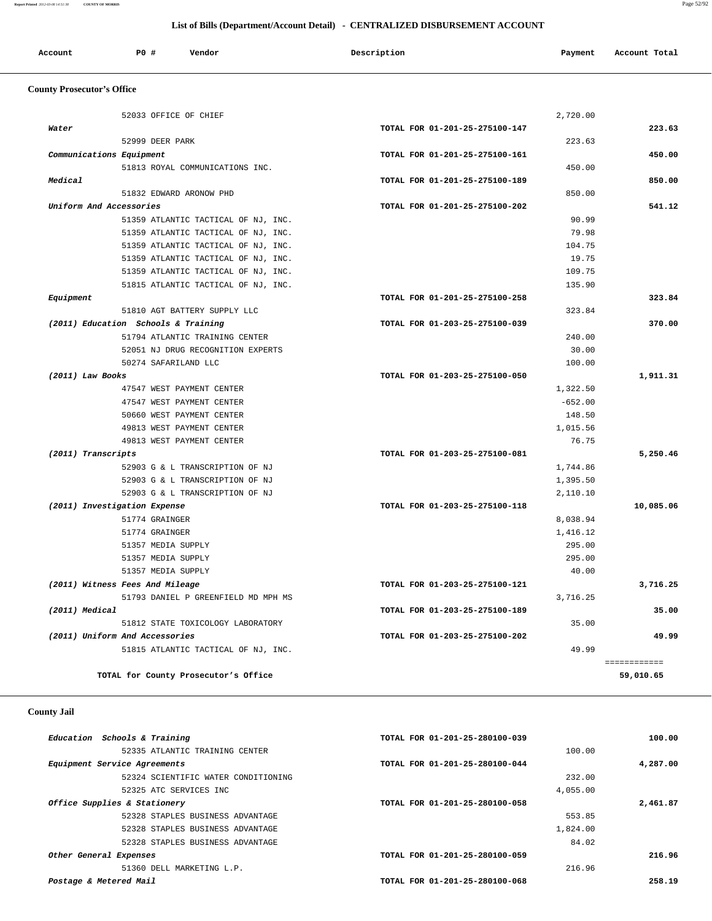## List of Bills (Department/Account Detail) - CENTRALIZED DISBURSEMENT ACCOUNT

| Account | PO # | Vendor | Description | Payment | Account Total |
|---|---|---|---|---|---|

### County Prosecutor's Office

| Account | PO # | Vendor | Description | Payment | Account Total |
|---|---|---|---|---|---|
| | 52033 | OFFICE OF CHIEF | | 2,720.00 | |
| *Water* | | | TOTAL FOR 01-201-25-275100-147 | | 223.63 |
| | 52999 | DEER PARK | | 223.63 | |
| *Communications Equipment* | | | TOTAL FOR 01-201-25-275100-161 | | 450.00 |
| | 51813 | ROYAL COMMUNICATIONS INC. | | 450.00 | |
| *Medical* | | | TOTAL FOR 01-201-25-275100-189 | | 850.00 |
| | 51832 | EDWARD ARONOW PHD | | 850.00 | |
| *Uniform And Accessories* | | | TOTAL FOR 01-201-25-275100-202 | | 541.12 |
| | 51359 | ATLANTIC TACTICAL OF NJ, INC. | | 90.99 | |
| | 51359 | ATLANTIC TACTICAL OF NJ, INC. | | 79.98 | |
| | 51359 | ATLANTIC TACTICAL OF NJ, INC. | | 104.75 | |
| | 51359 | ATLANTIC TACTICAL OF NJ, INC. | | 19.75 | |
| | 51359 | ATLANTIC TACTICAL OF NJ, INC. | | 109.75 | |
| | 51815 | ATLANTIC TACTICAL OF NJ, INC. | | 135.90 | |
| *Equipment* | | | TOTAL FOR 01-201-25-275100-258 | | 323.84 |
| | 51810 | AGT BATTERY SUPPLY LLC | | 323.84 | |
| *(2011) Education Schools & Training* | | | TOTAL FOR 01-203-25-275100-039 | | 370.00 |
| | 51794 | ATLANTIC TRAINING CENTER | | 240.00 | |
| | 52051 | NJ DRUG RECOGNITION EXPERTS | | 30.00 | |
| | 50274 | SAFARILAND LLC | | 100.00 | |
| *(2011) Law Books* | | | TOTAL FOR 01-203-25-275100-050 | | 1,911.31 |
| | 47547 | WEST PAYMENT CENTER | | 1,322.50 | |
| | 47547 | WEST PAYMENT CENTER | | -652.00 | |
| | 50660 | WEST PAYMENT CENTER | | 148.50 | |
| | 49813 | WEST PAYMENT CENTER | | 1,015.56 | |
| | 49813 | WEST PAYMENT CENTER | | 76.75 | |
| *(2011) Transcripts* | | | TOTAL FOR 01-203-25-275100-081 | | 5,250.46 |
| | 52903 | G & L TRANSCRIPTION OF NJ | | 1,744.86 | |
| | 52903 | G & L TRANSCRIPTION OF NJ | | 1,395.50 | |
| | 52903 | G & L TRANSCRIPTION OF NJ | | 2,110.10 | |
| *(2011) Investigation Expense* | | | TOTAL FOR 01-203-25-275100-118 | | 10,085.06 |
| | 51774 | GRAINGER | | 8,038.94 | |
| | 51774 | GRAINGER | | 1,416.12 | |
| | 51357 | MEDIA SUPPLY | | 295.00 | |
| | 51357 | MEDIA SUPPLY | | 295.00 | |
| | 51357 | MEDIA SUPPLY | | 40.00 | |
| *(2011) Witness Fees And Mileage* | | | TOTAL FOR 01-203-25-275100-121 | | 3,716.25 |
| | 51793 | DANIEL P GREENFIELD MD MPH MS | | 3,716.25 | |
| *(2011) Medical* | | | TOTAL FOR 01-203-25-275100-189 | | 35.00 |
| | 51812 | STATE TOXICOLOGY LABORATORY | | 35.00 | |
| *(2011) Uniform And Accessories* | | | TOTAL FOR 01-203-25-275100-202 | | 49.99 |
| | 51815 | ATLANTIC TACTICAL OF NJ, INC. | | 49.99 | |
| | | TOTAL for County Prosecutor's Office | | | 59,010.65 |

### County Jail

| Account | PO # | Vendor | Description | Payment | Account Total |
|---|---|---|---|---|---|
| *Education Schools & Training* | | | TOTAL FOR 01-201-25-280100-039 | | 100.00 |
| | 52335 | ATLANTIC TRAINING CENTER | | 100.00 | |
| *Equipment Service Agreements* | | | TOTAL FOR 01-201-25-280100-044 | | 4,287.00 |
| | 52324 | SCIENTIFIC WATER CONDITIONING | | 232.00 | |
| | 52325 | ATC SERVICES INC | | 4,055.00 | |
| *Office Supplies & Stationery* | | | TOTAL FOR 01-201-25-280100-058 | | 2,461.87 |
| | 52328 | STAPLES BUSINESS ADVANTAGE | | 553.85 | |
| | 52328 | STAPLES BUSINESS ADVANTAGE | | 1,824.00 | |
| | 52328 | STAPLES BUSINESS ADVANTAGE | | 84.02 | |
| *Other General Expenses* | | | TOTAL FOR 01-201-25-280100-059 | | 216.96 |
| | 51360 | DELL MARKETING L.P. | | 216.96 | |
| *Postage & Metered Mail* | | | TOTAL FOR 01-201-25-280100-068 | | 258.19 |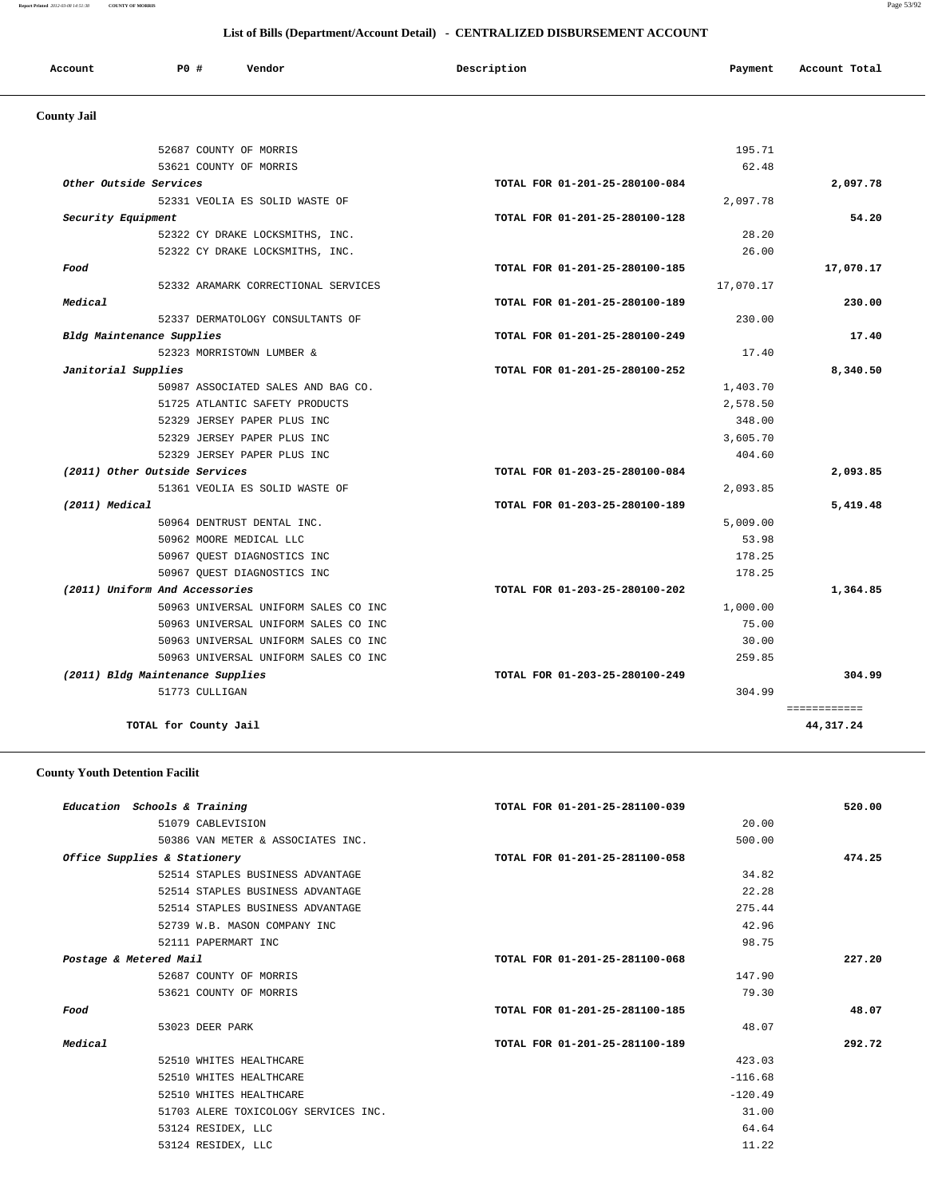## List of Bills (Department/Account Detail) - CENTRALIZED DISBURSEMENT ACCOUNT

| Account | PO # | Vendor | Description | Payment | Account Total |
|---|---|---|---|---|---|

### County Jail

| Account | PO # | Vendor | Description | Payment | Account Total |
|---|---|---|---|---|---|
| | 52687 | COUNTY OF MORRIS | | 195.71 | |
| | 53621 | COUNTY OF MORRIS | | 62.48 | |
| *Other Outside Services* | | | TOTAL FOR 01-201-25-280100-084 | | 2,097.78 |
| | 52331 | VEOLIA ES SOLID WASTE OF | | 2,097.78 | |
| *Security Equipment* | | | TOTAL FOR 01-201-25-280100-128 | | 54.20 |
| | 52322 | CY DRAKE LOCKSMITHS, INC. | | 28.20 | |
| | 52322 | CY DRAKE LOCKSMITHS, INC. | | 26.00 | |
| *Food* | | | TOTAL FOR 01-201-25-280100-185 | | 17,070.17 |
| | 52332 | ARAMARK CORRECTIONAL SERVICES | | 17,070.17 | |
| *Medical* | | | TOTAL FOR 01-201-25-280100-189 | | 230.00 |
| | 52337 | DERMATOLOGY CONSULTANTS OF | | 230.00 | |
| *Bldg Maintenance Supplies* | | | TOTAL FOR 01-201-25-280100-249 | | 17.40 |
| | 52323 | MORRISTOWN LUMBER & | | 17.40 | |
| *Janitorial Supplies* | | | TOTAL FOR 01-201-25-280100-252 | | 8,340.50 |
| | 50987 | ASSOCIATED SALES AND BAG CO. | | 1,403.70 | |
| | 51725 | ATLANTIC SAFETY PRODUCTS | | 2,578.50 | |
| | 52329 | JERSEY PAPER PLUS INC | | 348.00 | |
| | 52329 | JERSEY PAPER PLUS INC | | 3,605.70 | |
| | 52329 | JERSEY PAPER PLUS INC | | 404.60 | |
| *(2011) Other Outside Services* | | | TOTAL FOR 01-203-25-280100-084 | | 2,093.85 |
| | 51361 | VEOLIA ES SOLID WASTE OF | | 2,093.85 | |
| *(2011) Medical* | | | TOTAL FOR 01-203-25-280100-189 | | 5,419.48 |
| | 50964 | DENTRUST DENTAL INC. | | 5,009.00 | |
| | 50962 | MOORE MEDICAL LLC | | 53.98 | |
| | 50967 | QUEST DIAGNOSTICS INC | | 178.25 | |
| | 50967 | QUEST DIAGNOSTICS INC | | 178.25 | |
| *(2011) Uniform And Accessories* | | | TOTAL FOR 01-203-25-280100-202 | | 1,364.85 |
| | 50963 | UNIVERSAL UNIFORM SALES CO INC | | 1,000.00 | |
| | 50963 | UNIVERSAL UNIFORM SALES CO INC | | 75.00 | |
| | 50963 | UNIVERSAL UNIFORM SALES CO INC | | 30.00 | |
| | 50963 | UNIVERSAL UNIFORM SALES CO INC | | 259.85 | |
| *(2011) Bldg Maintenance Supplies* | | | TOTAL FOR 01-203-25-280100-249 | | 304.99 |
| | 51773 | CULLIGAN | | 304.99 | |
| **TOTAL for County Jail** | | | | | **44,317.24** |

### County Youth Detention Facilit

| Account | PO # | Vendor | Description | Payment | Account Total |
|---|---|---|---|---|---|
| *Education Schools & Training* | | | TOTAL FOR 01-201-25-281100-039 | | 520.00 |
| | 51079 | CABLEVISION | | 20.00 | |
| | 50386 | VAN METER & ASSOCIATES INC. | | 500.00 | |
| *Office Supplies & Stationery* | | | TOTAL FOR 01-201-25-281100-058 | | 474.25 |
| | 52514 | STAPLES BUSINESS ADVANTAGE | | 34.82 | |
| | 52514 | STAPLES BUSINESS ADVANTAGE | | 22.28 | |
| | 52514 | STAPLES BUSINESS ADVANTAGE | | 275.44 | |
| | 52739 | W.B. MASON COMPANY INC | | 42.96 | |
| | 52111 | PAPERMART INC | | 98.75 | |
| *Postage & Metered Mail* | | | TOTAL FOR 01-201-25-281100-068 | | 227.20 |
| | 52687 | COUNTY OF MORRIS | | 147.90 | |
| | 53621 | COUNTY OF MORRIS | | 79.30 | |
| *Food* | | | TOTAL FOR 01-201-25-281100-185 | | 48.07 |
| | 53023 | DEER PARK | | 48.07 | |
| *Medical* | | | TOTAL FOR 01-201-25-281100-189 | | 292.72 |
| | 52510 | WHITES HEALTHCARE | | 423.03 | |
| | 52510 | WHITES HEALTHCARE | | -116.68 | |
| | 52510 | WHITES HEALTHCARE | | -120.49 | |
| | 51703 | ALERE TOXICOLOGY SERVICES INC. | | 31.00 | |
| | 53124 | RESIDEX, LLC | | 64.64 | |
| | 53124 | RESIDEX, LLC | | 11.22 | |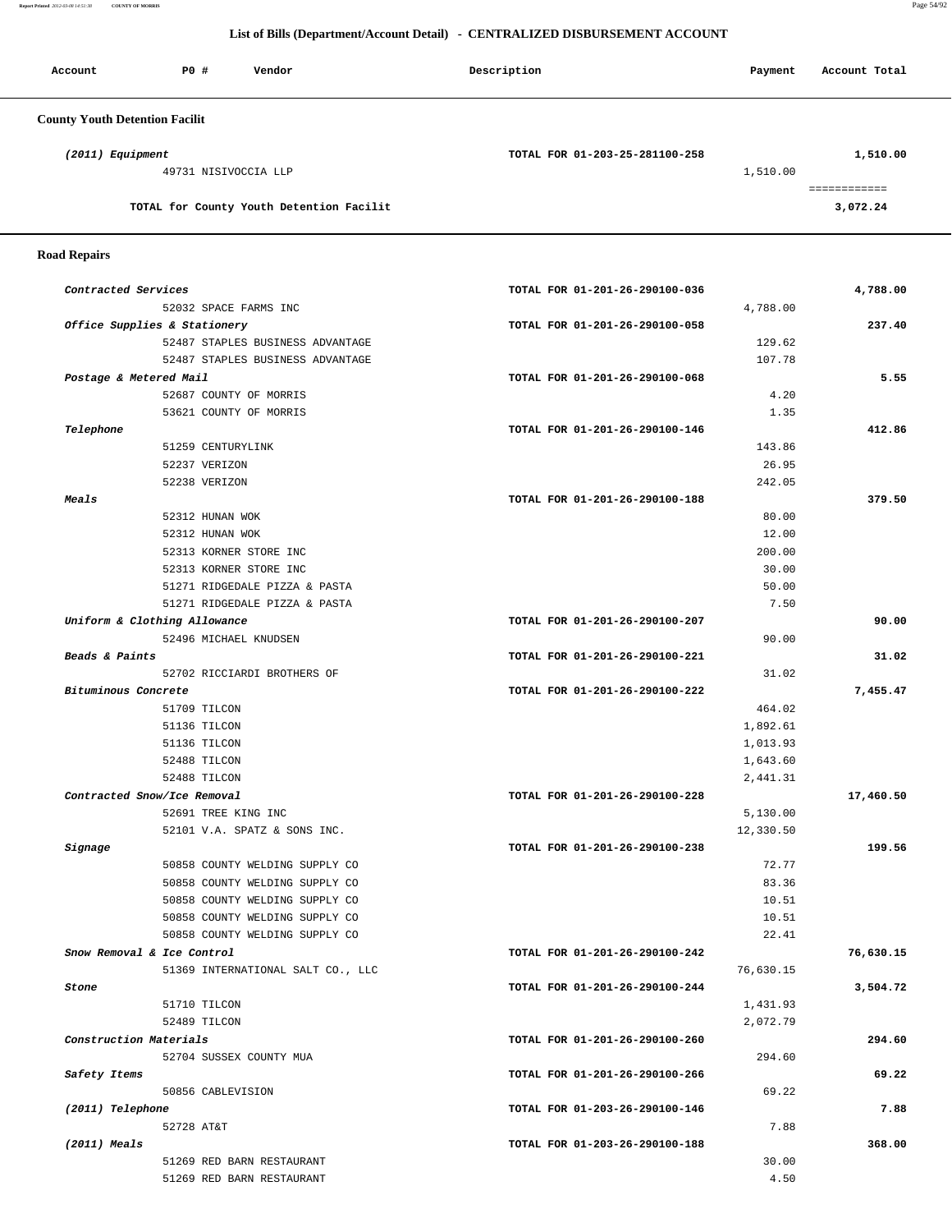## List of Bills (Department/Account Detail) - CENTRALIZED DISBURSEMENT ACCOUNT

| Account | PO # | Vendor | Description | Payment | Account Total |
|---|---|---|---|---|---|

### County Youth Detention Facilit

| Account | PO # | Vendor | Description | Payment | Account Total |
|---|---|---|---|---|---|
| *(2011) Equipment* | | | TOTAL FOR 01-203-25-281100-258 | | 1,510.00 |
| | 49731 | NISIVOCCIA LLP | | 1,510.00 | |
| | | | | | ============ |
| | | TOTAL for County Youth Detention Facilit | | | 3,072.24 |

### Road Repairs

| Account | PO # | Vendor | Description | Payment | Account Total |
|---|---|---|---|---|---|
| *Contracted Services* | | | TOTAL FOR 01-201-26-290100-036 | | 4,788.00 |
| | 52032 | SPACE FARMS INC | | 4,788.00 | |
| *Office Supplies & Stationery* | | | TOTAL FOR 01-201-26-290100-058 | | 237.40 |
| | 52487 | STAPLES BUSINESS ADVANTAGE | | 129.62 | |
| | 52487 | STAPLES BUSINESS ADVANTAGE | | 107.78 | |
| *Postage & Metered Mail* | | | TOTAL FOR 01-201-26-290100-068 | | 5.55 |
| | 52687 | COUNTY OF MORRIS | | 4.20 | |
| | 53621 | COUNTY OF MORRIS | | 1.35 | |
| *Telephone* | | | TOTAL FOR 01-201-26-290100-146 | | 412.86 |
| | 51259 | CENTURYLINK | | 143.86 | |
| | 52237 | VERIZON | | 26.95 | |
| | 52238 | VERIZON | | 242.05 | |
| *Meals* | | | TOTAL FOR 01-201-26-290100-188 | | 379.50 |
| | 52312 | HUNAN WOK | | 80.00 | |
| | 52312 | HUNAN WOK | | 12.00 | |
| | 52313 | KORNER STORE INC | | 200.00 | |
| | 52313 | KORNER STORE INC | | 30.00 | |
| | 51271 | RIDGEDALE PIZZA & PASTA | | 50.00 | |
| | 51271 | RIDGEDALE PIZZA & PASTA | | 7.50 | |
| *Uniform & Clothing Allowance* | | | TOTAL FOR 01-201-26-290100-207 | | 90.00 |
| | 52496 | MICHAEL KNUDSEN | | 90.00 | |
| *Beads & Paints* | | | TOTAL FOR 01-201-26-290100-221 | | 31.02 |
| | 52702 | RICCIARDI BROTHERS OF | | 31.02 | |
| *Bituminous Concrete* | | | TOTAL FOR 01-201-26-290100-222 | | 7,455.47 |
| | 51709 | TILCON | | 464.02 | |
| | 51136 | TILCON | | 1,892.61 | |
| | 51136 | TILCON | | 1,013.93 | |
| | 52488 | TILCON | | 1,643.60 | |
| | 52488 | TILCON | | 2,441.31 | |
| *Contracted Snow/Ice Removal* | | | TOTAL FOR 01-201-26-290100-228 | | 17,460.50 |
| | 52691 | TREE KING INC | | 5,130.00 | |
| | 52101 | V.A. SPATZ & SONS INC. | | 12,330.50 | |
| *Signage* | | | TOTAL FOR 01-201-26-290100-238 | | 199.56 |
| | 50858 | COUNTY WELDING SUPPLY CO | | 72.77 | |
| | 50858 | COUNTY WELDING SUPPLY CO | | 83.36 | |
| | 50858 | COUNTY WELDING SUPPLY CO | | 10.51 | |
| | 50858 | COUNTY WELDING SUPPLY CO | | 10.51 | |
| | 50858 | COUNTY WELDING SUPPLY CO | | 22.41 | |
| *Snow Removal & Ice Control* | | | TOTAL FOR 01-201-26-290100-242 | | 76,630.15 |
| | 51369 | INTERNATIONAL SALT CO., LLC | | 76,630.15 | |
| *Stone* | | | TOTAL FOR 01-201-26-290100-244 | | 3,504.72 |
| | 51710 | TILCON | | 1,431.93 | |
| | 52489 | TILCON | | 2,072.79 | |
| *Construction Materials* | | | TOTAL FOR 01-201-26-290100-260 | | 294.60 |
| | 52704 | SUSSEX COUNTY MUA | | 294.60 | |
| *Safety Items* | | | TOTAL FOR 01-201-26-290100-266 | | 69.22 |
| | 50856 | CABLEVISION | | 69.22 | |
| *(2011) Telephone* | | | TOTAL FOR 01-203-26-290100-146 | | 7.88 |
| | 52728 | AT&T | | 7.88 | |
| *(2011) Meals* | | | TOTAL FOR 01-203-26-290100-188 | | 368.00 |
| | 51269 | RED BARN RESTAURANT | | 30.00 | |
| | 51269 | RED BARN RESTAURANT | | 4.50 | |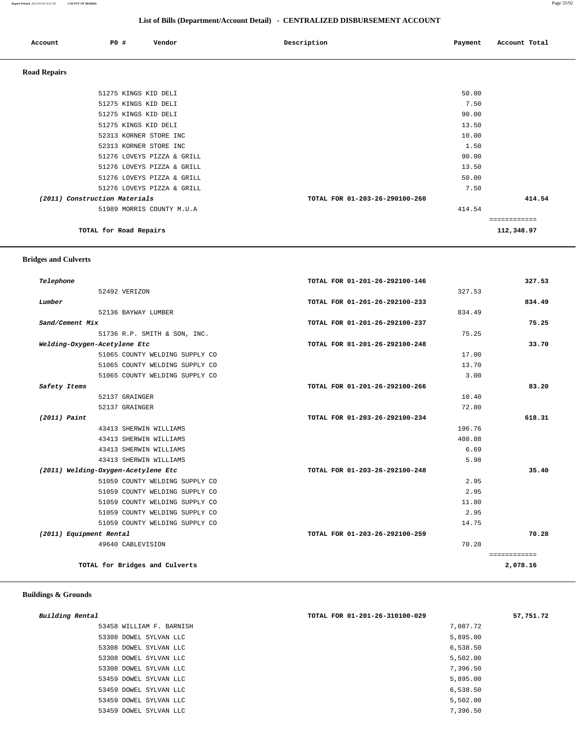## List of Bills (Department/Account Detail) - CENTRALIZED DISBURSEMENT ACCOUNT

| Account | PO # | Vendor | Description | Payment | Account Total |
|---|---|---|---|---|---|

### Road Repairs

| Account | PO # | Vendor | Description | Payment | Account Total |
|---|---|---|---|---|---|
| | 51275 | KINGS KID DELI | | 50.00 | |
| | 51275 | KINGS KID DELI | | 7.50 | |
| | 51275 | KINGS KID DELI | | 90.00 | |
| | 51275 | KINGS KID DELI | | 13.50 | |
| | 52313 | KORNER STORE INC | | 10.00 | |
| | 52313 | KORNER STORE INC | | 1.50 | |
| | 51276 | LOVEYS PIZZA & GRILL | | 90.00 | |
| | 51276 | LOVEYS PIZZA & GRILL | | 13.50 | |
| | 51276 | LOVEYS PIZZA & GRILL | | 50.00 | |
| | 51276 | LOVEYS PIZZA & GRILL | | 7.50 | |
| *(2011) Construction Materials* | | | TOTAL FOR 01-203-26-290100-260 | | 414.54 |
| | 51989 | MORRIS COUNTY M.U.A | | 414.54 | |
| | | | | | ============ |
| **TOTAL for Road Repairs** | | | | | 112,348.97 |

### Bridges and Culverts

| Account | PO # | Vendor | Description | Payment | Account Total |
|---|---|---|---|---|---|
| *Telephone* | | | TOTAL FOR 01-201-26-292100-146 | | 327.53 |
| | 52492 | VERIZON | | 327.53 | |
| *Lumber* | | | TOTAL FOR 01-201-26-292100-233 | | 834.49 |
| | 52136 | BAYWAY LUMBER | | 834.49 | |
| *Sand/Cement Mix* | | | TOTAL FOR 01-201-26-292100-237 | | 75.25 |
| | 51736 | R.P. SMITH & SON, INC. | | 75.25 | |
| *Welding-Oxygen-Acetylene Etc* | | | TOTAL FOR 01-201-26-292100-248 | | 33.70 |
| | 51065 | COUNTY WELDING SUPPLY CO | | 17.00 | |
| | 51065 | COUNTY WELDING SUPPLY CO | | 13.70 | |
| | 51065 | COUNTY WELDING SUPPLY CO | | 3.00 | |
| *Safety Items* | | | TOTAL FOR 01-201-26-292100-266 | | 83.20 |
| | 52137 | GRAINGER | | 10.40 | |
| | 52137 | GRAINGER | | 72.80 | |
| *(2011) Paint* | | | TOTAL FOR 01-203-26-292100-234 | | 618.31 |
| | 43413 | SHERWIN WILLIAMS | | 196.76 | |
| | 43413 | SHERWIN WILLIAMS | | 408.88 | |
| | 43413 | SHERWIN WILLIAMS | | 6.69 | |
| | 43413 | SHERWIN WILLIAMS | | 5.98 | |
| *(2011) Welding-Oxygen-Acetylene Etc* | | | TOTAL FOR 01-203-26-292100-248 | | 35.40 |
| | 51059 | COUNTY WELDING SUPPLY CO | | 2.95 | |
| | 51059 | COUNTY WELDING SUPPLY CO | | 2.95 | |
| | 51059 | COUNTY WELDING SUPPLY CO | | 11.80 | |
| | 51059 | COUNTY WELDING SUPPLY CO | | 2.95 | |
| | 51059 | COUNTY WELDING SUPPLY CO | | 14.75 | |
| *(2011) Equipment Rental* | | | TOTAL FOR 01-203-26-292100-259 | | 70.28 |
| | 49640 | CABLEVISION | | 70.28 | |
| | | | | | ============ |
| **TOTAL for Bridges and Culverts** | | | | | 2,078.16 |

### Buildings & Grounds

| Account | PO # | Vendor | Description | Payment | Account Total |
|---|---|---|---|---|---|
| *Building Rental* | | | TOTAL FOR 01-201-26-310100-029 | | 57,751.72 |
| | 53458 | WILLIAM F. BARNISH | | 7,087.72 | |
| | 53308 | DOWEL SYLVAN LLC | | 5,895.00 | |
| | 53308 | DOWEL SYLVAN LLC | | 6,538.50 | |
| | 53308 | DOWEL SYLVAN LLC | | 5,502.00 | |
| | 53308 | DOWEL SYLVAN LLC | | 7,396.50 | |
| | 53459 | DOWEL SYLVAN LLC | | 5,895.00 | |
| | 53459 | DOWEL SYLVAN LLC | | 6,538.50 | |
| | 53459 | DOWEL SYLVAN LLC | | 5,502.00 | |
| | 53459 | DOWEL SYLVAN LLC | | 7,396.50 | |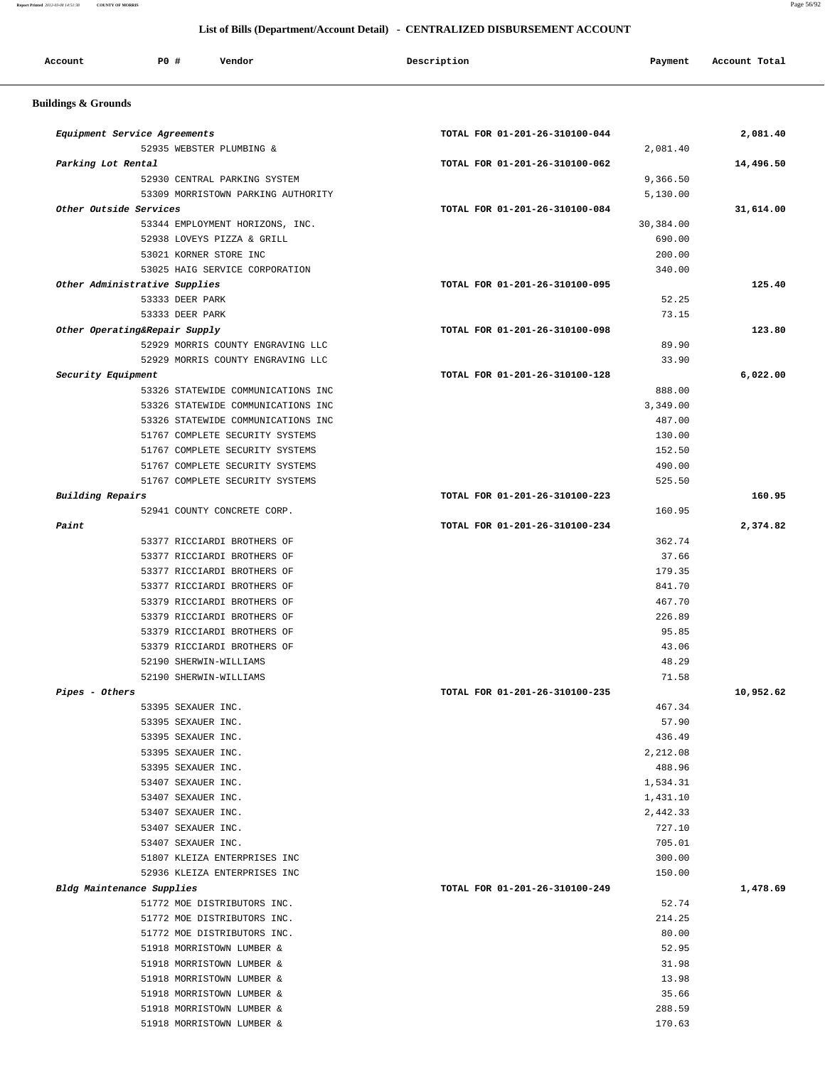## List of Bills (Department/Account Detail) - CENTRALIZED DISBURSEMENT ACCOUNT

| Account | PO # | Vendor | Description | Payment | Account Total |
|---|---|---|---|---|---|

### Buildings & Grounds

| Account | PO # | Vendor | Description | Payment | Account Total |
|---|---|---|---|---|---|
| *Equipment Service Agreements* | | | TOTAL FOR 01-201-26-310100-044 | | 2,081.40 |
| | 52935 | WEBSTER PLUMBING & | | 2,081.40 | |
| *Parking Lot Rental* | | | TOTAL FOR 01-201-26-310100-062 | | 14,496.50 |
| | 52930 | CENTRAL PARKING SYSTEM | | 9,366.50 | |
| | 53309 | MORRISTOWN PARKING AUTHORITY | | 5,130.00 | |
| *Other Outside Services* | | | TOTAL FOR 01-201-26-310100-084 | | 31,614.00 |
| | 53344 | EMPLOYMENT HORIZONS, INC. | | 30,384.00 | |
| | 52938 | LOVEYS PIZZA & GRILL | | 690.00 | |
| | 53021 | KORNER STORE INC | | 200.00 | |
| | 53025 | HAIG SERVICE CORPORATION | | 340.00 | |
| *Other Administrative Supplies* | | | TOTAL FOR 01-201-26-310100-095 | | 125.40 |
| | 53333 | DEER PARK | | 52.25 | |
| | 53333 | DEER PARK | | 73.15 | |
| *Other Operating&Repair Supply* | | | TOTAL FOR 01-201-26-310100-098 | | 123.80 |
| | 52929 | MORRIS COUNTY ENGRAVING LLC | | 89.90 | |
| | 52929 | MORRIS COUNTY ENGRAVING LLC | | 33.90 | |
| *Security Equipment* | | | TOTAL FOR 01-201-26-310100-128 | | 6,022.00 |
| | 53326 | STATEWIDE COMMUNICATIONS INC | | 888.00 | |
| | 53326 | STATEWIDE COMMUNICATIONS INC | | 3,349.00 | |
| | 53326 | STATEWIDE COMMUNICATIONS INC | | 487.00 | |
| | 51767 | COMPLETE SECURITY SYSTEMS | | 130.00 | |
| | 51767 | COMPLETE SECURITY SYSTEMS | | 152.50 | |
| | 51767 | COMPLETE SECURITY SYSTEMS | | 490.00 | |
| | 51767 | COMPLETE SECURITY SYSTEMS | | 525.50 | |
| *Building Repairs* | | | TOTAL FOR 01-201-26-310100-223 | | 160.95 |
| | 52941 | COUNTY CONCRETE CORP. | | 160.95 | |
| *Paint* | | | TOTAL FOR 01-201-26-310100-234 | | 2,374.82 |
| | 53377 | RICCIARDI BROTHERS OF | | 362.74 | |
| | 53377 | RICCIARDI BROTHERS OF | | 37.66 | |
| | 53377 | RICCIARDI BROTHERS OF | | 179.35 | |
| | 53377 | RICCIARDI BROTHERS OF | | 841.70 | |
| | 53379 | RICCIARDI BROTHERS OF | | 467.70 | |
| | 53379 | RICCIARDI BROTHERS OF | | 226.89 | |
| | 53379 | RICCIARDI BROTHERS OF | | 95.85 | |
| | 53379 | RICCIARDI BROTHERS OF | | 43.06 | |
| | 52190 | SHERWIN-WILLIAMS | | 48.29 | |
| | 52190 | SHERWIN-WILLIAMS | | 71.58 | |
| *Pipes - Others* | | | TOTAL FOR 01-201-26-310100-235 | | 10,952.62 |
| | 53395 | SEXAUER INC. | | 467.34 | |
| | 53395 | SEXAUER INC. | | 57.90 | |
| | 53395 | SEXAUER INC. | | 436.49 | |
| | 53395 | SEXAUER INC. | | 2,212.08 | |
| | 53395 | SEXAUER INC. | | 488.96 | |
| | 53407 | SEXAUER INC. | | 1,534.31 | |
| | 53407 | SEXAUER INC. | | 1,431.10 | |
| | 53407 | SEXAUER INC. | | 2,442.33 | |
| | 53407 | SEXAUER INC. | | 727.10 | |
| | 53407 | SEXAUER INC. | | 705.01 | |
| | 51807 | KLEIZA ENTERPRISES INC | | 300.00 | |
| | 52936 | KLEIZA ENTERPRISES INC | | 150.00 | |
| *Bldg Maintenance Supplies* | | | TOTAL FOR 01-201-26-310100-249 | | 1,478.69 |
| | 51772 | MOE DISTRIBUTORS INC. | | 52.74 | |
| | 51772 | MOE DISTRIBUTORS INC. | | 214.25 | |
| | 51772 | MOE DISTRIBUTORS INC. | | 80.00 | |
| | 51918 | MORRISTOWN LUMBER & | | 52.95 | |
| | 51918 | MORRISTOWN LUMBER & | | 31.98 | |
| | 51918 | MORRISTOWN LUMBER & | | 13.98 | |
| | 51918 | MORRISTOWN LUMBER & | | 35.66 | |
| | 51918 | MORRISTOWN LUMBER & | | 288.59 | |
| | 51918 | MORRISTOWN LUMBER & | | 170.63 | |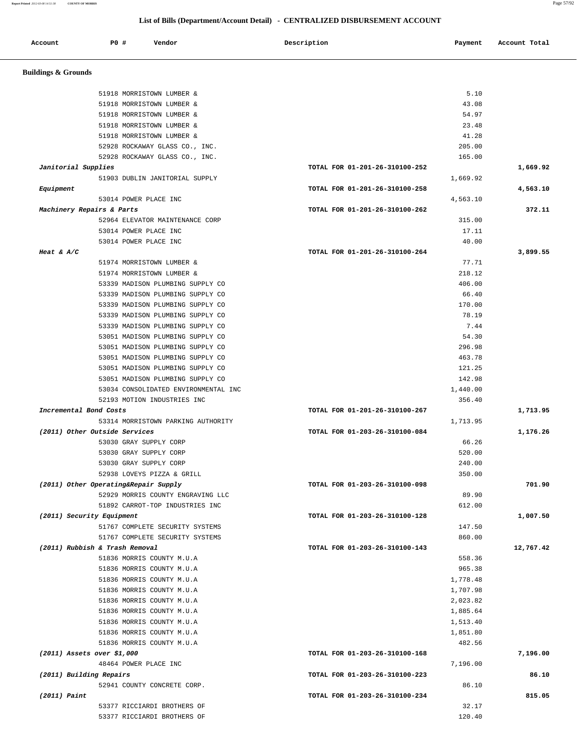## List of Bills (Department/Account Detail) - CENTRALIZED DISBURSEMENT ACCOUNT

| Account | PO # | Vendor | Description | Payment | Account Total |
|---|---|---|---|---|---|
| **Buildings & Grounds** | | | | | |
| | 51918 | MORRISTOWN LUMBER & | | 5.10 | |
| | 51918 | MORRISTOWN LUMBER & | | 43.08 | |
| | 51918 | MORRISTOWN LUMBER & | | 54.97 | |
| | 51918 | MORRISTOWN LUMBER & | | 23.48 | |
| | 51918 | MORRISTOWN LUMBER & | | 41.28 | |
| | 52928 | ROCKAWAY GLASS CO., INC. | | 205.00 | |
| | 52928 | ROCKAWAY GLASS CO., INC. | | 165.00 | |
| *Janitorial Supplies* | | | TOTAL FOR 01-201-26-310100-252 | | 1,669.92 |
| | 51903 | DUBLIN JANITORIAL SUPPLY | | 1,669.92 | |
| *Equipment* | | | TOTAL FOR 01-201-26-310100-258 | | 4,563.10 |
| | 53014 | POWER PLACE INC | | 4,563.10 | |
| *Machinery Repairs & Parts* | | | TOTAL FOR 01-201-26-310100-262 | | 372.11 |
| | 52964 | ELEVATOR MAINTENANCE CORP | | 315.00 | |
| | 53014 | POWER PLACE INC | | 17.11 | |
| | 53014 | POWER PLACE INC | | 40.00 | |
| *Heat & A/C* | | | TOTAL FOR 01-201-26-310100-264 | | 3,899.55 |
| | 51974 | MORRISTOWN LUMBER & | | 77.71 | |
| | 51974 | MORRISTOWN LUMBER & | | 218.12 | |
| | 53339 | MADISON PLUMBING SUPPLY CO | | 406.00 | |
| | 53339 | MADISON PLUMBING SUPPLY CO | | 66.40 | |
| | 53339 | MADISON PLUMBING SUPPLY CO | | 170.00 | |
| | 53339 | MADISON PLUMBING SUPPLY CO | | 78.19 | |
| | 53339 | MADISON PLUMBING SUPPLY CO | | 7.44 | |
| | 53051 | MADISON PLUMBING SUPPLY CO | | 54.30 | |
| | 53051 | MADISON PLUMBING SUPPLY CO | | 296.98 | |
| | 53051 | MADISON PLUMBING SUPPLY CO | | 463.78 | |
| | 53051 | MADISON PLUMBING SUPPLY CO | | 121.25 | |
| | 53051 | MADISON PLUMBING SUPPLY CO | | 142.98 | |
| | 53034 | CONSOLIDATED ENVIRONMENTAL INC | | 1,440.00 | |
| | 52193 | MOTION INDUSTRIES INC | | 356.40 | |
| *Incremental Bond Costs* | | | TOTAL FOR 01-201-26-310100-267 | | 1,713.95 |
| | 53314 | MORRISTOWN PARKING AUTHORITY | | 1,713.95 | |
| *(2011) Other Outside Services* | | | TOTAL FOR 01-203-26-310100-084 | | 1,176.26 |
| | 53030 | GRAY SUPPLY CORP | | 66.26 | |
| | 53030 | GRAY SUPPLY CORP | | 520.00 | |
| | 53030 | GRAY SUPPLY CORP | | 240.00 | |
| | 52938 | LOVEYS PIZZA & GRILL | | 350.00 | |
| *(2011) Other Operating&Repair Supply* | | | TOTAL FOR 01-203-26-310100-098 | | 701.90 |
| | 52929 | MORRIS COUNTY ENGRAVING LLC | | 89.90 | |
| | 51892 | CARROT-TOP INDUSTRIES INC | | 612.00 | |
| *(2011) Security Equipment* | | | TOTAL FOR 01-203-26-310100-128 | | 1,007.50 |
| | 51767 | COMPLETE SECURITY SYSTEMS | | 147.50 | |
| | 51767 | COMPLETE SECURITY SYSTEMS | | 860.00 | |
| *(2011) Rubbish & Trash Removal* | | | TOTAL FOR 01-203-26-310100-143 | | 12,767.42 |
| | 51836 | MORRIS COUNTY M.U.A | | 558.36 | |
| | 51836 | MORRIS COUNTY M.U.A | | 965.38 | |
| | 51836 | MORRIS COUNTY M.U.A | | 1,778.48 | |
| | 51836 | MORRIS COUNTY M.U.A | | 1,707.98 | |
| | 51836 | MORRIS COUNTY M.U.A | | 2,023.82 | |
| | 51836 | MORRIS COUNTY M.U.A | | 1,885.64 | |
| | 51836 | MORRIS COUNTY M.U.A | | 1,513.40 | |
| | 51836 | MORRIS COUNTY M.U.A | | 1,851.80 | |
| | 51836 | MORRIS COUNTY M.U.A | | 482.56 | |
| *(2011) Assets over $1,000* | | | TOTAL FOR 01-203-26-310100-168 | | 7,196.00 |
| | 48464 | POWER PLACE INC | | 7,196.00 | |
| *(2011) Building Repairs* | | | TOTAL FOR 01-203-26-310100-223 | | 86.10 |
| | 52941 | COUNTY CONCRETE CORP. | | 86.10 | |
| *(2011) Paint* | | | TOTAL FOR 01-203-26-310100-234 | | 815.05 |
| | 53377 | RICCIARDI BROTHERS OF | | 32.17 | |
| | 53377 | RICCIARDI BROTHERS OF | | 120.40 | |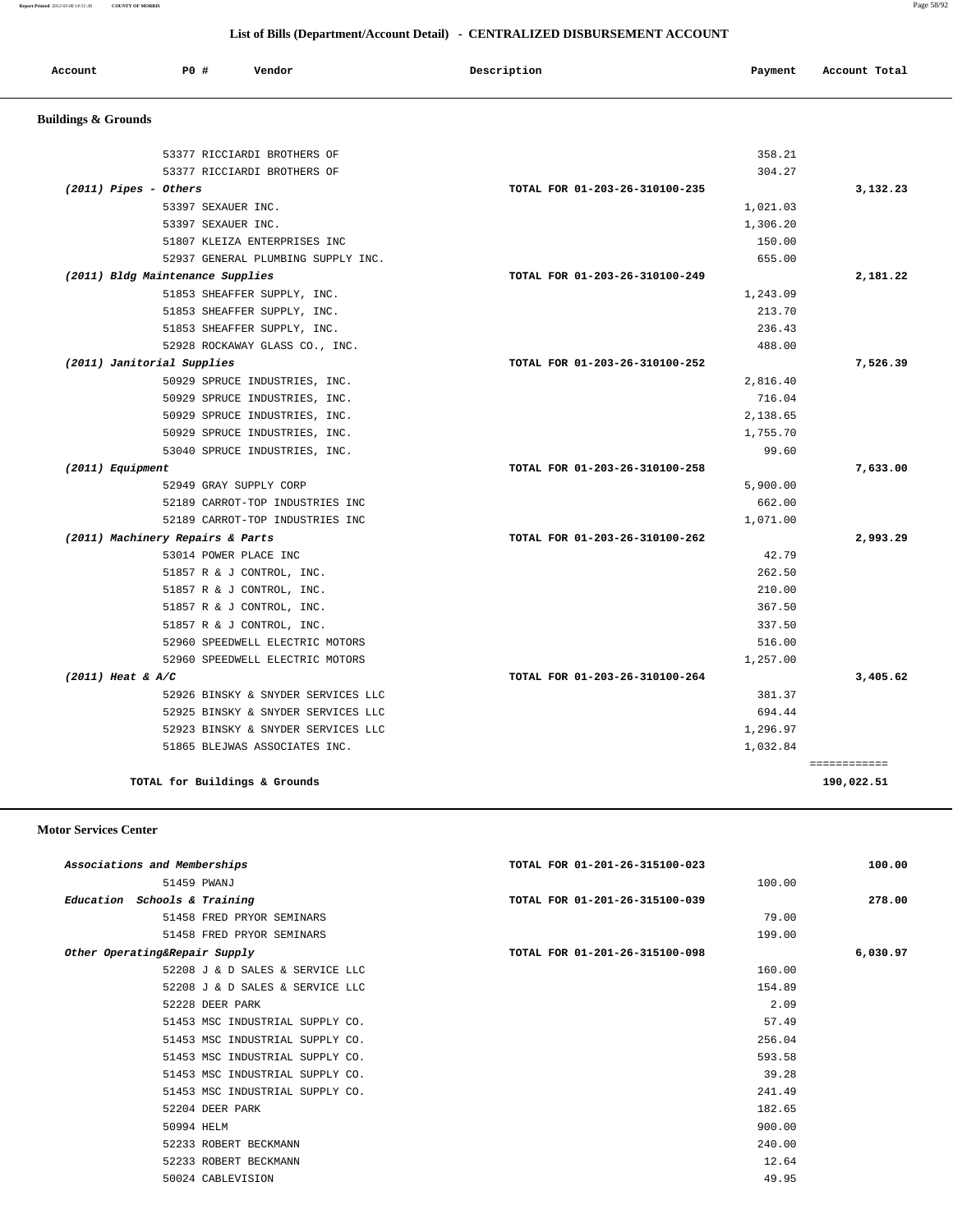## List of Bills (Department/Account Detail) - CENTRALIZED DISBURSEMENT ACCOUNT

| Account | PO # | Vendor | Description | Payment | Account Total |
|---|---|---|---|---|---|

### Buildings & Grounds

| Account | PO # | Vendor | Description | Payment | Account Total |
|---|---|---|---|---|---|
| | 53377 | RICCIARDI BROTHERS OF | | 358.21 | |
| | 53377 | RICCIARDI BROTHERS OF | | 304.27 | |
| *(2011) Pipes - Others* | | | TOTAL FOR 01-203-26-310100-235 | | 3,132.23 |
| | 53397 | SEXAUER INC. | | 1,021.03 | |
| | 53397 | SEXAUER INC. | | 1,306.20 | |
| | 51807 | KLEIZA ENTERPRISES INC | | 150.00 | |
| | 52937 | GENERAL PLUMBING SUPPLY INC. | | 655.00 | |
| *(2011) Bldg Maintenance Supplies* | | | TOTAL FOR 01-203-26-310100-249 | | 2,181.22 |
| | 51853 | SHEAFFER SUPPLY, INC. | | 1,243.09 | |
| | 51853 | SHEAFFER SUPPLY, INC. | | 213.70 | |
| | 51853 | SHEAFFER SUPPLY, INC. | | 236.43 | |
| | 52928 | ROCKAWAY GLASS CO., INC. | | 488.00 | |
| *(2011) Janitorial Supplies* | | | TOTAL FOR 01-203-26-310100-252 | | 7,526.39 |
| | 50929 | SPRUCE INDUSTRIES, INC. | | 2,816.40 | |
| | 50929 | SPRUCE INDUSTRIES, INC. | | 716.04 | |
| | 50929 | SPRUCE INDUSTRIES, INC. | | 2,138.65 | |
| | 50929 | SPRUCE INDUSTRIES, INC. | | 1,755.70 | |
| | 53040 | SPRUCE INDUSTRIES, INC. | | 99.60 | |
| *(2011) Equipment* | | | TOTAL FOR 01-203-26-310100-258 | | 7,633.00 |
| | 52949 | GRAY SUPPLY CORP | | 5,900.00 | |
| | 52189 | CARROT-TOP INDUSTRIES INC | | 662.00 | |
| | 52189 | CARROT-TOP INDUSTRIES INC | | 1,071.00 | |
| *(2011) Machinery Repairs & Parts* | | | TOTAL FOR 01-203-26-310100-262 | | 2,993.29 |
| | 53014 | POWER PLACE INC | | 42.79 | |
| | 51857 | R & J CONTROL, INC. | | 262.50 | |
| | 51857 | R & J CONTROL, INC. | | 210.00 | |
| | 51857 | R & J CONTROL, INC. | | 367.50 | |
| | 51857 | R & J CONTROL, INC. | | 337.50 | |
| | 52960 | SPEEDWELL ELECTRIC MOTORS | | 516.00 | |
| | 52960 | SPEEDWELL ELECTRIC MOTORS | | 1,257.00 | |
| *(2011) Heat & A/C* | | | TOTAL FOR 01-203-26-310100-264 | | 3,405.62 |
| | 52926 | BINSKY & SNYDER SERVICES LLC | | 381.37 | |
| | 52925 | BINSKY & SNYDER SERVICES LLC | | 694.44 | |
| | 52923 | BINSKY & SNYDER SERVICES LLC | | 1,296.97 | |
| | 51865 | BLEJWAS ASSOCIATES INC. | | 1,032.84 | |
| | | **TOTAL for Buildings & Grounds** | | | **190,022.51** |

### Motor Services Center

| Account | PO # | Vendor | Description | Payment | Account Total |
|---|---|---|---|---|---|
| *Associations and Memberships* | | | TOTAL FOR 01-201-26-315100-023 | | 100.00 |
| | 51459 | PWANJ | | 100.00 | |
| *Education Schools & Training* | | | TOTAL FOR 01-201-26-315100-039 | | 278.00 |
| | 51458 | FRED PRYOR SEMINARS | | 79.00 | |
| | 51458 | FRED PRYOR SEMINARS | | 199.00 | |
| *Other Operating&Repair Supply* | | | TOTAL FOR 01-201-26-315100-098 | | 6,030.97 |
| | 52208 | J & D SALES & SERVICE LLC | | 160.00 | |
| | 52208 | J & D SALES & SERVICE LLC | | 154.89 | |
| | 52228 | DEER PARK | | 2.09 | |
| | 51453 | MSC INDUSTRIAL SUPPLY CO. | | 57.49 | |
| | 51453 | MSC INDUSTRIAL SUPPLY CO. | | 256.04 | |
| | 51453 | MSC INDUSTRIAL SUPPLY CO. | | 593.58 | |
| | 51453 | MSC INDUSTRIAL SUPPLY CO. | | 39.28 | |
| | 51453 | MSC INDUSTRIAL SUPPLY CO. | | 241.49 | |
| | 52204 | DEER PARK | | 182.65 | |
| | 50994 | HELM | | 900.00 | |
| | 52233 | ROBERT BECKMANN | | 240.00 | |
| | 52233 | ROBERT BECKMANN | | 12.64 | |
| | 50024 | CABLEVISION | | 49.95 | |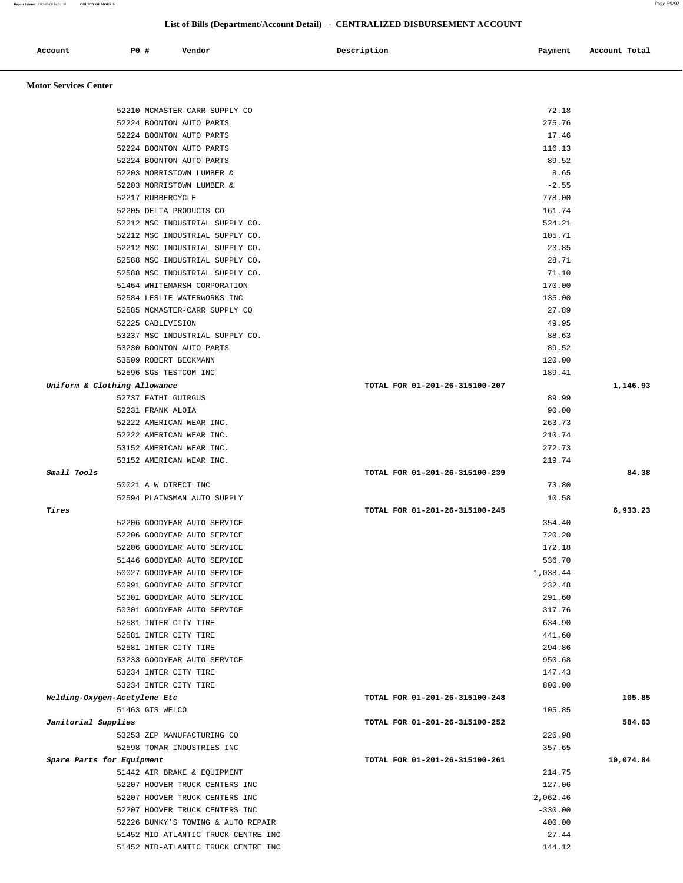## List of Bills (Department/Account Detail) - CENTRALIZED DISBURSEMENT ACCOUNT

| Account | PO # | Vendor | Description | Payment | Account Total |
|---|---|---|---|---|---|

### Motor Services Center

| Account | PO # | Vendor | Description | Payment | Account Total |
|---|---|---|---|---|---|
| | 52210 | MCMASTER-CARR SUPPLY CO | | 72.18 | |
| | 52224 | BOONTON AUTO PARTS | | 275.76 | |
| | 52224 | BOONTON AUTO PARTS | | 17.46 | |
| | 52224 | BOONTON AUTO PARTS | | 116.13 | |
| | 52224 | BOONTON AUTO PARTS | | 89.52 | |
| | 52203 | MORRISTOWN LUMBER & | | 8.65 | |
| | 52203 | MORRISTOWN LUMBER & | | -2.55 | |
| | 52217 | RUBBERCYCLE | | 778.00 | |
| | 52205 | DELTA PRODUCTS CO | | 161.74 | |
| | 52212 | MSC INDUSTRIAL SUPPLY CO. | | 524.21 | |
| | 52212 | MSC INDUSTRIAL SUPPLY CO. | | 105.71 | |
| | 52212 | MSC INDUSTRIAL SUPPLY CO. | | 23.85 | |
| | 52588 | MSC INDUSTRIAL SUPPLY CO. | | 28.71 | |
| | 52588 | MSC INDUSTRIAL SUPPLY CO. | | 71.10 | |
| | 51464 | WHITEMARSH CORPORATION | | 170.00 | |
| | 52584 | LESLIE WATERWORKS INC | | 135.00 | |
| | 52585 | MCMASTER-CARR SUPPLY CO | | 27.89 | |
| | 52225 | CABLEVISION | | 49.95 | |
| | 53237 | MSC INDUSTRIAL SUPPLY CO. | | 88.63 | |
| | 53230 | BOONTON AUTO PARTS | | 89.52 | |
| | 53509 | ROBERT BECKMANN | | 120.00 | |
| | 52596 | SGS TESTCOM INC | | 189.41 | |
| *Uniform & Clothing Allowance* | | | TOTAL FOR 01-201-26-315100-207 | | 1,146.93 |
| | 52737 | FATHI GUIRGUS | | 89.99 | |
| | 52231 | FRANK ALOIA | | 90.00 | |
| | 52222 | AMERICAN WEAR INC. | | 263.73 | |
| | 52222 | AMERICAN WEAR INC. | | 210.74 | |
| | 53152 | AMERICAN WEAR INC. | | 272.73 | |
| | 53152 | AMERICAN WEAR INC. | | 219.74 | |
| *Small Tools* | | | TOTAL FOR 01-201-26-315100-239 | | 84.38 |
| | 50021 | A W DIRECT INC | | 73.80 | |
| | 52594 | PLAINSMAN AUTO SUPPLY | | 10.58 | |
| *Tires* | | | TOTAL FOR 01-201-26-315100-245 | | 6,933.23 |
| | 52206 | GOODYEAR AUTO SERVICE | | 354.40 | |
| | 52206 | GOODYEAR AUTO SERVICE | | 720.20 | |
| | 52206 | GOODYEAR AUTO SERVICE | | 172.18 | |
| | 51446 | GOODYEAR AUTO SERVICE | | 536.70 | |
| | 50027 | GOODYEAR AUTO SERVICE | | 1,038.44 | |
| | 50991 | GOODYEAR AUTO SERVICE | | 232.48 | |
| | 50301 | GOODYEAR AUTO SERVICE | | 291.60 | |
| | 50301 | GOODYEAR AUTO SERVICE | | 317.76 | |
| | 52581 | INTER CITY TIRE | | 634.90 | |
| | 52581 | INTER CITY TIRE | | 441.60 | |
| | 52581 | INTER CITY TIRE | | 294.86 | |
| | 53233 | GOODYEAR AUTO SERVICE | | 950.68 | |
| | 53234 | INTER CITY TIRE | | 147.43 | |
| | 53234 | INTER CITY TIRE | | 800.00 | |
| *Welding-Oxygen-Acetylene Etc* | | | TOTAL FOR 01-201-26-315100-248 | | 105.85 |
| | 51463 | GTS WELCO | | 105.85 | |
| *Janitorial Supplies* | | | TOTAL FOR 01-201-26-315100-252 | | 584.63 |
| | 53253 | ZEP MANUFACTURING CO | | 226.98 | |
| | 52598 | TOMAR INDUSTRIES INC | | 357.65 | |
| *Spare Parts for Equipment* | | | TOTAL FOR 01-201-26-315100-261 | | 10,074.84 |
| | 51442 | AIR BRAKE & EQUIPMENT | | 214.75 | |
| | 52207 | HOOVER TRUCK CENTERS INC | | 127.06 | |
| | 52207 | HOOVER TRUCK CENTERS INC | | 2,062.46 | |
| | 52207 | HOOVER TRUCK CENTERS INC | | -330.00 | |
| | 52226 | BUNKY'S TOWING & AUTO REPAIR | | 400.00 | |
| | 51452 | MID-ATLANTIC TRUCK CENTRE INC | | 27.44 | |
| | 51452 | MID-ATLANTIC TRUCK CENTRE INC | | 144.12 | |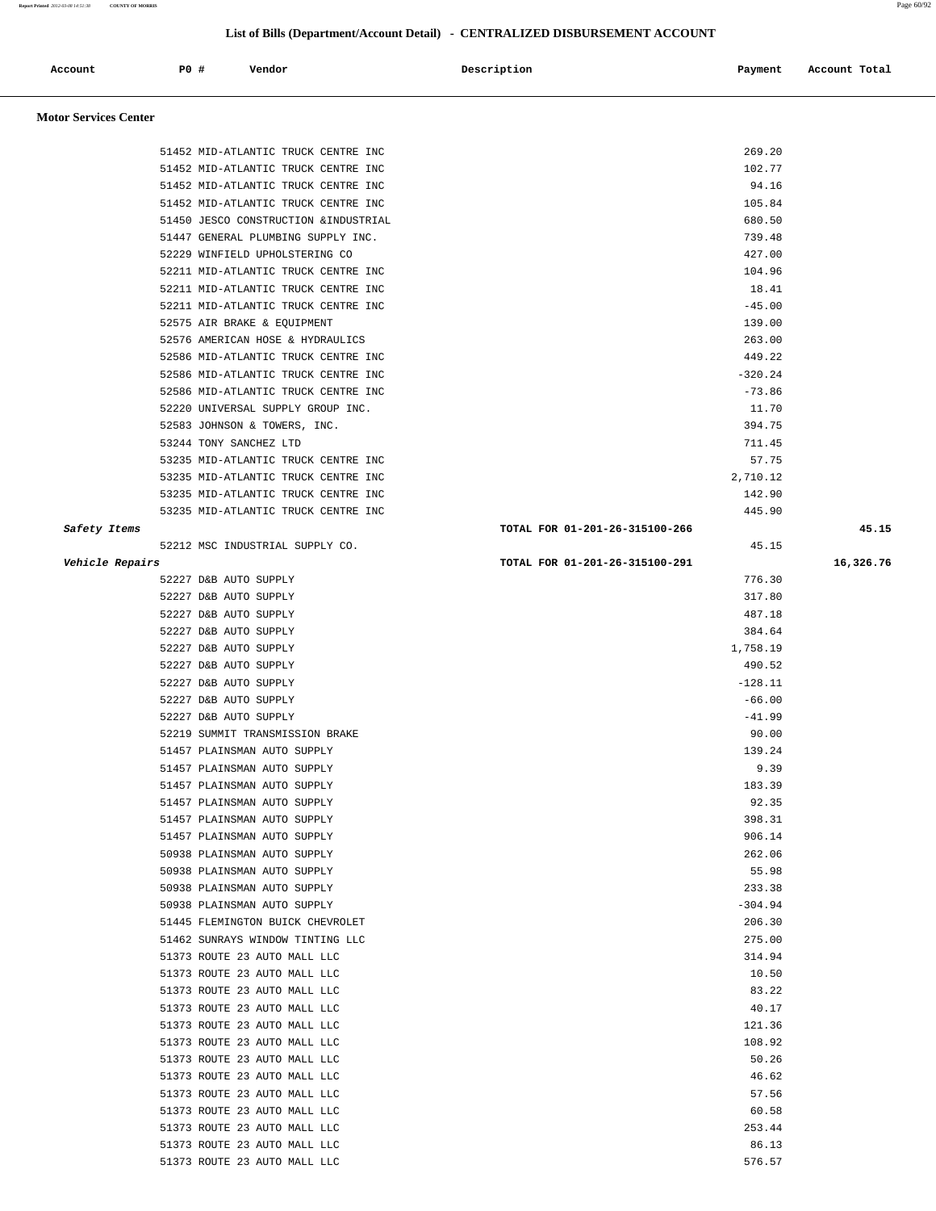## List of Bills (Department/Account Detail) - CENTRALIZED DISBURSEMENT ACCOUNT

| Account | PO # | Vendor | Description | Payment | Account Total |
|---|---|---|---|---|---|
| **Motor Services Center** | | | | | |
| | 51452 | MID-ATLANTIC TRUCK CENTRE INC | | 269.20 | |
| | 51452 | MID-ATLANTIC TRUCK CENTRE INC | | 102.77 | |
| | 51452 | MID-ATLANTIC TRUCK CENTRE INC | | 94.16 | |
| | 51452 | MID-ATLANTIC TRUCK CENTRE INC | | 105.84 | |
| | 51450 | JESCO CONSTRUCTION &INDUSTRIAL | | 680.50 | |
| | 51447 | GENERAL PLUMBING SUPPLY INC. | | 739.48 | |
| | 52229 | WINFIELD UPHOLSTERING CO | | 427.00 | |
| | 52211 | MID-ATLANTIC TRUCK CENTRE INC | | 104.96 | |
| | 52211 | MID-ATLANTIC TRUCK CENTRE INC | | 18.41 | |
| | 52211 | MID-ATLANTIC TRUCK CENTRE INC | | -45.00 | |
| | 52575 | AIR BRAKE & EQUIPMENT | | 139.00 | |
| | 52576 | AMERICAN HOSE & HYDRAULICS | | 263.00 | |
| | 52586 | MID-ATLANTIC TRUCK CENTRE INC | | 449.22 | |
| | 52586 | MID-ATLANTIC TRUCK CENTRE INC | | -320.24 | |
| | 52586 | MID-ATLANTIC TRUCK CENTRE INC | | -73.86 | |
| | 52220 | UNIVERSAL SUPPLY GROUP INC. | | 11.70 | |
| | 52583 | JOHNSON & TOWERS, INC. | | 394.75 | |
| | 53244 | TONY SANCHEZ LTD | | 711.45 | |
| | 53235 | MID-ATLANTIC TRUCK CENTRE INC | | 57.75 | |
| | 53235 | MID-ATLANTIC TRUCK CENTRE INC | | 2,710.12 | |
| | 53235 | MID-ATLANTIC TRUCK CENTRE INC | | 142.90 | |
| | 53235 | MID-ATLANTIC TRUCK CENTRE INC | | 445.90 | |
| *Safety Items* | | | TOTAL FOR 01-201-26-315100-266 | | 45.15 |
| | 52212 | MSC INDUSTRIAL SUPPLY CO. | | 45.15 | |
| *Vehicle Repairs* | | | TOTAL FOR 01-201-26-315100-291 | | 16,326.76 |
| | 52227 | D&B AUTO SUPPLY | | 776.30 | |
| | 52227 | D&B AUTO SUPPLY | | 317.80 | |
| | 52227 | D&B AUTO SUPPLY | | 487.18 | |
| | 52227 | D&B AUTO SUPPLY | | 384.64 | |
| | 52227 | D&B AUTO SUPPLY | | 1,758.19 | |
| | 52227 | D&B AUTO SUPPLY | | 490.52 | |
| | 52227 | D&B AUTO SUPPLY | | -128.11 | |
| | 52227 | D&B AUTO SUPPLY | | -66.00 | |
| | 52227 | D&B AUTO SUPPLY | | -41.99 | |
| | 52219 | SUMMIT TRANSMISSION BRAKE | | 90.00 | |
| | 51457 | PLAINSMAN AUTO SUPPLY | | 139.24 | |
| | 51457 | PLAINSMAN AUTO SUPPLY | | 9.39 | |
| | 51457 | PLAINSMAN AUTO SUPPLY | | 183.39 | |
| | 51457 | PLAINSMAN AUTO SUPPLY | | 92.35 | |
| | 51457 | PLAINSMAN AUTO SUPPLY | | 398.31 | |
| | 51457 | PLAINSMAN AUTO SUPPLY | | 906.14 | |
| | 50938 | PLAINSMAN AUTO SUPPLY | | 262.06 | |
| | 50938 | PLAINSMAN AUTO SUPPLY | | 55.98 | |
| | 50938 | PLAINSMAN AUTO SUPPLY | | 233.38 | |
| | 50938 | PLAINSMAN AUTO SUPPLY | | -304.94 | |
| | 51445 | FLEMINGTON BUICK CHEVROLET | | 206.30 | |
| | 51462 | SUNRAYS WINDOW TINTING LLC | | 275.00 | |
| | 51373 | ROUTE 23 AUTO MALL LLC | | 314.94 | |
| | 51373 | ROUTE 23 AUTO MALL LLC | | 10.50 | |
| | 51373 | ROUTE 23 AUTO MALL LLC | | 83.22 | |
| | 51373 | ROUTE 23 AUTO MALL LLC | | 40.17 | |
| | 51373 | ROUTE 23 AUTO MALL LLC | | 121.36 | |
| | 51373 | ROUTE 23 AUTO MALL LLC | | 108.92 | |
| | 51373 | ROUTE 23 AUTO MALL LLC | | 50.26 | |
| | 51373 | ROUTE 23 AUTO MALL LLC | | 46.62 | |
| | 51373 | ROUTE 23 AUTO MALL LLC | | 57.56 | |
| | 51373 | ROUTE 23 AUTO MALL LLC | | 60.58 | |
| | 51373 | ROUTE 23 AUTO MALL LLC | | 253.44 | |
| | 51373 | ROUTE 23 AUTO MALL LLC | | 86.13 | |
| | 51373 | ROUTE 23 AUTO MALL LLC | | 576.57 | |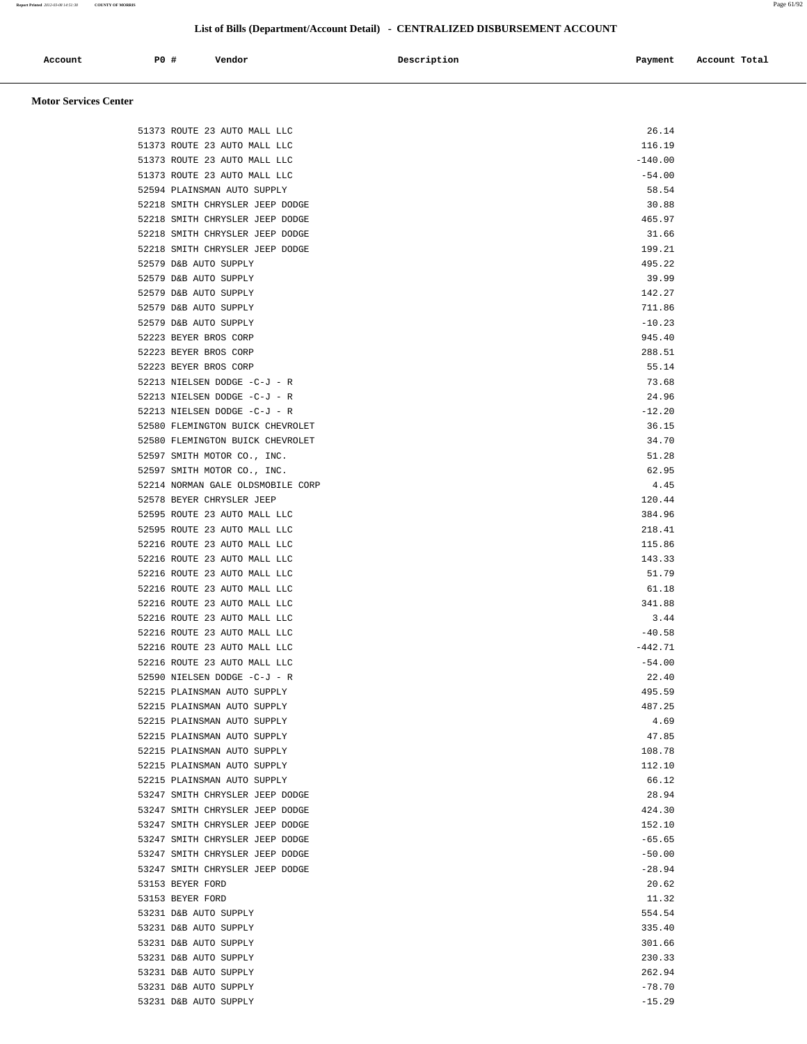## List of Bills (Department/Account Detail) - CENTRALIZED DISBURSEMENT ACCOUNT

| Account | PO # | Vendor | Description | Payment | Account Total |
|---|---|---|---|---|---|

### Motor Services Center

| Account | PO # | Vendor | Description | Payment | Account Total |
|---|---|---|---|---|---|
| | 51373 | ROUTE 23 AUTO MALL LLC | | 26.14 | |
| | 51373 | ROUTE 23 AUTO MALL LLC | | 116.19 | |
| | 51373 | ROUTE 23 AUTO MALL LLC | | -140.00 | |
| | 51373 | ROUTE 23 AUTO MALL LLC | | -54.00 | |
| | 52594 | PLAINSMAN AUTO SUPPLY | | 58.54 | |
| | 52218 | SMITH CHRYSLER JEEP DODGE | | 30.88 | |
| | 52218 | SMITH CHRYSLER JEEP DODGE | | 465.97 | |
| | 52218 | SMITH CHRYSLER JEEP DODGE | | 31.66 | |
| | 52218 | SMITH CHRYSLER JEEP DODGE | | 199.21 | |
| | 52579 | D&B AUTO SUPPLY | | 495.22 | |
| | 52579 | D&B AUTO SUPPLY | | 39.99 | |
| | 52579 | D&B AUTO SUPPLY | | 142.27 | |
| | 52579 | D&B AUTO SUPPLY | | 711.86 | |
| | 52579 | D&B AUTO SUPPLY | | -10.23 | |
| | 52223 | BEYER BROS CORP | | 945.40 | |
| | 52223 | BEYER BROS CORP | | 288.51 | |
| | 52223 | BEYER BROS CORP | | 55.14 | |
| | 52213 | NIELSEN DODGE -C-J - R | | 73.68 | |
| | 52213 | NIELSEN DODGE -C-J - R | | 24.96 | |
| | 52213 | NIELSEN DODGE -C-J - R | | -12.20 | |
| | 52580 | FLEMINGTON BUICK CHEVROLET | | 36.15 | |
| | 52580 | FLEMINGTON BUICK CHEVROLET | | 34.70 | |
| | 52597 | SMITH MOTOR CO., INC. | | 51.28 | |
| | 52597 | SMITH MOTOR CO., INC. | | 62.95 | |
| | 52214 | NORMAN GALE OLDSMOBILE CORP | | 4.45 | |
| | 52578 | BEYER CHRYSLER JEEP | | 120.44 | |
| | 52595 | ROUTE 23 AUTO MALL LLC | | 384.96 | |
| | 52595 | ROUTE 23 AUTO MALL LLC | | 218.41 | |
| | 52216 | ROUTE 23 AUTO MALL LLC | | 115.86 | |
| | 52216 | ROUTE 23 AUTO MALL LLC | | 143.33 | |
| | 52216 | ROUTE 23 AUTO MALL LLC | | 51.79 | |
| | 52216 | ROUTE 23 AUTO MALL LLC | | 61.18 | |
| | 52216 | ROUTE 23 AUTO MALL LLC | | 341.88 | |
| | 52216 | ROUTE 23 AUTO MALL LLC | | 3.44 | |
| | 52216 | ROUTE 23 AUTO MALL LLC | | -40.58 | |
| | 52216 | ROUTE 23 AUTO MALL LLC | | -442.71 | |
| | 52216 | ROUTE 23 AUTO MALL LLC | | -54.00 | |
| | 52590 | NIELSEN DODGE -C-J - R | | 22.40 | |
| | 52215 | PLAINSMAN AUTO SUPPLY | | 495.59 | |
| | 52215 | PLAINSMAN AUTO SUPPLY | | 487.25 | |
| | 52215 | PLAINSMAN AUTO SUPPLY | | 4.69 | |
| | 52215 | PLAINSMAN AUTO SUPPLY | | 47.85 | |
| | 52215 | PLAINSMAN AUTO SUPPLY | | 108.78 | |
| | 52215 | PLAINSMAN AUTO SUPPLY | | 112.10 | |
| | 52215 | PLAINSMAN AUTO SUPPLY | | 66.12 | |
| | 53247 | SMITH CHRYSLER JEEP DODGE | | 28.94 | |
| | 53247 | SMITH CHRYSLER JEEP DODGE | | 424.30 | |
| | 53247 | SMITH CHRYSLER JEEP DODGE | | 152.10 | |
| | 53247 | SMITH CHRYSLER JEEP DODGE | | -65.65 | |
| | 53247 | SMITH CHRYSLER JEEP DODGE | | -50.00 | |
| | 53247 | SMITH CHRYSLER JEEP DODGE | | -28.94 | |
| | 53153 | BEYER FORD | | 20.62 | |
| | 53153 | BEYER FORD | | 11.32 | |
| | 53231 | D&B AUTO SUPPLY | | 554.54 | |
| | 53231 | D&B AUTO SUPPLY | | 335.40 | |
| | 53231 | D&B AUTO SUPPLY | | 301.66 | |
| | 53231 | D&B AUTO SUPPLY | | 230.33 | |
| | 53231 | D&B AUTO SUPPLY | | 262.94 | |
| | 53231 | D&B AUTO SUPPLY | | -78.70 | |
| | 53231 | D&B AUTO SUPPLY | | -15.29 | |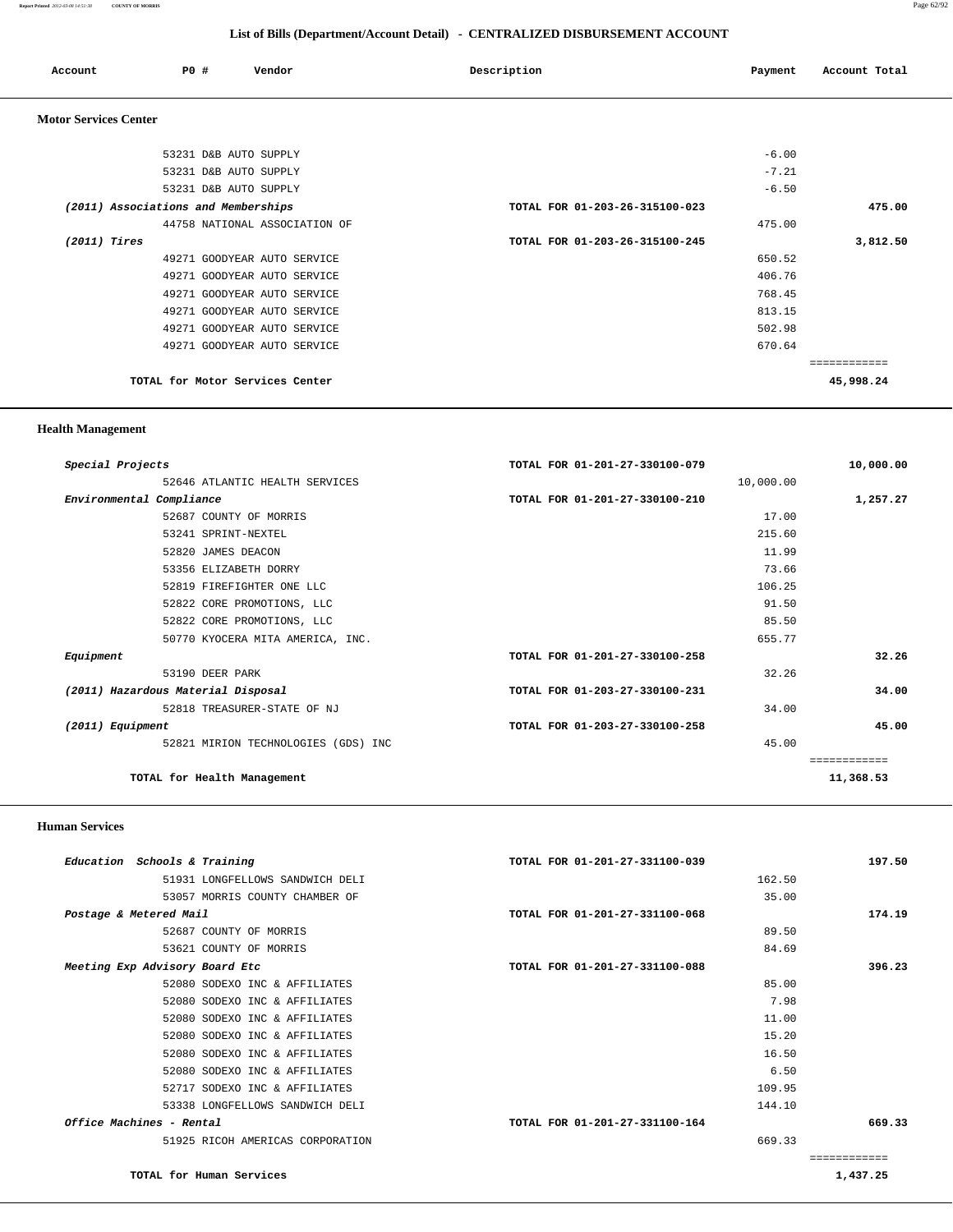## List of Bills (Department/Account Detail) - CENTRALIZED DISBURSEMENT ACCOUNT

| Account | PO # | Vendor | Description | Payment | Account Total |
|---|---|---|---|---|---|

### Motor Services Center

| Account | PO # | Vendor | Description | Payment | Account Total |
|---|---|---|---|---|---|
| | 53231 | D&B AUTO SUPPLY | | -6.00 | |
| | 53231 | D&B AUTO SUPPLY | | -7.21 | |
| | 53231 | D&B AUTO SUPPLY | | -6.50 | |
| *(2011) Associations and Memberships* | | | TOTAL FOR 01-203-26-315100-023 | | 475.00 |
| | 44758 | NATIONAL ASSOCIATION OF | | 475.00 | |
| *(2011) Tires* | | | TOTAL FOR 01-203-26-315100-245 | | 3,812.50 |
| | 49271 | GOODYEAR AUTO SERVICE | | 650.52 | |
| | 49271 | GOODYEAR AUTO SERVICE | | 406.76 | |
| | 49271 | GOODYEAR AUTO SERVICE | | 768.45 | |
| | 49271 | GOODYEAR AUTO SERVICE | | 813.15 | |
| | 49271 | GOODYEAR AUTO SERVICE | | 502.98 | |
| | 49271 | GOODYEAR AUTO SERVICE | | 670.64 | |
| **TOTAL for Motor Services Center** | | | | | **45,998.24** |

### Health Management

| Account | PO # | Vendor | Description | Payment | Account Total |
|---|---|---|---|---|---|
| *Special Projects* | | | TOTAL FOR 01-201-27-330100-079 | | 10,000.00 |
| | 52646 | ATLANTIC HEALTH SERVICES | | 10,000.00 | |
| *Environmental Compliance* | | | TOTAL FOR 01-201-27-330100-210 | | 1,257.27 |
| | 52687 | COUNTY OF MORRIS | | 17.00 | |
| | 53241 | SPRINT-NEXTEL | | 215.60 | |
| | 52820 | JAMES DEACON | | 11.99 | |
| | 53356 | ELIZABETH DORRY | | 73.66 | |
| | 52819 | FIREFIGHTER ONE LLC | | 106.25 | |
| | 52822 | CORE PROMOTIONS, LLC | | 91.50 | |
| | 52822 | CORE PROMOTIONS, LLC | | 85.50 | |
| | 50770 | KYOCERA MITA AMERICA, INC. | | 655.77 | |
| *Equipment* | | | TOTAL FOR 01-201-27-330100-258 | | 32.26 |
| | 53190 | DEER PARK | | 32.26 | |
| *(2011) Hazardous Material Disposal* | | | TOTAL FOR 01-203-27-330100-231 | | 34.00 |
| | 52818 | TREASURER-STATE OF NJ | | 34.00 | |
| *(2011) Equipment* | | | TOTAL FOR 01-203-27-330100-258 | | 45.00 |
| | 52821 | MIRION TECHNOLOGIES (GDS) INC | | 45.00 | |
| **TOTAL for Health Management** | | | | | **11,368.53** |

### Human Services

| Account | PO # | Vendor | Description | Payment | Account Total |
|---|---|---|---|---|---|
| *Education Schools & Training* | | | TOTAL FOR 01-201-27-331100-039 | | 197.50 |
| | 51931 | LONGFELLOWS SANDWICH DELI | | 162.50 | |
| | 53057 | MORRIS COUNTY CHAMBER OF | | 35.00 | |
| *Postage & Metered Mail* | | | TOTAL FOR 01-201-27-331100-068 | | 174.19 |
| | 52687 | COUNTY OF MORRIS | | 89.50 | |
| | 53621 | COUNTY OF MORRIS | | 84.69 | |
| *Meeting Exp Advisory Board Etc* | | | TOTAL FOR 01-201-27-331100-088 | | 396.23 |
| | 52080 | SODEXO INC & AFFILIATES | | 85.00 | |
| | 52080 | SODEXO INC & AFFILIATES | | 7.98 | |
| | 52080 | SODEXO INC & AFFILIATES | | 11.00 | |
| | 52080 | SODEXO INC & AFFILIATES | | 15.20 | |
| | 52080 | SODEXO INC & AFFILIATES | | 16.50 | |
| | 52080 | SODEXO INC & AFFILIATES | | 6.50 | |
| | 52717 | SODEXO INC & AFFILIATES | | 109.95 | |
| | 53338 | LONGFELLOWS SANDWICH DELI | | 144.10 | |
| *Office Machines - Rental* | | | TOTAL FOR 01-201-27-331100-164 | | 669.33 |
| | 51925 | RICOH AMERICAS CORPORATION | | 669.33 | |
| **TOTAL for Human Services** | | | | | **1,437.25** |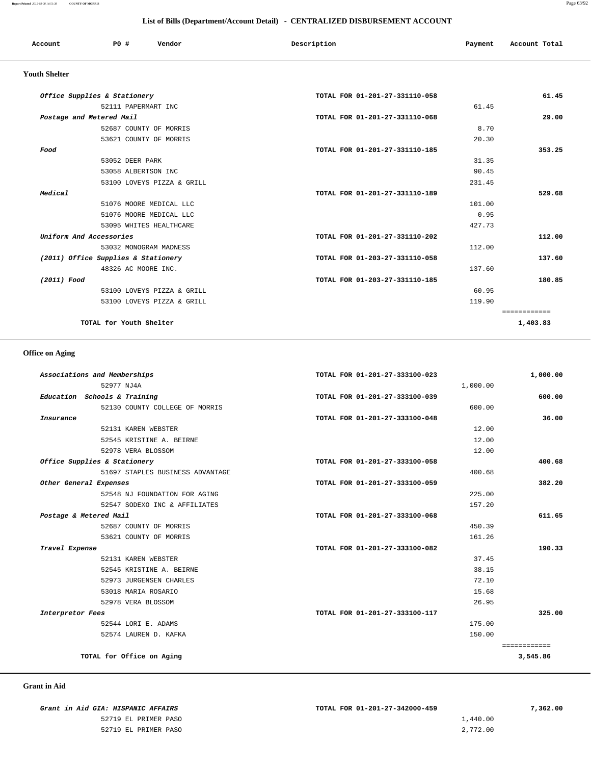## List of Bills (Department/Account Detail) - CENTRALIZED DISBURSEMENT ACCOUNT

| Account | PO # | Vendor | Description | Payment | Account Total |
|---|---|---|---|---|---|

### Youth Shelter

| Account | PO # | Vendor | Description | Payment | Account Total |
|---|---|---|---|---|---|
| *Office Supplies & Stationery* | | | TOTAL FOR 01-201-27-331110-058 | | 61.45 |
| | 52111 | PAPERMART INC | | 61.45 | |
| *Postage and Metered Mail* | | | TOTAL FOR 01-201-27-331110-068 | | 29.00 |
| | 52687 | COUNTY OF MORRIS | | 8.70 | |
| | 53621 | COUNTY OF MORRIS | | 20.30 | |
| *Food* | | | TOTAL FOR 01-201-27-331110-185 | | 353.25 |
| | 53052 | DEER PARK | | 31.35 | |
| | 53058 | ALBERTSON INC | | 90.45 | |
| | 53100 | LOVEYS PIZZA & GRILL | | 231.45 | |
| *Medical* | | | TOTAL FOR 01-201-27-331110-189 | | 529.68 |
| | 51076 | MOORE MEDICAL LLC | | 101.00 | |
| | 51076 | MOORE MEDICAL LLC | | 0.95 | |
| | 53095 | WHITES HEALTHCARE | | 427.73 | |
| *Uniform And Accessories* | | | TOTAL FOR 01-201-27-331110-202 | | 112.00 |
| | 53032 | MONOGRAM MADNESS | | 112.00 | |
| *(2011) Office Supplies & Stationery* | | | TOTAL FOR 01-203-27-331110-058 | | 137.60 |
| | 48326 | AC MOORE INC. | | 137.60 | |
| *(2011) Food* | | | TOTAL FOR 01-203-27-331110-185 | | 180.85 |
| | 53100 | LOVEYS PIZZA & GRILL | | 60.95 | |
| | 53100 | LOVEYS PIZZA & GRILL | | 119.90 | |
| **TOTAL for Youth Shelter** | | | | | **1,403.83** |

### Office on Aging

| Account | PO # | Vendor | Description | Payment | Account Total |
|---|---|---|---|---|---|
| *Associations and Memberships* | | | TOTAL FOR 01-201-27-333100-023 | | 1,000.00 |
| | 52977 | NJ4A | | 1,000.00 | |
| *Education Schools & Training* | | | TOTAL FOR 01-201-27-333100-039 | | 600.00 |
| | 52130 | COUNTY COLLEGE OF MORRIS | | 600.00 | |
| *Insurance* | | | TOTAL FOR 01-201-27-333100-048 | | 36.00 |
| | 52131 | KAREN WEBSTER | | 12.00 | |
| | 52545 | KRISTINE A. BEIRNE | | 12.00 | |
| | 52978 | VERA BLOSSOM | | 12.00 | |
| *Office Supplies & Stationery* | | | TOTAL FOR 01-201-27-333100-058 | | 400.68 |
| | 51697 | STAPLES BUSINESS ADVANTAGE | | 400.68 | |
| *Other General Expenses* | | | TOTAL FOR 01-201-27-333100-059 | | 382.20 |
| | 52548 | NJ FOUNDATION FOR AGING | | 225.00 | |
| | 52547 | SODEXO INC & AFFILIATES | | 157.20 | |
| *Postage & Metered Mail* | | | TOTAL FOR 01-201-27-333100-068 | | 611.65 |
| | 52687 | COUNTY OF MORRIS | | 450.39 | |
| | 53621 | COUNTY OF MORRIS | | 161.26 | |
| *Travel Expense* | | | TOTAL FOR 01-201-27-333100-082 | | 190.33 |
| | 52131 | KAREN WEBSTER | | 37.45 | |
| | 52545 | KRISTINE A. BEIRNE | | 38.15 | |
| | 52973 | JURGENSEN CHARLES | | 72.10 | |
| | 53018 | MARIA ROSARIO | | 15.68 | |
| | 52978 | VERA BLOSSOM | | 26.95 | |
| *Interpretor Fees* | | | TOTAL FOR 01-201-27-333100-117 | | 325.00 |
| | 52544 | LORI E. ADAMS | | 175.00 | |
| | 52574 | LAUREN D. KAFKA | | 150.00 | |
| **TOTAL for Office on Aging** | | | | | **3,545.86** |

### Grant in Aid

| Account | PO # | Vendor | Description | Payment | Account Total |
|---|---|---|---|---|---|
| *Grant in Aid GIA: HISPANIC AFFAIRS* | | | TOTAL FOR 01-201-27-342000-459 | | 7,362.00 |
| | 52719 | EL PRIMER PASO | | 1,440.00 | |
| | 52719 | EL PRIMER PASO | | 2,772.00 | |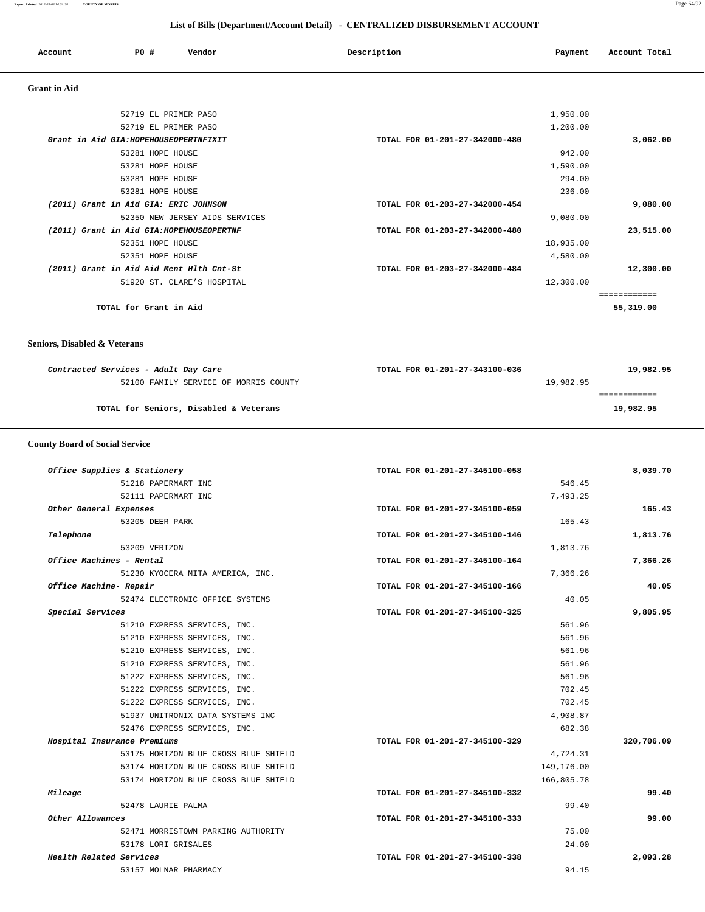## List of Bills (Department/Account Detail) - CENTRALIZED DISBURSEMENT ACCOUNT

| Account | PO # | Vendor | Description | Payment | Account Total |
|---|---|---|---|---|---|

### Grant in Aid

| Account | PO # | Vendor | Description | Payment | Account Total |
|---|---|---|---|---|---|
| | 52719 | EL PRIMER PASO | | 1,950.00 | |
| | 52719 | EL PRIMER PASO | | 1,200.00 | |
| *Grant in Aid GIA:HOPEHOUSEOPERTNFIXIT* | | | TOTAL FOR 01-201-27-342000-480 | | 3,062.00 |
| | 53281 | HOPE HOUSE | | 942.00 | |
| | 53281 | HOPE HOUSE | | 1,590.00 | |
| | 53281 | HOPE HOUSE | | 294.00 | |
| | 53281 | HOPE HOUSE | | 236.00 | |
| *(2011) Grant in Aid GIA: ERIC JOHNSON* | | | TOTAL FOR 01-203-27-342000-454 | | 9,080.00 |
| | 52350 | NEW JERSEY AIDS SERVICES | | 9,080.00 | |
| *(2011) Grant in Aid GIA:HOPEHOUSEOPERTNF* | | | TOTAL FOR 01-203-27-342000-480 | | 23,515.00 |
| | 52351 | HOPE HOUSE | | 18,935.00 | |
| | 52351 | HOPE HOUSE | | 4,580.00 | |
| *(2011) Grant in Aid Aid Ment Hlth Cnt-St* | | | TOTAL FOR 01-203-27-342000-484 | | 12,300.00 |
| | 51920 | ST. CLARE'S HOSPITAL | | 12,300.00 | |
| | | **TOTAL for Grant in Aid** | | | **55,319.00** |

### Seniors, Disabled & Veterans

| Account | PO # | Vendor | Description | Payment | Account Total |
|---|---|---|---|---|---|
| *Contracted Services - Adult Day Care* | | | TOTAL FOR 01-201-27-343100-036 | | 19,982.95 |
| | 52100 | FAMILY SERVICE OF MORRIS COUNTY | | 19,982.95 | |
| | | **TOTAL for Seniors, Disabled & Veterans** | | | **19,982.95** |

### County Board of Social Service

| Account | PO # | Vendor | Description | Payment | Account Total |
|---|---|---|---|---|---|
| *Office Supplies & Stationery* | | | TOTAL FOR 01-201-27-345100-058 | | 8,039.70 |
| | 51218 | PAPERMART INC | | 546.45 | |
| | 52111 | PAPERMART INC | | 7,493.25 | |
| *Other General Expenses* | | | TOTAL FOR 01-201-27-345100-059 | | 165.43 |
| | 53205 | DEER PARK | | 165.43 | |
| *Telephone* | | | TOTAL FOR 01-201-27-345100-146 | | 1,813.76 |
| | 53209 | VERIZON | | 1,813.76 | |
| *Office Machines - Rental* | | | TOTAL FOR 01-201-27-345100-164 | | 7,366.26 |
| | 51230 | KYOCERA MITA AMERICA, INC. | | 7,366.26 | |
| *Office Machine- Repair* | | | TOTAL FOR 01-201-27-345100-166 | | 40.05 |
| | 52474 | ELECTRONIC OFFICE SYSTEMS | | 40.05 | |
| *Special Services* | | | TOTAL FOR 01-201-27-345100-325 | | 9,805.95 |
| | 51210 | EXPRESS SERVICES, INC. | | 561.96 | |
| | 51210 | EXPRESS SERVICES, INC. | | 561.96 | |
| | 51210 | EXPRESS SERVICES, INC. | | 561.96 | |
| | 51210 | EXPRESS SERVICES, INC. | | 561.96 | |
| | 51222 | EXPRESS SERVICES, INC. | | 561.96 | |
| | 51222 | EXPRESS SERVICES, INC. | | 702.45 | |
| | 51222 | EXPRESS SERVICES, INC. | | 702.45 | |
| | 51937 | UNITRONIX DATA SYSTEMS INC | | 4,908.87 | |
| | 52476 | EXPRESS SERVICES, INC. | | 682.38 | |
| *Hospital Insurance Premiums* | | | TOTAL FOR 01-201-27-345100-329 | | 320,706.09 |
| | 53175 | HORIZON BLUE CROSS BLUE SHIELD | | 4,724.31 | |
| | 53174 | HORIZON BLUE CROSS BLUE SHIELD | | 149,176.00 | |
| | 53174 | HORIZON BLUE CROSS BLUE SHIELD | | 166,805.78 | |
| *Mileage* | | | TOTAL FOR 01-201-27-345100-332 | | 99.40 |
| | 52478 | LAURIE PALMA | | 99.40 | |
| *Other Allowances* | | | TOTAL FOR 01-201-27-345100-333 | | 99.00 |
| | 52471 | MORRISTOWN PARKING AUTHORITY | | 75.00 | |
| | 53178 | LORI GRISALES | | 24.00 | |
| *Health Related Services* | | | TOTAL FOR 01-201-27-345100-338 | | 2,093.28 |
| | 53157 | MOLNAR PHARMACY | | 94.15 | |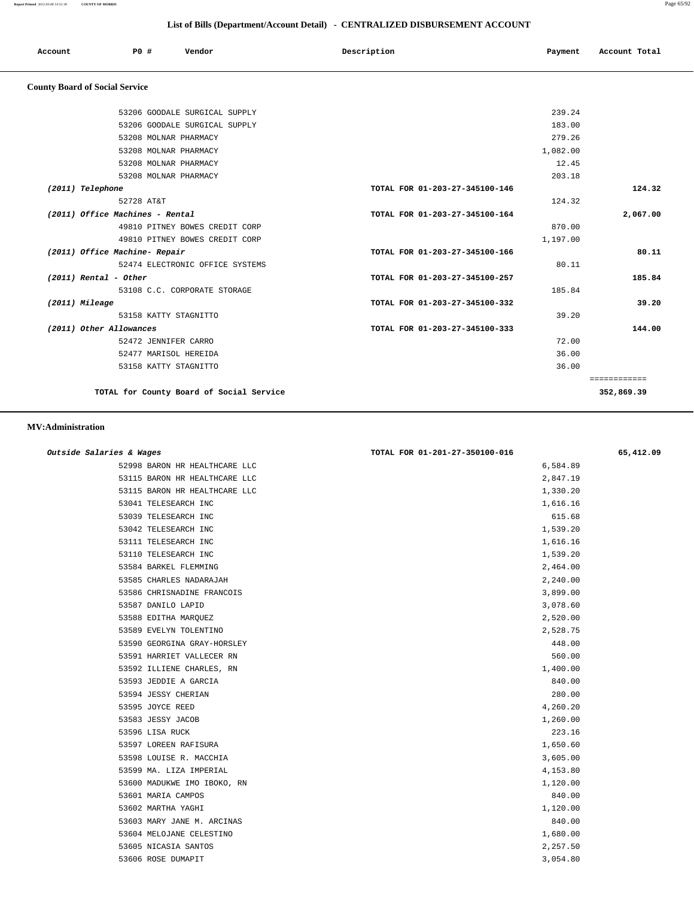## List of Bills (Department/Account Detail) - CENTRALIZED DISBURSEMENT ACCOUNT

| Account | PO # | Vendor | Description | Payment | Account Total |
|---|---|---|---|---|---|

### County Board of Social Service

| Account | PO # | Vendor | Description | Payment | Account Total |
|---|---|---|---|---|---|
| | 53206 | GOODALE SURGICAL SUPPLY | | 239.24 | |
| | 53206 | GOODALE SURGICAL SUPPLY | | 183.00 | |
| | 53208 | MOLNAR PHARMACY | | 279.26 | |
| | 53208 | MOLNAR PHARMACY | | 1,082.00 | |
| | 53208 | MOLNAR PHARMACY | | 12.45 | |
| | 53208 | MOLNAR PHARMACY | | 203.18 | |
| *(2011) Telephone* | | | TOTAL FOR 01-203-27-345100-146 | | 124.32 |
| | 52728 | AT&T | | 124.32 | |
| *(2011) Office Machines - Rental* | | | TOTAL FOR 01-203-27-345100-164 | | 2,067.00 |
| | 49810 | PITNEY BOWES CREDIT CORP | | 870.00 | |
| | 49810 | PITNEY BOWES CREDIT CORP | | 1,197.00 | |
| *(2011) Office Machine- Repair* | | | TOTAL FOR 01-203-27-345100-166 | | 80.11 |
| | 52474 | ELECTRONIC OFFICE SYSTEMS | | 80.11 | |
| *(2011) Rental - Other* | | | TOTAL FOR 01-203-27-345100-257 | | 185.84 |
| | 53108 | C.C. CORPORATE STORAGE | | 185.84 | |
| *(2011) Mileage* | | | TOTAL FOR 01-203-27-345100-332 | | 39.20 |
| | 53158 | KATTY STAGNITTO | | 39.20 | |
| *(2011) Other Allowances* | | | TOTAL FOR 01-203-27-345100-333 | | 144.00 |
| | 52472 | JENNIFER CARRO | | 72.00 | |
| | 52477 | MARISOL HEREIDA | | 36.00 | |
| | 53158 | KATTY STAGNITTO | | 36.00 | |
| | | | | | ============ |
| | | TOTAL for County Board of Social Service | | | 352,869.39 |

### MV:Administration

| Account | PO # | Vendor | Description | Payment | Account Total |
|---|---|---|---|---|---|
| *Outside Salaries & Wages* | | | TOTAL FOR 01-201-27-350100-016 | | 65,412.09 |
| | 52998 | BARON HR HEALTHCARE LLC | | 6,584.89 | |
| | 53115 | BARON HR HEALTHCARE LLC | | 2,847.19 | |
| | 53115 | BARON HR HEALTHCARE LLC | | 1,330.20 | |
| | 53041 | TELESEARCH INC | | 1,616.16 | |
| | 53039 | TELESEARCH INC | | 615.68 | |
| | 53042 | TELESEARCH INC | | 1,539.20 | |
| | 53111 | TELESEARCH INC | | 1,616.16 | |
| | 53110 | TELESEARCH INC | | 1,539.20 | |
| | 53584 | BARKEL FLEMMING | | 2,464.00 | |
| | 53585 | CHARLES NADARAJAH | | 2,240.00 | |
| | 53586 | CHRISNADINE FRANCOIS | | 3,899.00 | |
| | 53587 | DANILO LAPID | | 3,078.60 | |
| | 53588 | EDITHA MARQUEZ | | 2,520.00 | |
| | 53589 | EVELYN TOLENTINO | | 2,528.75 | |
| | 53590 | GEORGINA GRAY-HORSLEY | | 448.00 | |
| | 53591 | HARRIET VALLECER RN | | 560.00 | |
| | 53592 | ILLIENE CHARLES, RN | | 1,400.00 | |
| | 53593 | JEDDIE A GARCIA | | 840.00 | |
| | 53594 | JESSY CHERIAN | | 280.00 | |
| | 53595 | JOYCE REED | | 4,260.20 | |
| | 53583 | JESSY JACOB | | 1,260.00 | |
| | 53596 | LISA RUCK | | 223.16 | |
| | 53597 | LOREEN RAFISURA | | 1,650.60 | |
| | 53598 | LOUISE R. MACCHIA | | 3,605.00 | |
| | 53599 | MA. LIZA IMPERIAL | | 4,153.80 | |
| | 53600 | MADUKWE IMO IBOKO, RN | | 1,120.00 | |
| | 53601 | MARIA CAMPOS | | 840.00 | |
| | 53602 | MARTHA YAGHI | | 1,120.00 | |
| | 53603 | MARY JANE M. ARCINAS | | 840.00 | |
| | 53604 | MELOJANE CELESTINO | | 1,680.00 | |
| | 53605 | NICASIA SANTOS | | 2,257.50 | |
| | 53606 | ROSE DUMAPIT | | 3,054.80 | |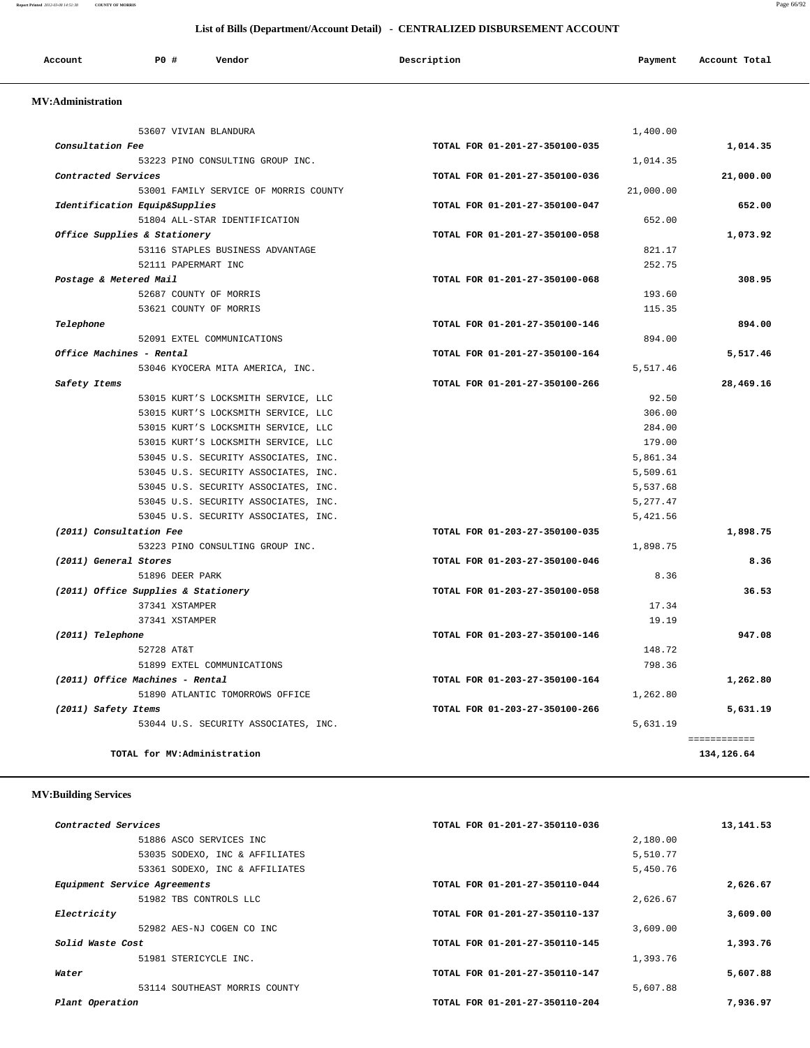## List of Bills (Department/Account Detail) - CENTRALIZED DISBURSEMENT ACCOUNT

| Account | PO # | Vendor | Description | Payment | Account Total |
|---|---|---|---|---|---|

### MV:Administration

| Account | PO # | Vendor | Description | Payment | Account Total |
|---|---|---|---|---|---|
| | 53607 | VIVIAN BLANDURA | | 1,400.00 | |
| *Consultation Fee* | | | TOTAL FOR 01-201-27-350100-035 | | 1,014.35 |
| | 53223 | PINO CONSULTING GROUP INC. | | 1,014.35 | |
| *Contracted Services* | | | TOTAL FOR 01-201-27-350100-036 | | 21,000.00 |
| | 53001 | FAMILY SERVICE OF MORRIS COUNTY | | 21,000.00 | |
| *Identification Equip&Supplies* | | | TOTAL FOR 01-201-27-350100-047 | | 652.00 |
| | 51804 | ALL-STAR IDENTIFICATION | | 652.00 | |
| *Office Supplies & Stationery* | | | TOTAL FOR 01-201-27-350100-058 | | 1,073.92 |
| | 53116 | STAPLES BUSINESS ADVANTAGE | | 821.17 | |
| | 52111 | PAPERMART INC | | 252.75 | |
| *Postage & Metered Mail* | | | TOTAL FOR 01-201-27-350100-068 | | 308.95 |
| | 52687 | COUNTY OF MORRIS | | 193.60 | |
| | 53621 | COUNTY OF MORRIS | | 115.35 | |
| *Telephone* | | | TOTAL FOR 01-201-27-350100-146 | | 894.00 |
| | 52091 | EXTEL COMMUNICATIONS | | 894.00 | |
| *Office Machines - Rental* | | | TOTAL FOR 01-201-27-350100-164 | | 5,517.46 |
| | 53046 | KYOCERA MITA AMERICA, INC. | | 5,517.46 | |
| *Safety Items* | | | TOTAL FOR 01-201-27-350100-266 | | 28,469.16 |
| | 53015 | KURT'S LOCKSMITH SERVICE, LLC | | 92.50 | |
| | 53015 | KURT'S LOCKSMITH SERVICE, LLC | | 306.00 | |
| | 53015 | KURT'S LOCKSMITH SERVICE, LLC | | 284.00 | |
| | 53015 | KURT'S LOCKSMITH SERVICE, LLC | | 179.00 | |
| | 53045 | U.S. SECURITY ASSOCIATES, INC. | | 5,861.34 | |
| | 53045 | U.S. SECURITY ASSOCIATES, INC. | | 5,509.61 | |
| | 53045 | U.S. SECURITY ASSOCIATES, INC. | | 5,537.68 | |
| | 53045 | U.S. SECURITY ASSOCIATES, INC. | | 5,277.47 | |
| | 53045 | U.S. SECURITY ASSOCIATES, INC. | | 5,421.56 | |
| *(2011) Consultation Fee* | | | TOTAL FOR 01-203-27-350100-035 | | 1,898.75 |
| | 53223 | PINO CONSULTING GROUP INC. | | 1,898.75 | |
| *(2011) General Stores* | | | TOTAL FOR 01-203-27-350100-046 | | 8.36 |
| | 51896 | DEER PARK | | 8.36 | |
| *(2011) Office Supplies & Stationery* | | | TOTAL FOR 01-203-27-350100-058 | | 36.53 |
| | 37341 | XSTAMPER | | 17.34 | |
| | 37341 | XSTAMPER | | 19.19 | |
| *(2011) Telephone* | | | TOTAL FOR 01-203-27-350100-146 | | 947.08 |
| | 52728 | AT&T | | 148.72 | |
| | 51899 | EXTEL COMMUNICATIONS | | 798.36 | |
| *(2011) Office Machines - Rental* | | | TOTAL FOR 01-203-27-350100-164 | | 1,262.80 |
| | 51890 | ATLANTIC TOMORROWS OFFICE | | 1,262.80 | |
| *(2011) Safety Items* | | | TOTAL FOR 01-203-27-350100-266 | | 5,631.19 |
| | 53044 | U.S. SECURITY ASSOCIATES, INC. | | 5,631.19 | |
| **TOTAL for MV:Administration** | | | | | **134,126.64** |

### MV:Building Services

| Account | PO # | Vendor | Description | Payment | Account Total |
|---|---|---|---|---|---|
| *Contracted Services* | | | TOTAL FOR 01-201-27-350110-036 | | 13,141.53 |
| | 51886 | ASCO SERVICES INC | | 2,180.00 | |
| | 53035 | SODEXO, INC & AFFILIATES | | 5,510.77 | |
| | 53361 | SODEXO, INC & AFFILIATES | | 5,450.76 | |
| *Equipment Service Agreements* | | | TOTAL FOR 01-201-27-350110-044 | | 2,626.67 |
| | 51982 | TBS CONTROLS LLC | | 2,626.67 | |
| *Electricity* | | | TOTAL FOR 01-201-27-350110-137 | | 3,609.00 |
| | 52982 | AES-NJ COGEN CO INC | | 3,609.00 | |
| *Solid Waste Cost* | | | TOTAL FOR 01-201-27-350110-145 | | 1,393.76 |
| | 51981 | STERICYCLE INC. | | 1,393.76 | |
| *Water* | | | TOTAL FOR 01-201-27-350110-147 | | 5,607.88 |
| | 53114 | SOUTHEAST MORRIS COUNTY | | 5,607.88 | |
| *Plant Operation* | | | TOTAL FOR 01-201-27-350110-204 | | 7,936.97 |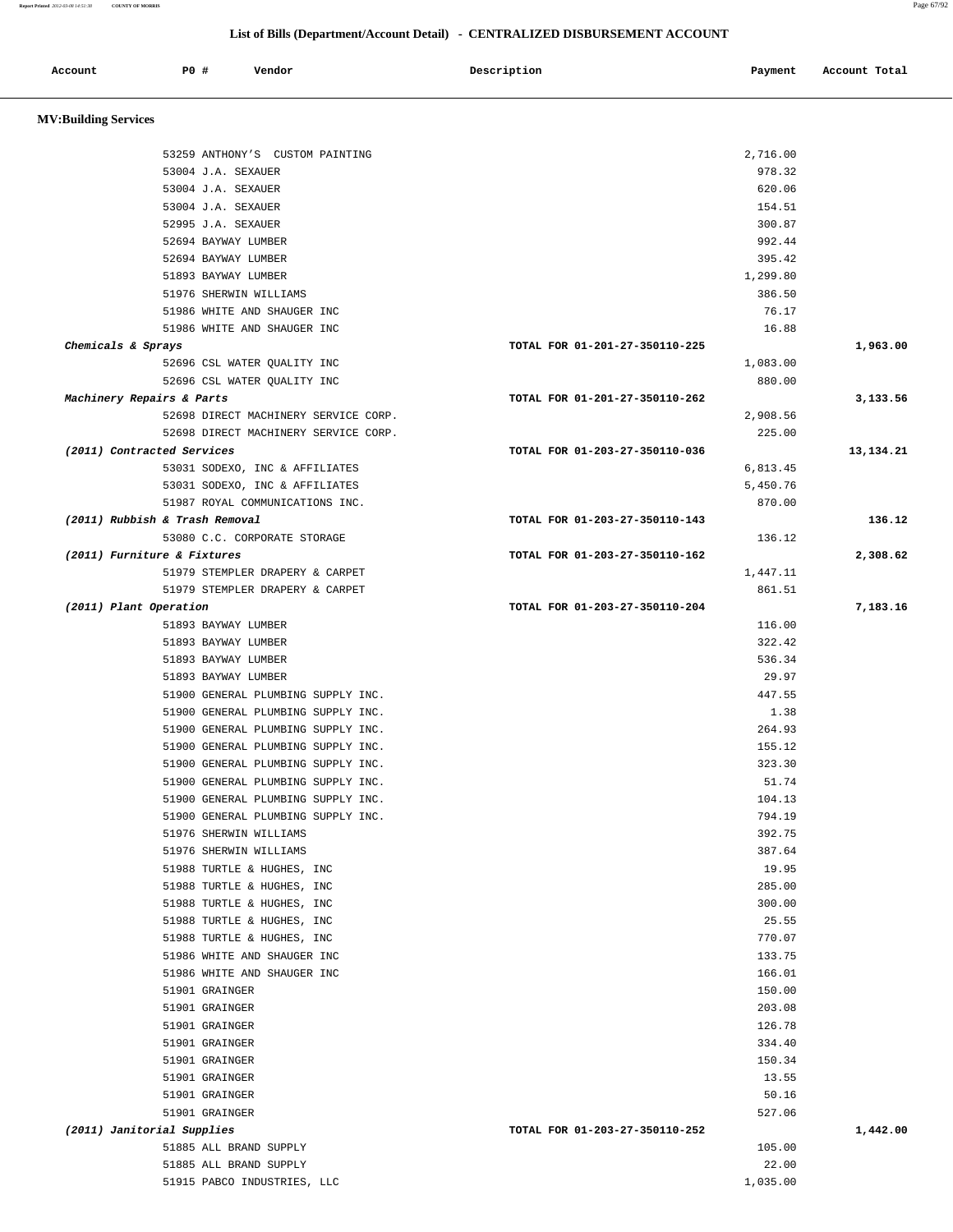## List of Bills (Department/Account Detail) - CENTRALIZED DISBURSEMENT ACCOUNT

| Account | PO # | Vendor | Description | Payment | Account Total |
|---|---|---|---|---|---|

**MV:Building Services**

| Account | PO # | Vendor | Description | Payment | Account Total |
|---|---|---|---|---|---|
| | 53259 | ANTHONY'S CUSTOM PAINTING | | 2,716.00 | |
| | 53004 | J.A. SEXAUER | | 978.32 | |
| | 53004 | J.A. SEXAUER | | 620.06 | |
| | 53004 | J.A. SEXAUER | | 154.51 | |
| | 52995 | J.A. SEXAUER | | 300.87 | |
| | 52694 | BAYWAY LUMBER | | 992.44 | |
| | 52694 | BAYWAY LUMBER | | 395.42 | |
| | 51893 | BAYWAY LUMBER | | 1,299.80 | |
| | 51976 | SHERWIN WILLIAMS | | 386.50 | |
| | 51986 | WHITE AND SHAUGER INC | | 76.17 | |
| | 51986 | WHITE AND SHAUGER INC | | 16.88 | |
| *Chemicals & Sprays* | | | TOTAL FOR 01-201-27-350110-225 | | 1,963.00 |
| | 52696 | CSL WATER QUALITY INC | | 1,083.00 | |
| | 52696 | CSL WATER QUALITY INC | | 880.00 | |
| *Machinery Repairs & Parts* | | | TOTAL FOR 01-201-27-350110-262 | | 3,133.56 |
| | 52698 | DIRECT MACHINERY SERVICE CORP. | | 2,908.56 | |
| | 52698 | DIRECT MACHINERY SERVICE CORP. | | 225.00 | |
| *(2011) Contracted Services* | | | TOTAL FOR 01-203-27-350110-036 | | 13,134.21 |
| | 53031 | SODEXO, INC & AFFILIATES | | 6,813.45 | |
| | 53031 | SODEXO, INC & AFFILIATES | | 5,450.76 | |
| | 51987 | ROYAL COMMUNICATIONS INC. | | 870.00 | |
| *(2011) Rubbish & Trash Removal* | | | TOTAL FOR 01-203-27-350110-143 | | 136.12 |
| | 53080 | C.C. CORPORATE STORAGE | | 136.12 | |
| *(2011) Furniture & Fixtures* | | | TOTAL FOR 01-203-27-350110-162 | | 2,308.62 |
| | 51979 | STEMPLER DRAPERY & CARPET | | 1,447.11 | |
| | 51979 | STEMPLER DRAPERY & CARPET | | 861.51 | |
| *(2011) Plant Operation* | | | TOTAL FOR 01-203-27-350110-204 | | 7,183.16 |
| | 51893 | BAYWAY LUMBER | | 116.00 | |
| | 51893 | BAYWAY LUMBER | | 322.42 | |
| | 51893 | BAYWAY LUMBER | | 536.34 | |
| | 51893 | BAYWAY LUMBER | | 29.97 | |
| | 51900 | GENERAL PLUMBING SUPPLY INC. | | 447.55 | |
| | 51900 | GENERAL PLUMBING SUPPLY INC. | | 1.38 | |
| | 51900 | GENERAL PLUMBING SUPPLY INC. | | 264.93 | |
| | 51900 | GENERAL PLUMBING SUPPLY INC. | | 155.12 | |
| | 51900 | GENERAL PLUMBING SUPPLY INC. | | 323.30 | |
| | 51900 | GENERAL PLUMBING SUPPLY INC. | | 51.74 | |
| | 51900 | GENERAL PLUMBING SUPPLY INC. | | 104.13 | |
| | 51900 | GENERAL PLUMBING SUPPLY INC. | | 794.19 | |
| | 51976 | SHERWIN WILLIAMS | | 392.75 | |
| | 51976 | SHERWIN WILLIAMS | | 387.64 | |
| | 51988 | TURTLE & HUGHES, INC | | 19.95 | |
| | 51988 | TURTLE & HUGHES, INC | | 285.00 | |
| | 51988 | TURTLE & HUGHES, INC | | 300.00 | |
| | 51988 | TURTLE & HUGHES, INC | | 25.55 | |
| | 51988 | TURTLE & HUGHES, INC | | 770.07 | |
| | 51986 | WHITE AND SHAUGER INC | | 133.75 | |
| | 51986 | WHITE AND SHAUGER INC | | 166.01 | |
| | 51901 | GRAINGER | | 150.00 | |
| | 51901 | GRAINGER | | 203.08 | |
| | 51901 | GRAINGER | | 126.78 | |
| | 51901 | GRAINGER | | 334.40 | |
| | 51901 | GRAINGER | | 150.34 | |
| | 51901 | GRAINGER | | 13.55 | |
| | 51901 | GRAINGER | | 50.16 | |
| | 51901 | GRAINGER | | 527.06 | |
| *(2011) Janitorial Supplies* | | | TOTAL FOR 01-203-27-350110-252 | | 1,442.00 |
| | 51885 | ALL BRAND SUPPLY | | 105.00 | |
| | 51885 | ALL BRAND SUPPLY | | 22.00 | |
| | 51915 | PABCO INDUSTRIES, LLC | | 1,035.00 | |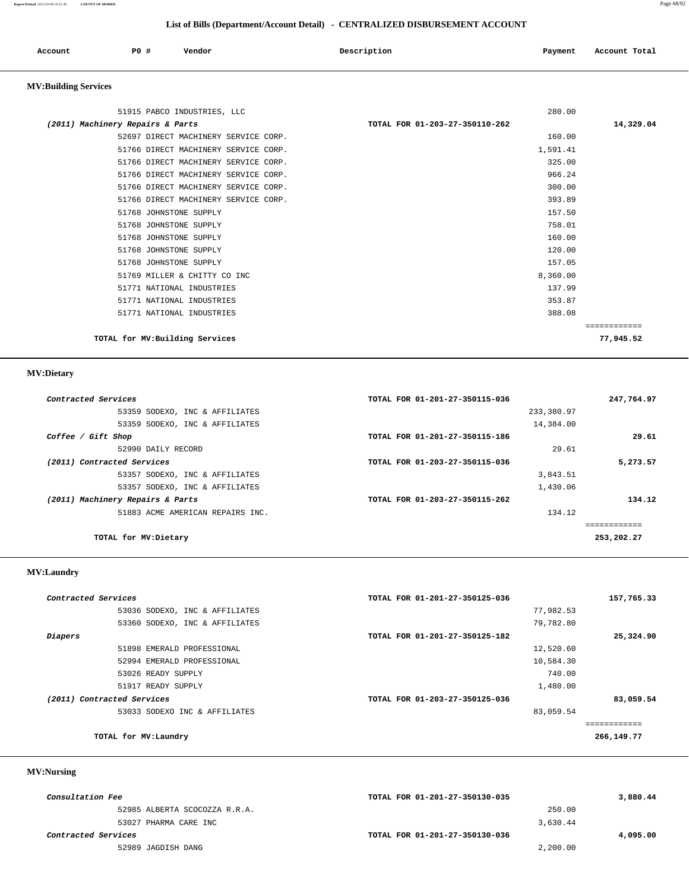## List of Bills (Department/Account Detail) - CENTRALIZED DISBURSEMENT ACCOUNT

| Account | PO # | Vendor | Description | Payment | Account Total |
|---|---|---|---|---|---|

### MV:Building Services

| Account | PO # | Vendor | Description | Payment | Account Total |
|---|---|---|---|---|---|
| | 51915 | PABCO INDUSTRIES, LLC | | 280.00 | |
| *(2011) Machinery Repairs & Parts* | | | TOTAL FOR 01-203-27-350110-262 | | 14,329.04 |
| | 52697 | DIRECT MACHINERY SERVICE CORP. | | 160.00 | |
| | 51766 | DIRECT MACHINERY SERVICE CORP. | | 1,591.41 | |
| | 51766 | DIRECT MACHINERY SERVICE CORP. | | 325.00 | |
| | 51766 | DIRECT MACHINERY SERVICE CORP. | | 966.24 | |
| | 51766 | DIRECT MACHINERY SERVICE CORP. | | 300.00 | |
| | 51766 | DIRECT MACHINERY SERVICE CORP. | | 393.89 | |
| | 51768 | JOHNSTONE SUPPLY | | 157.50 | |
| | 51768 | JOHNSTONE SUPPLY | | 758.01 | |
| | 51768 | JOHNSTONE SUPPLY | | 160.00 | |
| | 51768 | JOHNSTONE SUPPLY | | 120.00 | |
| | 51768 | JOHNSTONE SUPPLY | | 157.05 | |
| | 51769 | MILLER & CHITTY CO INC | | 8,360.00 | |
| | 51771 | NATIONAL INDUSTRIES | | 137.99 | |
| | 51771 | NATIONAL INDUSTRIES | | 353.87 | |
| | 51771 | NATIONAL INDUSTRIES | | 388.08 | |
| | | **TOTAL for MV:Building Services** | | | **77,945.52** |

### MV:Dietary

| Account | PO # | Vendor | Description | Payment | Account Total |
|---|---|---|---|---|---|
| *Contracted Services* | | | TOTAL FOR 01-201-27-350115-036 | | 247,764.97 |
| | 53359 | SODEXO, INC & AFFILIATES | | 233,380.97 | |
| | 53359 | SODEXO, INC & AFFILIATES | | 14,384.00 | |
| *Coffee / Gift Shop* | | | TOTAL FOR 01-201-27-350115-186 | | 29.61 |
| | 52990 | DAILY RECORD | | 29.61 | |
| *(2011) Contracted Services* | | | TOTAL FOR 01-203-27-350115-036 | | 5,273.57 |
| | 53357 | SODEXO, INC & AFFILIATES | | 3,843.51 | |
| | 53357 | SODEXO, INC & AFFILIATES | | 1,430.06 | |
| *(2011) Machinery Repairs & Parts* | | | TOTAL FOR 01-203-27-350115-262 | | 134.12 |
| | 51883 | ACME AMERICAN REPAIRS INC. | | 134.12 | |
| | | **TOTAL for MV:Dietary** | | | **253,202.27** |

### MV:Laundry

| Account | PO # | Vendor | Description | Payment | Account Total |
|---|---|---|---|---|---|
| *Contracted Services* | | | TOTAL FOR 01-201-27-350125-036 | | 157,765.33 |
| | 53036 | SODEXO, INC & AFFILIATES | | 77,982.53 | |
| | 53360 | SODEXO, INC & AFFILIATES | | 79,782.80 | |
| *Diapers* | | | TOTAL FOR 01-201-27-350125-182 | | 25,324.90 |
| | 51898 | EMERALD PROFESSIONAL | | 12,520.60 | |
| | 52994 | EMERALD PROFESSIONAL | | 10,584.30 | |
| | 53026 | READY SUPPLY | | 740.00 | |
| | 51917 | READY SUPPLY | | 1,480.00 | |
| *(2011) Contracted Services* | | | TOTAL FOR 01-203-27-350125-036 | | 83,059.54 |
| | 53033 | SODEXO INC & AFFILIATES | | 83,059.54 | |
| | | **TOTAL for MV:Laundry** | | | **266,149.77** |

### MV:Nursing

| Account | PO # | Vendor | Description | Payment | Account Total |
|---|---|---|---|---|---|
| *Consultation Fee* | | | TOTAL FOR 01-201-27-350130-035 | | 3,880.44 |
| | 52985 | ALBERTA SCOCOZZA R.R.A. | | 250.00 | |
| | 53027 | PHARMA CARE INC | | 3,630.44 | |
| *Contracted Services* | | | TOTAL FOR 01-201-27-350130-036 | | 4,095.00 |
| | 52989 | JAGDISH DANG | | 2,200.00 | |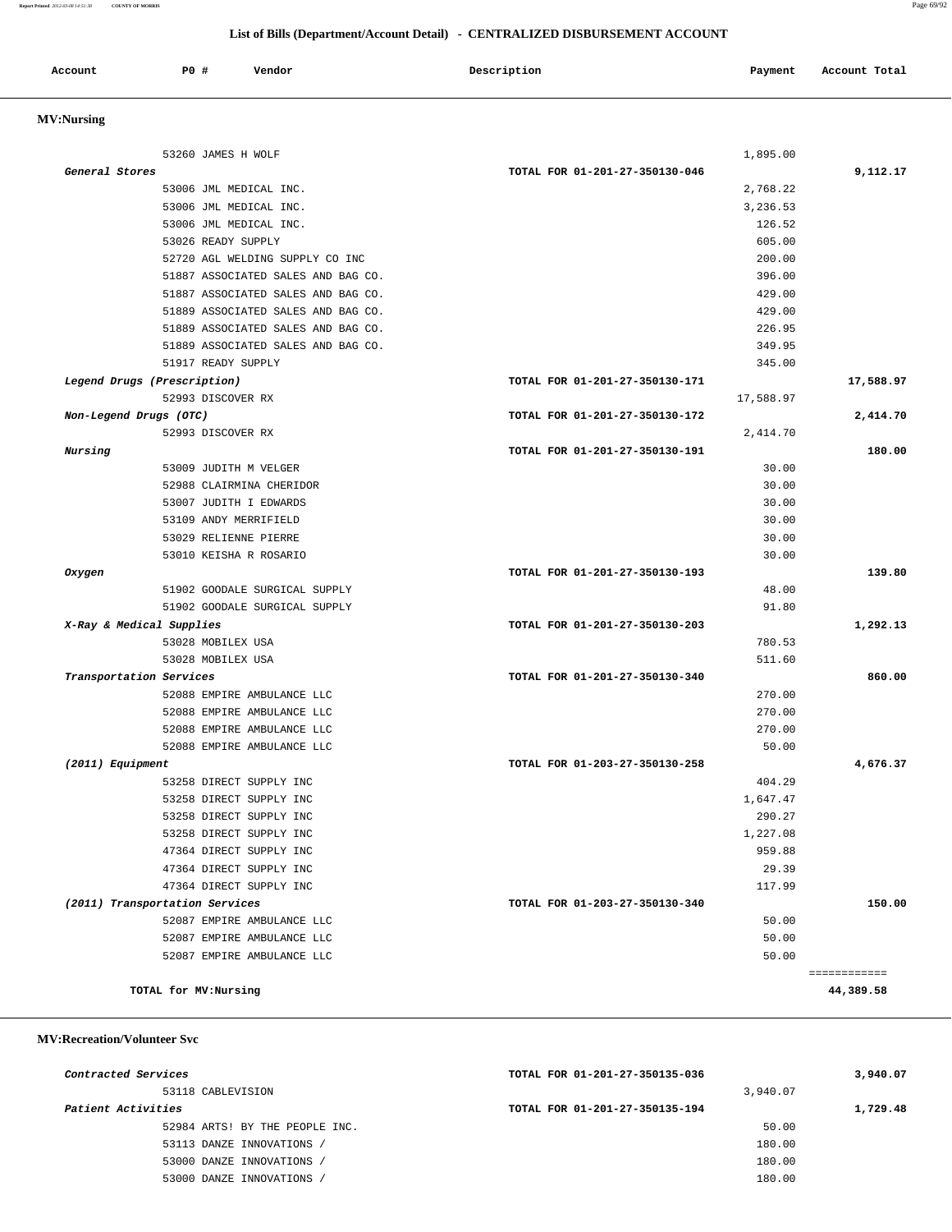## List of Bills (Department/Account Detail) - CENTRALIZED DISBURSEMENT ACCOUNT

| Account | PO # | Vendor | Description | Payment | Account Total |
|---|---|---|---|---|---|

### MV:Nursing

| Account | PO # | Vendor | Description | Payment | Account Total |
|---|---|---|---|---|---|
| | 53260 | JAMES H WOLF | | 1,895.00 | |
| *General Stores* | | | TOTAL FOR 01-201-27-350130-046 | | 9,112.17 |
| | 53006 | JML MEDICAL INC. | | 2,768.22 | |
| | 53006 | JML MEDICAL INC. | | 3,236.53 | |
| | 53006 | JML MEDICAL INC. | | 126.52 | |
| | 53026 | READY SUPPLY | | 605.00 | |
| | 52720 | AGL WELDING SUPPLY CO INC | | 200.00 | |
| | 51887 | ASSOCIATED SALES AND BAG CO. | | 396.00 | |
| | 51887 | ASSOCIATED SALES AND BAG CO. | | 429.00 | |
| | 51889 | ASSOCIATED SALES AND BAG CO. | | 429.00 | |
| | 51889 | ASSOCIATED SALES AND BAG CO. | | 226.95 | |
| | 51889 | ASSOCIATED SALES AND BAG CO. | | 349.95 | |
| | 51917 | READY SUPPLY | | 345.00 | |
| *Legend Drugs (Prescription)* | | | TOTAL FOR 01-201-27-350130-171 | | 17,588.97 |
| | 52993 | DISCOVER RX | | 17,588.97 | |
| *Non-Legend Drugs (OTC)* | | | TOTAL FOR 01-201-27-350130-172 | | 2,414.70 |
| | 52993 | DISCOVER RX | | 2,414.70 | |
| *Nursing* | | | TOTAL FOR 01-201-27-350130-191 | | 180.00 |
| | 53009 | JUDITH M VELGER | | 30.00 | |
| | 52988 | CLAIRMINA CHERIDOR | | 30.00 | |
| | 53007 | JUDITH I EDWARDS | | 30.00 | |
| | 53109 | ANDY MERRIFIELD | | 30.00 | |
| | 53029 | RELIENNE PIERRE | | 30.00 | |
| | 53010 | KEISHA R ROSARIO | | 30.00 | |
| *Oxygen* | | | TOTAL FOR 01-201-27-350130-193 | | 139.80 |
| | 51902 | GOODALE SURGICAL SUPPLY | | 48.00 | |
| | 51902 | GOODALE SURGICAL SUPPLY | | 91.80 | |
| *X-Ray & Medical Supplies* | | | TOTAL FOR 01-201-27-350130-203 | | 1,292.13 |
| | 53028 | MOBILEX USA | | 780.53 | |
| | 53028 | MOBILEX USA | | 511.60 | |
| *Transportation Services* | | | TOTAL FOR 01-201-27-350130-340 | | 860.00 |
| | 52088 | EMPIRE AMBULANCE LLC | | 270.00 | |
| | 52088 | EMPIRE AMBULANCE LLC | | 270.00 | |
| | 52088 | EMPIRE AMBULANCE LLC | | 270.00 | |
| | 52088 | EMPIRE AMBULANCE LLC | | 50.00 | |
| *(2011) Equipment* | | | TOTAL FOR 01-203-27-350130-258 | | 4,676.37 |
| | 53258 | DIRECT SUPPLY INC | | 404.29 | |
| | 53258 | DIRECT SUPPLY INC | | 1,647.47 | |
| | 53258 | DIRECT SUPPLY INC | | 290.27 | |
| | 53258 | DIRECT SUPPLY INC | | 1,227.08 | |
| | 47364 | DIRECT SUPPLY INC | | 959.88 | |
| | 47364 | DIRECT SUPPLY INC | | 29.39 | |
| | 47364 | DIRECT SUPPLY INC | | 117.99 | |
| *(2011) Transportation Services* | | | TOTAL FOR 01-203-27-350130-340 | | 150.00 |
| | 52087 | EMPIRE AMBULANCE LLC | | 50.00 | |
| | 52087 | EMPIRE AMBULANCE LLC | | 50.00 | |
| | 52087 | EMPIRE AMBULANCE LLC | | 50.00 | |
| | | | | | ============ |
| **TOTAL for MV:Nursing** | | | | | **44,389.58** |

### MV:Recreation/Volunteer Svc

| Account | PO # | Vendor | Description | Payment | Account Total |
|---|---|---|---|---|---|
| *Contracted Services* | | | TOTAL FOR 01-201-27-350135-036 | | 3,940.07 |
| | 53118 | CABLEVISION | | 3,940.07 | |
| *Patient Activities* | | | TOTAL FOR 01-201-27-350135-194 | | 1,729.48 |
| | 52984 | ARTS! BY THE PEOPLE INC. | | 50.00 | |
| | 53113 | DANZE INNOVATIONS / | | 180.00 | |
| | 53000 | DANZE INNOVATIONS / | | 180.00 | |
| | 53000 | DANZE INNOVATIONS / | | 180.00 | |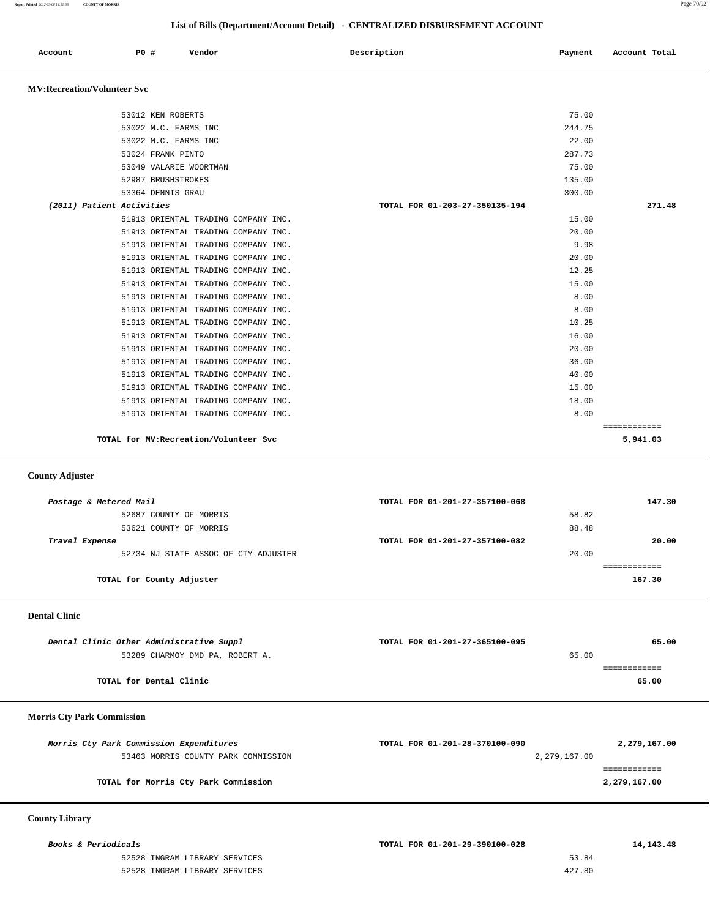## List of Bills (Department/Account Detail) - CENTRALIZED DISBURSEMENT ACCOUNT

| Account | PO # | Vendor | Description | Payment | Account Total |
|---|---|---|---|---|---|

### MV:Recreation/Volunteer Svc

| Account | PO # | Vendor | Description | Payment | Account Total |
|---|---|---|---|---|---|
| | 53012 | KEN ROBERTS | | 75.00 | |
| | 53022 | M.C. FARMS INC | | 244.75 | |
| | 53022 | M.C. FARMS INC | | 22.00 | |
| | 53024 | FRANK PINTO | | 287.73 | |
| | 53049 | VALARIE WOORTMAN | | 75.00 | |
| | 52987 | BRUSHSTROKES | | 135.00 | |
| | 53364 | DENNIS GRAU | | 300.00 | |
| *(2011) Patient Activities* | | | TOTAL FOR 01-203-27-350135-194 | | 271.48 |
| | 51913 | ORIENTAL TRADING COMPANY INC. | | 15.00 | |
| | 51913 | ORIENTAL TRADING COMPANY INC. | | 20.00 | |
| | 51913 | ORIENTAL TRADING COMPANY INC. | | 9.98 | |
| | 51913 | ORIENTAL TRADING COMPANY INC. | | 20.00 | |
| | 51913 | ORIENTAL TRADING COMPANY INC. | | 12.25 | |
| | 51913 | ORIENTAL TRADING COMPANY INC. | | 15.00 | |
| | 51913 | ORIENTAL TRADING COMPANY INC. | | 8.00 | |
| | 51913 | ORIENTAL TRADING COMPANY INC. | | 8.00 | |
| | 51913 | ORIENTAL TRADING COMPANY INC. | | 10.25 | |
| | 51913 | ORIENTAL TRADING COMPANY INC. | | 16.00 | |
| | 51913 | ORIENTAL TRADING COMPANY INC. | | 20.00 | |
| | 51913 | ORIENTAL TRADING COMPANY INC. | | 36.00 | |
| | 51913 | ORIENTAL TRADING COMPANY INC. | | 40.00 | |
| | 51913 | ORIENTAL TRADING COMPANY INC. | | 15.00 | |
| | 51913 | ORIENTAL TRADING COMPANY INC. | | 18.00 | |
| | 51913 | ORIENTAL TRADING COMPANY INC. | | 8.00 | |
| | | **TOTAL for MV:Recreation/Volunteer Svc** | | | **5,941.03** |

### County Adjuster

| Account | PO # | Vendor | Description | Payment | Account Total |
|---|---|---|---|---|---|
| *Postage & Metered Mail* | | | TOTAL FOR 01-201-27-357100-068 | | 147.30 |
| | 52687 | COUNTY OF MORRIS | | 58.82 | |
| | 53621 | COUNTY OF MORRIS | | 88.48 | |
| *Travel Expense* | | | TOTAL FOR 01-201-27-357100-082 | | 20.00 |
| | 52734 | NJ STATE ASSOC OF CTY ADJUSTER | | 20.00 | |
| | | **TOTAL for County Adjuster** | | | **167.30** |

### Dental Clinic

| Account | PO # | Vendor | Description | Payment | Account Total |
|---|---|---|---|---|---|
| *Dental Clinic Other Administrative Suppl* | | | TOTAL FOR 01-201-27-365100-095 | | 65.00 |
| | 53289 | CHARMOY DMD PA, ROBERT A. | | 65.00 | |
| | | **TOTAL for Dental Clinic** | | | **65.00** |

### Morris Cty Park Commission

| Account | PO # | Vendor | Description | Payment | Account Total |
|---|---|---|---|---|---|
| *Morris Cty Park Commission Expenditures* | | | TOTAL FOR 01-201-28-370100-090 | | 2,279,167.00 |
| | 53463 | MORRIS COUNTY PARK COMMISSION | | 2,279,167.00 | |
| | | **TOTAL for Morris Cty Park Commission** | | | **2,279,167.00** |

### County Library

| Account | PO # | Vendor | Description | Payment | Account Total |
|---|---|---|---|---|---|
| *Books & Periodicals* | | | TOTAL FOR 01-201-29-390100-028 | | 14,143.48 |
| | 52528 | INGRAM LIBRARY SERVICES | | 53.84 | |
| | 52528 | INGRAM LIBRARY SERVICES | | 427.80 | |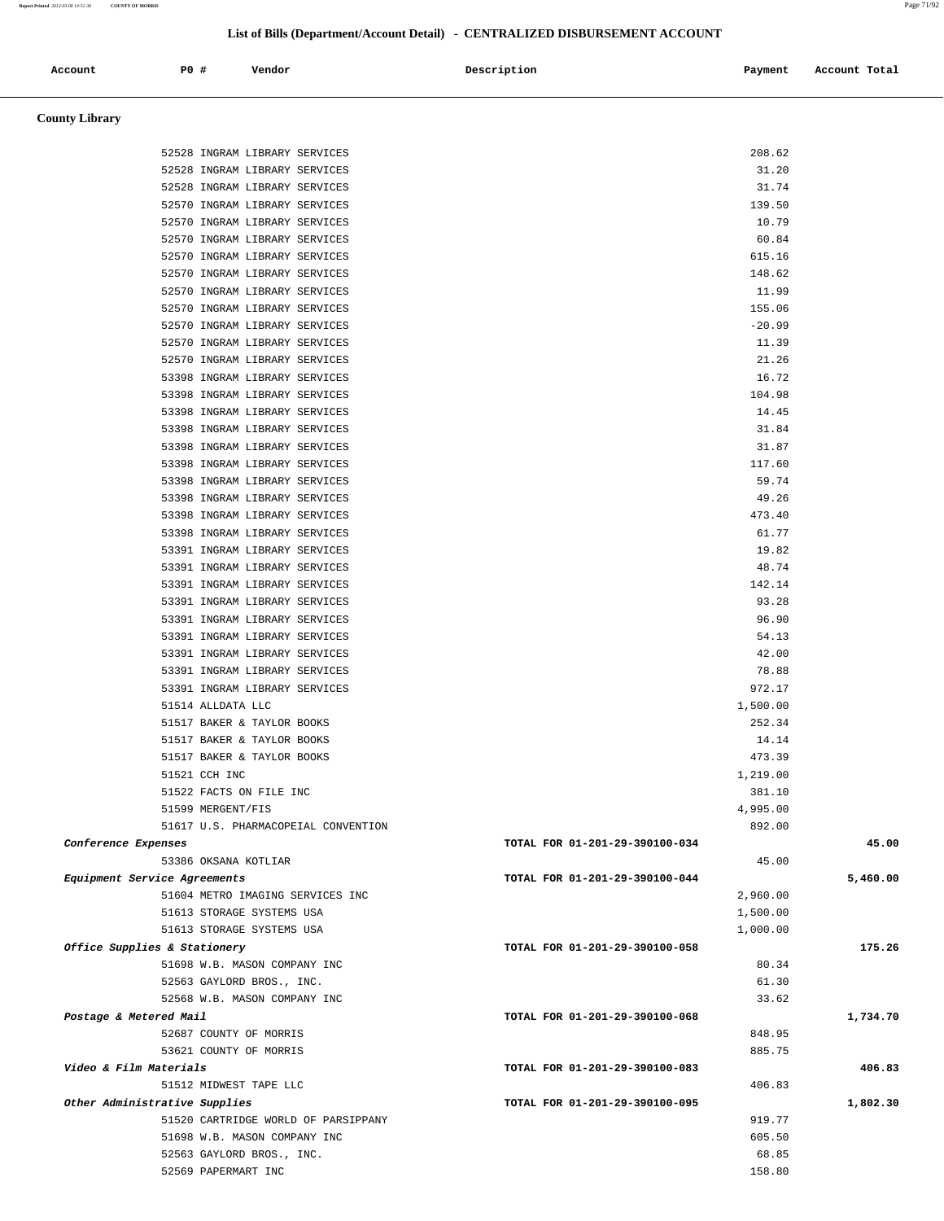## List of Bills (Department/Account Detail) - CENTRALIZED DISBURSEMENT ACCOUNT

| Account | PO # | Vendor | Description | Payment | Account Total |
|---|---|---|---|---|---|

**County Library**

| Account | PO # | Vendor | Description | Payment | Account Total |
|---|---|---|---|---|---|
| | 52528 | INGRAM LIBRARY SERVICES | | 208.62 | |
| | 52528 | INGRAM LIBRARY SERVICES | | 31.20 | |
| | 52528 | INGRAM LIBRARY SERVICES | | 31.74 | |
| | 52570 | INGRAM LIBRARY SERVICES | | 139.50 | |
| | 52570 | INGRAM LIBRARY SERVICES | | 10.79 | |
| | 52570 | INGRAM LIBRARY SERVICES | | 60.84 | |
| | 52570 | INGRAM LIBRARY SERVICES | | 615.16 | |
| | 52570 | INGRAM LIBRARY SERVICES | | 148.62 | |
| | 52570 | INGRAM LIBRARY SERVICES | | 11.99 | |
| | 52570 | INGRAM LIBRARY SERVICES | | 155.06 | |
| | 52570 | INGRAM LIBRARY SERVICES | | -20.99 | |
| | 52570 | INGRAM LIBRARY SERVICES | | 11.39 | |
| | 52570 | INGRAM LIBRARY SERVICES | | 21.26 | |
| | 53398 | INGRAM LIBRARY SERVICES | | 16.72 | |
| | 53398 | INGRAM LIBRARY SERVICES | | 104.98 | |
| | 53398 | INGRAM LIBRARY SERVICES | | 14.45 | |
| | 53398 | INGRAM LIBRARY SERVICES | | 31.84 | |
| | 53398 | INGRAM LIBRARY SERVICES | | 31.87 | |
| | 53398 | INGRAM LIBRARY SERVICES | | 117.60 | |
| | 53398 | INGRAM LIBRARY SERVICES | | 59.74 | |
| | 53398 | INGRAM LIBRARY SERVICES | | 49.26 | |
| | 53398 | INGRAM LIBRARY SERVICES | | 473.40 | |
| | 53398 | INGRAM LIBRARY SERVICES | | 61.77 | |
| | 53391 | INGRAM LIBRARY SERVICES | | 19.82 | |
| | 53391 | INGRAM LIBRARY SERVICES | | 48.74 | |
| | 53391 | INGRAM LIBRARY SERVICES | | 142.14 | |
| | 53391 | INGRAM LIBRARY SERVICES | | 93.28 | |
| | 53391 | INGRAM LIBRARY SERVICES | | 96.90 | |
| | 53391 | INGRAM LIBRARY SERVICES | | 54.13 | |
| | 53391 | INGRAM LIBRARY SERVICES | | 42.00 | |
| | 53391 | INGRAM LIBRARY SERVICES | | 78.88 | |
| | 53391 | INGRAM LIBRARY SERVICES | | 972.17 | |
| | 51514 | ALLDATA LLC | | 1,500.00 | |
| | 51517 | BAKER & TAYLOR BOOKS | | 252.34 | |
| | 51517 | BAKER & TAYLOR BOOKS | | 14.14 | |
| | 51517 | BAKER & TAYLOR BOOKS | | 473.39 | |
| | 51521 | CCH INC | | 1,219.00 | |
| | 51522 | FACTS ON FILE INC | | 381.10 | |
| | 51599 | MERGENT/FIS | | 4,995.00 | |
| | 51617 | U.S. PHARMACOPEIAL CONVENTION | | 892.00 | |
| *Conference Expenses* | | | TOTAL FOR 01-201-29-390100-034 | | 45.00 |
| | 53386 | OKSANA KOTLIAR | | 45.00 | |
| *Equipment Service Agreements* | | | TOTAL FOR 01-201-29-390100-044 | | 5,460.00 |
| | 51604 | METRO IMAGING SERVICES INC | | 2,960.00 | |
| | 51613 | STORAGE SYSTEMS USA | | 1,500.00 | |
| | 51613 | STORAGE SYSTEMS USA | | 1,000.00 | |
| *Office Supplies & Stationery* | | | TOTAL FOR 01-201-29-390100-058 | | 175.26 |
| | 51698 | W.B. MASON COMPANY INC | | 80.34 | |
| | 52563 | GAYLORD BROS., INC. | | 61.30 | |
| | 52568 | W.B. MASON COMPANY INC | | 33.62 | |
| *Postage & Metered Mail* | | | TOTAL FOR 01-201-29-390100-068 | | 1,734.70 |
| | 52687 | COUNTY OF MORRIS | | 848.95 | |
| | 53621 | COUNTY OF MORRIS | | 885.75 | |
| *Video & Film Materials* | | | TOTAL FOR 01-201-29-390100-083 | | 406.83 |
| | 51512 | MIDWEST TAPE LLC | | 406.83 | |
| *Other Administrative Supplies* | | | TOTAL FOR 01-201-29-390100-095 | | 1,802.30 |
| | 51520 | CARTRIDGE WORLD OF PARSIPPANY | | 919.77 | |
| | 51698 | W.B. MASON COMPANY INC | | 605.50 | |
| | 52563 | GAYLORD BROS., INC. | | 68.85 | |
| | 52569 | PAPERMART INC | | 158.80 | |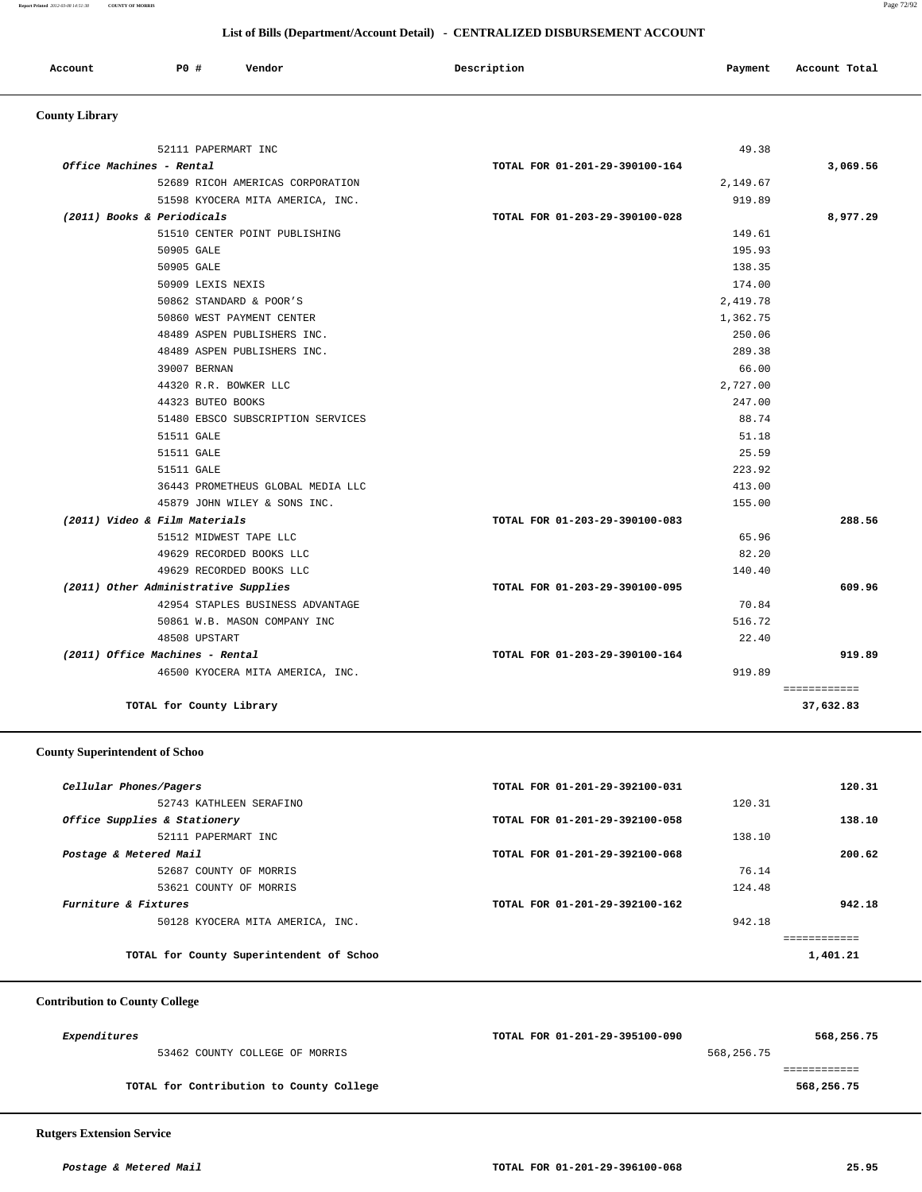## List of Bills (Department/Account Detail) - CENTRALIZED DISBURSEMENT ACCOUNT

| Account | PO # | Vendor | Description | Payment | Account Total |
|---|---|---|---|---|---|

### County Library

| Account | PO # | Vendor | Description | Payment | Account Total |
|---|---|---|---|---|---|
| | 52111 | PAPERMART INC | | 49.38 | |
| *Office Machines - Rental* | | | TOTAL FOR 01-201-29-390100-164 | | 3,069.56 |
| | 52689 | RICOH AMERICAS CORPORATION | | 2,149.67 | |
| | 51598 | KYOCERA MITA AMERICA, INC. | | 919.89 | |
| *(2011) Books & Periodicals* | | | TOTAL FOR 01-203-29-390100-028 | | 8,977.29 |
| | 51510 | CENTER POINT PUBLISHING | | 149.61 | |
| | 50905 | GALE | | 195.93 | |
| | 50905 | GALE | | 138.35 | |
| | 50909 | LEXIS NEXIS | | 174.00 | |
| | 50862 | STANDARD & POOR'S | | 2,419.78 | |
| | 50860 | WEST PAYMENT CENTER | | 1,362.75 | |
| | 48489 | ASPEN PUBLISHERS INC. | | 250.06 | |
| | 48489 | ASPEN PUBLISHERS INC. | | 289.38 | |
| | 39007 | BERNAN | | 66.00 | |
| | 44320 | R.R. BOWKER LLC | | 2,727.00 | |
| | 44323 | BUTEO BOOKS | | 247.00 | |
| | 51480 | EBSCO SUBSCRIPTION SERVICES | | 88.74 | |
| | 51511 | GALE | | 51.18 | |
| | 51511 | GALE | | 25.59 | |
| | 51511 | GALE | | 223.92 | |
| | 36443 | PROMETHEUS GLOBAL MEDIA LLC | | 413.00 | |
| | 45879 | JOHN WILEY & SONS INC. | | 155.00 | |
| *(2011) Video & Film Materials* | | | TOTAL FOR 01-203-29-390100-083 | | 288.56 |
| | 51512 | MIDWEST TAPE LLC | | 65.96 | |
| | 49629 | RECORDED BOOKS LLC | | 82.20 | |
| | 49629 | RECORDED BOOKS LLC | | 140.40 | |
| *(2011) Other Administrative Supplies* | | | TOTAL FOR 01-203-29-390100-095 | | 609.96 |
| | 42954 | STAPLES BUSINESS ADVANTAGE | | 70.84 | |
| | 50861 | W.B. MASON COMPANY INC | | 516.72 | |
| | 48508 | UPSTART | | 22.40 | |
| *(2011) Office Machines - Rental* | | | TOTAL FOR 01-203-29-390100-164 | | 919.89 |
| | 46500 | KYOCERA MITA AMERICA, INC. | | 919.89 | |
| | | | | | ============ |
| | | TOTAL for County Library | | | 37,632.83 |

### County Superintendent of Schoo

| Account | PO # | Vendor | Description | Payment | Account Total |
|---|---|---|---|---|---|
| *Cellular Phones/Pagers* | | | TOTAL FOR 01-201-29-392100-031 | | 120.31 |
| | 52743 | KATHLEEN SERAFINO | | 120.31 | |
| *Office Supplies & Stationery* | | | TOTAL FOR 01-201-29-392100-058 | | 138.10 |
| | 52111 | PAPERMART INC | | 138.10 | |
| *Postage & Metered Mail* | | | TOTAL FOR 01-201-29-392100-068 | | 200.62 |
| | 52687 | COUNTY OF MORRIS | | 76.14 | |
| | 53621 | COUNTY OF MORRIS | | 124.48 | |
| *Furniture & Fixtures* | | | TOTAL FOR 01-201-29-392100-162 | | 942.18 |
| | 50128 | KYOCERA MITA AMERICA, INC. | | 942.18 | |
| | | | | | ============ |
| | | TOTAL for County Superintendent of Schoo | | | 1,401.21 |

### Contribution to County College

| Account | PO # | Vendor | Description | Payment | Account Total |
|---|---|---|---|---|---|
| *Expenditures* | | | TOTAL FOR 01-201-29-395100-090 | | 568,256.75 |
| | 53462 | COUNTY COLLEGE OF MORRIS | | 568,256.75 | |
| | | | | | ============ |
| | | TOTAL for Contribution to County College | | | 568,256.75 |

### Rutgers Extension Service

| Account | PO # | Vendor | Description | Payment | Account Total |
|---|---|---|---|---|---|
| *Postage & Metered Mail* | | | TOTAL FOR 01-201-29-396100-068 | | 25.95 |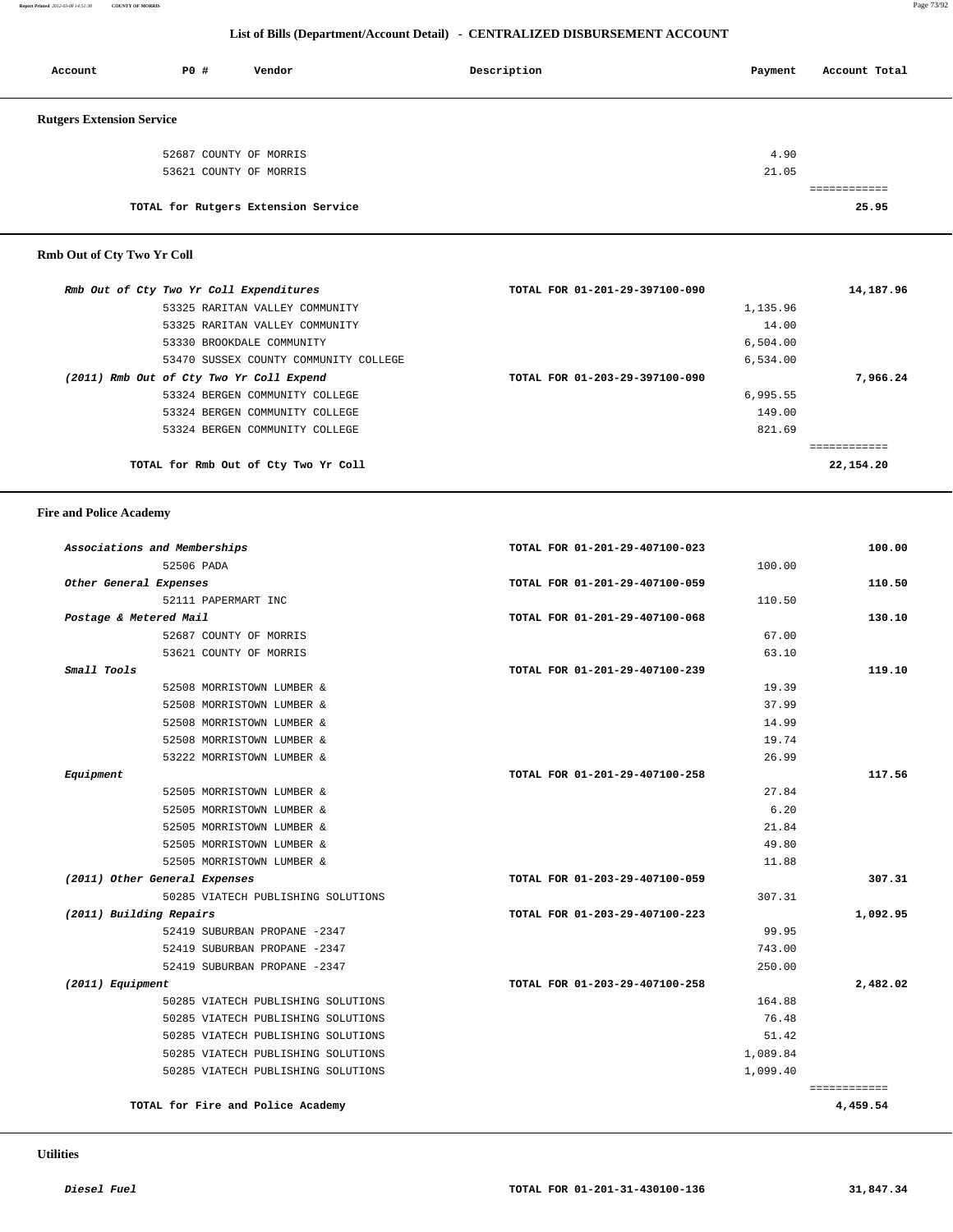## List of Bills (Department/Account Detail) - CENTRALIZED DISBURSEMENT ACCOUNT

| Account | PO # | Vendor | Description | Payment | Account Total |
|---|---|---|---|---|---|

### Rutgers Extension Service

| Account | PO # | Vendor | Description | Payment | Account Total |
|---|---|---|---|---|---|
| | 52687 | COUNTY OF MORRIS | | 4.90 | |
| | 53621 | COUNTY OF MORRIS | | 21.05 | |
| | | TOTAL for Rutgers Extension Service | | | 25.95 |

### Rmb Out of Cty Two Yr Coll

| Account | PO # | Vendor | Description | Payment | Account Total |
|---|---|---|---|---|---|
| *Rmb Out of Cty Two Yr Coll Expenditures* | | | TOTAL FOR 01-201-29-397100-090 | | 14,187.96 |
| | 53325 | RARITAN VALLEY COMMUNITY | | 1,135.96 | |
| | 53325 | RARITAN VALLEY COMMUNITY | | 14.00 | |
| | 53330 | BROOKDALE COMMUNITY | | 6,504.00 | |
| | 53470 | SUSSEX COUNTY COMMUNITY COLLEGE | | 6,534.00 | |
| *(2011) Rmb Out of Cty Two Yr Coll Expend* | | | TOTAL FOR 01-203-29-397100-090 | | 7,966.24 |
| | 53324 | BERGEN COMMUNITY COLLEGE | | 6,995.55 | |
| | 53324 | BERGEN COMMUNITY COLLEGE | | 149.00 | |
| | 53324 | BERGEN COMMUNITY COLLEGE | | 821.69 | |
| | | TOTAL for Rmb Out of Cty Two Yr Coll | | | 22,154.20 |

### Fire and Police Academy

| Account | PO # | Vendor | Description | Payment | Account Total |
|---|---|---|---|---|---|
| *Associations and Memberships* | | | TOTAL FOR 01-201-29-407100-023 | | 100.00 |
| | 52506 | PADA | | 100.00 | |
| *Other General Expenses* | | | TOTAL FOR 01-201-29-407100-059 | | 110.50 |
| | 52111 | PAPERMART INC | | 110.50 | |
| *Postage & Metered Mail* | | | TOTAL FOR 01-201-29-407100-068 | | 130.10 |
| | 52687 | COUNTY OF MORRIS | | 67.00 | |
| | 53621 | COUNTY OF MORRIS | | 63.10 | |
| *Small Tools* | | | TOTAL FOR 01-201-29-407100-239 | | 119.10 |
| | 52508 | MORRISTOWN LUMBER & | | 19.39 | |
| | 52508 | MORRISTOWN LUMBER & | | 37.99 | |
| | 52508 | MORRISTOWN LUMBER & | | 14.99 | |
| | 52508 | MORRISTOWN LUMBER & | | 19.74 | |
| | 53222 | MORRISTOWN LUMBER & | | 26.99 | |
| *Equipment* | | | TOTAL FOR 01-201-29-407100-258 | | 117.56 |
| | 52505 | MORRISTOWN LUMBER & | | 27.84 | |
| | 52505 | MORRISTOWN LUMBER & | | 6.20 | |
| | 52505 | MORRISTOWN LUMBER & | | 21.84 | |
| | 52505 | MORRISTOWN LUMBER & | | 49.80 | |
| | 52505 | MORRISTOWN LUMBER & | | 11.88 | |
| *(2011) Other General Expenses* | | | TOTAL FOR 01-203-29-407100-059 | | 307.31 |
| | 50285 | VIATECH PUBLISHING SOLUTIONS | | 307.31 | |
| *(2011) Building Repairs* | | | TOTAL FOR 01-203-29-407100-223 | | 1,092.95 |
| | 52419 | SUBURBAN PROPANE -2347 | | 99.95 | |
| | 52419 | SUBURBAN PROPANE -2347 | | 743.00 | |
| | 52419 | SUBURBAN PROPANE -2347 | | 250.00 | |
| *(2011) Equipment* | | | TOTAL FOR 01-203-29-407100-258 | | 2,482.02 |
| | 50285 | VIATECH PUBLISHING SOLUTIONS | | 164.88 | |
| | 50285 | VIATECH PUBLISHING SOLUTIONS | | 76.48 | |
| | 50285 | VIATECH PUBLISHING SOLUTIONS | | 51.42 | |
| | 50285 | VIATECH PUBLISHING SOLUTIONS | | 1,089.84 | |
| | 50285 | VIATECH PUBLISHING SOLUTIONS | | 1,099.40 | |
| | | TOTAL for Fire and Police Academy | | | 4,459.54 |

### Utilities

| Account | PO # | Vendor | Description | Payment | Account Total |
|---|---|---|---|---|---|
| *Diesel Fuel* | | | TOTAL FOR 01-201-31-430100-136 | | 31,847.34 |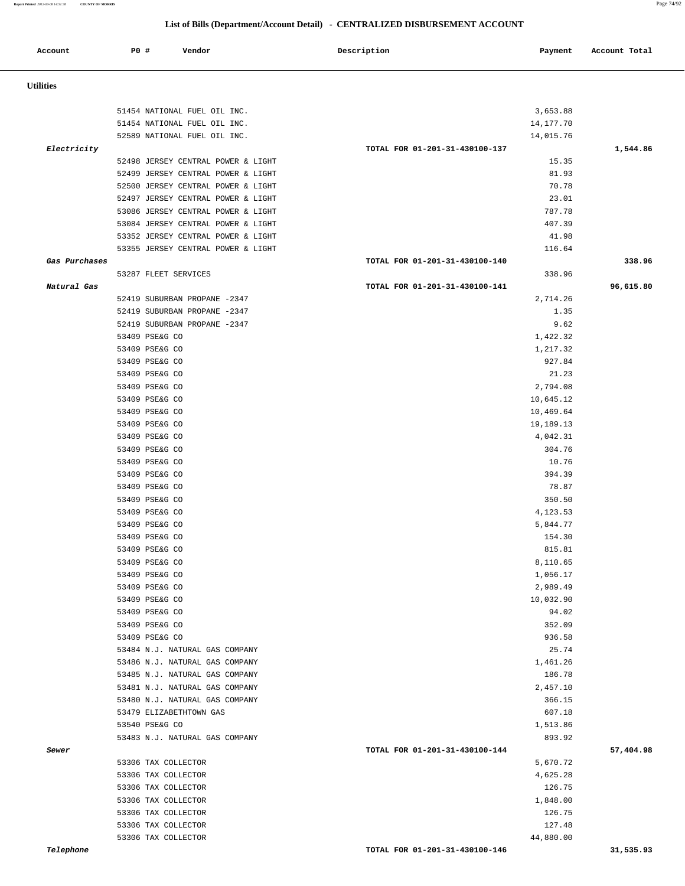# List of Bills (Department/Account Detail) - CENTRALIZED DISBURSEMENT ACCOUNT

| Account | PO # | Vendor | Description | Payment | Account Total |
|---|---|---|---|---|---|
| **Utilities** | | | | | |
| | 51454 | NATIONAL FUEL OIL INC. | | 3,653.88 | |
| | 51454 | NATIONAL FUEL OIL INC. | | 14,177.70 | |
| | 52589 | NATIONAL FUEL OIL INC. | | 14,015.76 | |
| *Electricity* | | | TOTAL FOR 01-201-31-430100-137 | | 1,544.86 |
| | 52498 | JERSEY CENTRAL POWER & LIGHT | | 15.35 | |
| | 52499 | JERSEY CENTRAL POWER & LIGHT | | 81.93 | |
| | 52500 | JERSEY CENTRAL POWER & LIGHT | | 70.78 | |
| | 52497 | JERSEY CENTRAL POWER & LIGHT | | 23.01 | |
| | 53086 | JERSEY CENTRAL POWER & LIGHT | | 787.78 | |
| | 53084 | JERSEY CENTRAL POWER & LIGHT | | 407.39 | |
| | 53352 | JERSEY CENTRAL POWER & LIGHT | | 41.98 | |
| | 53355 | JERSEY CENTRAL POWER & LIGHT | | 116.64 | |
| *Gas Purchases* | | | TOTAL FOR 01-201-31-430100-140 | | 338.96 |
| | 53287 | FLEET SERVICES | | 338.96 | |
| *Natural Gas* | | | TOTAL FOR 01-201-31-430100-141 | | 96,615.80 |
| | 52419 | SUBURBAN PROPANE -2347 | | 2,714.26 | |
| | 52419 | SUBURBAN PROPANE -2347 | | 1.35 | |
| | 52419 | SUBURBAN PROPANE -2347 | | 9.62 | |
| | 53409 | PSE&G CO | | 1,422.32 | |
| | 53409 | PSE&G CO | | 1,217.32 | |
| | 53409 | PSE&G CO | | 927.84 | |
| | 53409 | PSE&G CO | | 21.23 | |
| | 53409 | PSE&G CO | | 2,794.08 | |
| | 53409 | PSE&G CO | | 10,645.12 | |
| | 53409 | PSE&G CO | | 10,469.64 | |
| | 53409 | PSE&G CO | | 19,189.13 | |
| | 53409 | PSE&G CO | | 4,042.31 | |
| | 53409 | PSE&G CO | | 304.76 | |
| | 53409 | PSE&G CO | | 10.76 | |
| | 53409 | PSE&G CO | | 394.39 | |
| | 53409 | PSE&G CO | | 78.87 | |
| | 53409 | PSE&G CO | | 350.50 | |
| | 53409 | PSE&G CO | | 4,123.53 | |
| | 53409 | PSE&G CO | | 5,844.77 | |
| | 53409 | PSE&G CO | | 154.30 | |
| | 53409 | PSE&G CO | | 815.81 | |
| | 53409 | PSE&G CO | | 8,110.65 | |
| | 53409 | PSE&G CO | | 1,056.17 | |
| | 53409 | PSE&G CO | | 2,989.49 | |
| | 53409 | PSE&G CO | | 10,032.90 | |
| | 53409 | PSE&G CO | | 94.02 | |
| | 53409 | PSE&G CO | | 352.09 | |
| | 53409 | PSE&G CO | | 936.58 | |
| | 53484 | N.J. NATURAL GAS COMPANY | | 25.74 | |
| | 53486 | N.J. NATURAL GAS COMPANY | | 1,461.26 | |
| | 53485 | N.J. NATURAL GAS COMPANY | | 186.78 | |
| | 53481 | N.J. NATURAL GAS COMPANY | | 2,457.10 | |
| | 53480 | N.J. NATURAL GAS COMPANY | | 366.15 | |
| | 53479 | ELIZABETHTOWN GAS | | 607.18 | |
| | 53540 | PSE&G CO | | 1,513.86 | |
| | 53483 | N.J. NATURAL GAS COMPANY | | 893.92 | |
| *Sewer* | | | TOTAL FOR 01-201-31-430100-144 | | 57,404.98 |
| | 53306 | TAX COLLECTOR | | 5,670.72 | |
| | 53306 | TAX COLLECTOR | | 4,625.28 | |
| | 53306 | TAX COLLECTOR | | 126.75 | |
| | 53306 | TAX COLLECTOR | | 1,848.00 | |
| | 53306 | TAX COLLECTOR | | 126.75 | |
| | 53306 | TAX COLLECTOR | | 127.48 | |
| | 53306 | TAX COLLECTOR | | 44,880.00 | |
| *Telephone* | | | TOTAL FOR 01-201-31-430100-146 | | 31,535.93 |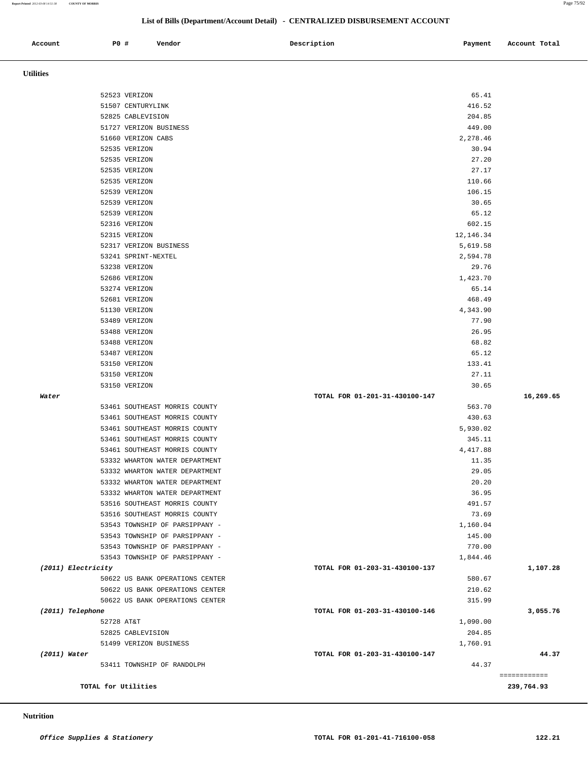## List of Bills (Department/Account Detail) - CENTRALIZED DISBURSEMENT ACCOUNT

| Account | PO # | Vendor | Description | Payment | Account Total |
|---|---|---|---|---|---|
| **Utilities** | | | | | |
| | 52523 | VERIZON | | 65.41 | |
| | 51507 | CENTURYLINK | | 416.52 | |
| | 52825 | CABLEVISION | | 204.85 | |
| | 51727 | VERIZON BUSINESS | | 449.00 | |
| | 51660 | VERIZON CABS | | 2,278.46 | |
| | 52535 | VERIZON | | 30.94 | |
| | 52535 | VERIZON | | 27.20 | |
| | 52535 | VERIZON | | 27.17 | |
| | 52535 | VERIZON | | 110.66 | |
| | 52539 | VERIZON | | 106.15 | |
| | 52539 | VERIZON | | 30.65 | |
| | 52539 | VERIZON | | 65.12 | |
| | 52316 | VERIZON | | 602.15 | |
| | 52315 | VERIZON | | 12,146.34 | |
| | 52317 | VERIZON BUSINESS | | 5,619.58 | |
| | 53241 | SPRINT-NEXTEL | | 2,594.78 | |
| | 53238 | VERIZON | | 29.76 | |
| | 52686 | VERIZON | | 1,423.70 | |
| | 53274 | VERIZON | | 65.14 | |
| | 52681 | VERIZON | | 468.49 | |
| | 51130 | VERIZON | | 4,343.90 | |
| | 53489 | VERIZON | | 77.90 | |
| | 53488 | VERIZON | | 26.95 | |
| | 53488 | VERIZON | | 68.82 | |
| | 53487 | VERIZON | | 65.12 | |
| | 53150 | VERIZON | | 133.41 | |
| | 53150 | VERIZON | | 27.11 | |
| | 53150 | VERIZON | | 30.65 | |
| *Water* | | | TOTAL FOR 01-201-31-430100-147 | | 16,269.65 |
| | 53461 | SOUTHEAST MORRIS COUNTY | | 563.70 | |
| | 53461 | SOUTHEAST MORRIS COUNTY | | 430.63 | |
| | 53461 | SOUTHEAST MORRIS COUNTY | | 5,930.02 | |
| | 53461 | SOUTHEAST MORRIS COUNTY | | 345.11 | |
| | 53461 | SOUTHEAST MORRIS COUNTY | | 4,417.88 | |
| | 53332 | WHARTON WATER DEPARTMENT | | 11.35 | |
| | 53332 | WHARTON WATER DEPARTMENT | | 29.05 | |
| | 53332 | WHARTON WATER DEPARTMENT | | 20.20 | |
| | 53332 | WHARTON WATER DEPARTMENT | | 36.95 | |
| | 53516 | SOUTHEAST MORRIS COUNTY | | 491.57 | |
| | 53516 | SOUTHEAST MORRIS COUNTY | | 73.69 | |
| | 53543 | TOWNSHIP OF PARSIPPANY - | | 1,160.04 | |
| | 53543 | TOWNSHIP OF PARSIPPANY - | | 145.00 | |
| | 53543 | TOWNSHIP OF PARSIPPANY - | | 770.00 | |
| | 53543 | TOWNSHIP OF PARSIPPANY - | | 1,844.46 | |
| *(2011) Electricity* | | | TOTAL FOR 01-203-31-430100-137 | | 1,107.28 |
| | 50622 | US BANK OPERATIONS CENTER | | 580.67 | |
| | 50622 | US BANK OPERATIONS CENTER | | 210.62 | |
| | 50622 | US BANK OPERATIONS CENTER | | 315.99 | |
| *(2011) Telephone* | | | TOTAL FOR 01-203-31-430100-146 | | 3,055.76 |
| | 52728 | AT&T | | 1,090.00 | |
| | 52825 | CABLEVISION | | 204.85 | |
| | 51499 | VERIZON BUSINESS | | 1,760.91 | |
| *(2011) Water* | | | TOTAL FOR 01-203-31-430100-147 | | 44.37 |
| | 53411 | TOWNSHIP OF RANDOLPH | | 44.37 | |
| | | | | | ============ |
| **TOTAL for Utilities** | | | | | **239,764.93** |

| Account | PO # | Vendor | Description | Payment | Account Total |
|---|---|---|---|---|---|
| **Nutrition** | | | | | |
| *Office Supplies & Stationery* | | | TOTAL FOR 01-201-41-716100-058 | | 122.21 |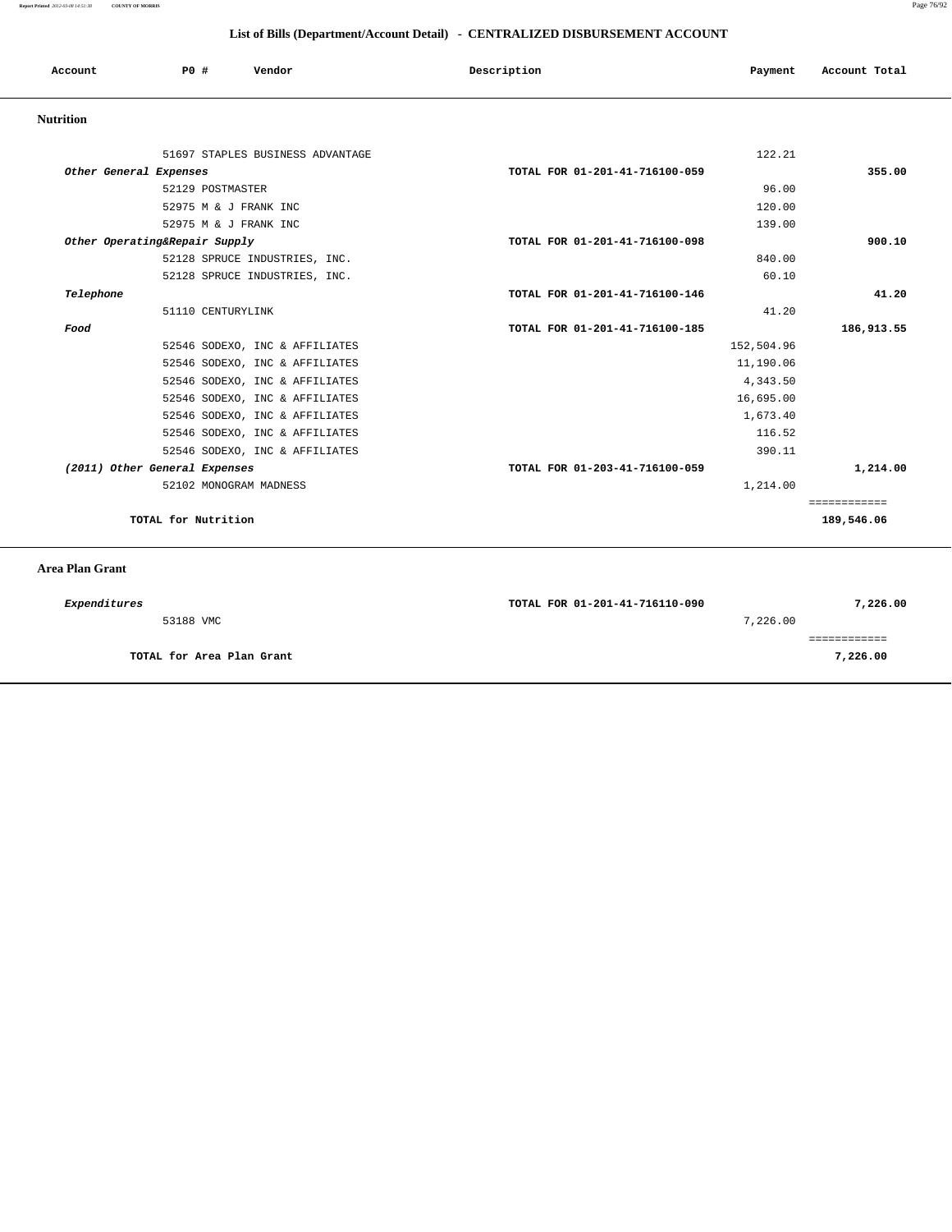## List of Bills (Department/Account Detail) - CENTRALIZED DISBURSEMENT ACCOUNT

| Account | PO # | Vendor | Description | Payment | Account Total |
|---|---|---|---|---|---|

### Nutrition

| Account | PO # | Vendor | Description | Payment | Account Total |
|---|---|---|---|---|---|
| | 51697 | STAPLES BUSINESS ADVANTAGE | | 122.21 | |
| *Other General Expenses* | | | TOTAL FOR 01-201-41-716100-059 | | **355.00** |
| | 52129 | POSTMASTER | | 96.00 | |
| | 52975 | M & J FRANK INC | | 120.00 | |
| | 52975 | M & J FRANK INC | | 139.00 | |
| *Other Operating&Repair Supply* | | | TOTAL FOR 01-201-41-716100-098 | | **900.10** |
| | 52128 | SPRUCE INDUSTRIES, INC. | | 840.00 | |
| | 52128 | SPRUCE INDUSTRIES, INC. | | 60.10 | |
| *Telephone* | | | TOTAL FOR 01-201-41-716100-146 | | **41.20** |
| | 51110 | CENTURYLINK | | 41.20 | |
| *Food* | | | TOTAL FOR 01-201-41-716100-185 | | **186,913.55** |
| | 52546 | SODEXO, INC & AFFILIATES | | 152,504.96 | |
| | 52546 | SODEXO, INC & AFFILIATES | | 11,190.06 | |
| | 52546 | SODEXO, INC & AFFILIATES | | 4,343.50 | |
| | 52546 | SODEXO, INC & AFFILIATES | | 16,695.00 | |
| | 52546 | SODEXO, INC & AFFILIATES | | 1,673.40 | |
| | 52546 | SODEXO, INC & AFFILIATES | | 116.52 | |
| | 52546 | SODEXO, INC & AFFILIATES | | 390.11 | |
| *(2011) Other General Expenses* | | | TOTAL FOR 01-203-41-716100-059 | | **1,214.00** |
| | 52102 | MONOGRAM MADNESS | | 1,214.00 | |
| | | | | | ============ |
| | **TOTAL for Nutrition** | | | | **189,546.06** |

### Area Plan Grant

| Account | PO # | Vendor | Description | Payment | Account Total |
|---|---|---|---|---|---|
| *Expenditures* | | | TOTAL FOR 01-201-41-716110-090 | | **7,226.00** |
| | 53188 | VMC | | 7,226.00 | |
| | | | | | ============ |
| | **TOTAL for Area Plan Grant** | | | | **7,226.00** |